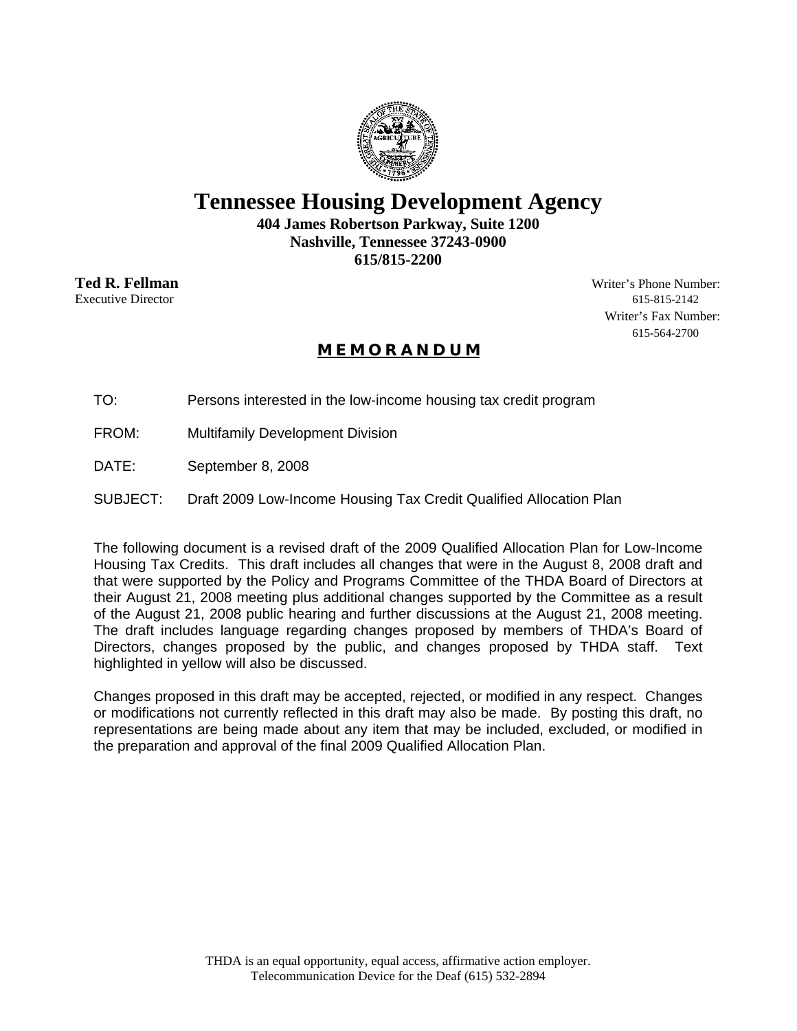# Tennessee Housing Development Agency

**404 James Robertson Parkway, Suite 1200**
**Nashville, Tennessee 37243-0900**
**615/815-2200**

**Ted R. Fellman**
Executive Director

Writer's Phone Number:
615-815-2142
Writer's Fax Number:
615-564-2700

## MEMORANDUM

TO: Persons interested in the low-income housing tax credit program

FROM: Multifamily Development Division

DATE: September 8, 2008

SUBJECT: Draft 2009 Low-Income Housing Tax Credit Qualified Allocation Plan

The following document is a revised draft of the 2009 Qualified Allocation Plan for Low-Income Housing Tax Credits. This draft includes all changes that were in the August 8, 2008 draft and that were supported by the Policy and Programs Committee of the THDA Board of Directors at their August 21, 2008 meeting plus additional changes supported by the Committee as a result of the August 21, 2008 public hearing and further discussions at the August 21, 2008 meeting. The draft includes language regarding changes proposed by members of THDA's Board of Directors, changes proposed by the public, and changes proposed by THDA staff. Text highlighted in yellow will also be discussed.

Changes proposed in this draft may be accepted, rejected, or modified in any respect. Changes or modifications not currently reflected in this draft may also be made. By posting this draft, no representations are being made about any item that may be included, excluded, or modified in the preparation and approval of the final 2009 Qualified Allocation Plan.

THDA is an equal opportunity, equal access, affirmative action employer.
Telecommunication Device for the Deaf (615) 532-2894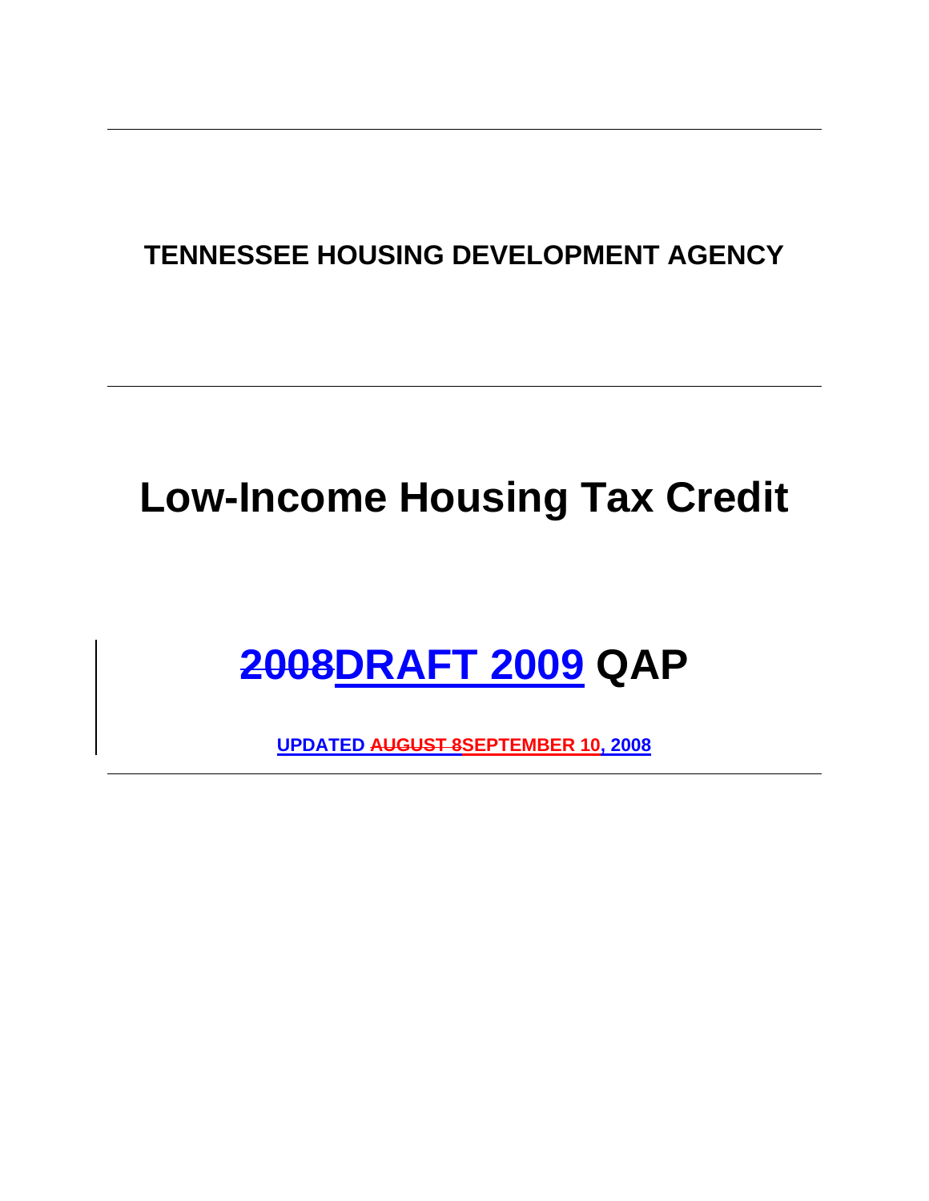# TENNESSEE HOUSING DEVELOPMENT AGENCY

# Low-Income Housing Tax Credit

# ~~2008~~DRAFT 2009 QAP

**UPDATED ~~AUGUST 8~~SEPTEMBER 10, 2008**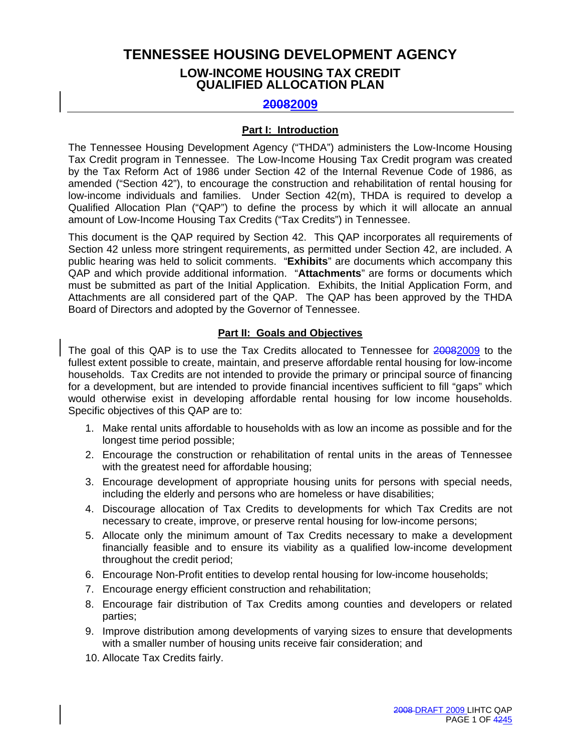# TENNESSEE HOUSING DEVELOPMENT AGENCY

## LOW-INCOME HOUSING TAX CREDIT QUALIFIED ALLOCATION PLAN

## ~~2008~~2009

### Part I: Introduction

The Tennessee Housing Development Agency ("THDA") administers the Low-Income Housing Tax Credit program in Tennessee. The Low-Income Housing Tax Credit program was created by the Tax Reform Act of 1986 under Section 42 of the Internal Revenue Code of 1986, as amended ("Section 42"), to encourage the construction and rehabilitation of rental housing for low-income individuals and families. Under Section 42(m), THDA is required to develop a Qualified Allocation Plan ("QAP") to define the process by which it will allocate an annual amount of Low-Income Housing Tax Credits ("Tax Credits") in Tennessee.

This document is the QAP required by Section 42. This QAP incorporates all requirements of Section 42 unless more stringent requirements, as permitted under Section 42, are included. A public hearing was held to solicit comments. "**Exhibits**" are documents which accompany this QAP and which provide additional information. "**Attachments**" are forms or documents which must be submitted as part of the Initial Application. Exhibits, the Initial Application Form, and Attachments are all considered part of the QAP. The QAP has been approved by the THDA Board of Directors and adopted by the Governor of Tennessee.

### Part II: Goals and Objectives

The goal of this QAP is to use the Tax Credits allocated to Tennessee for ~~2008~~2009 to the fullest extent possible to create, maintain, and preserve affordable rental housing for low-income households. Tax Credits are not intended to provide the primary or principal source of financing for a development, but are intended to provide financial incentives sufficient to fill "gaps" which would otherwise exist in developing affordable rental housing for low income households. Specific objectives of this QAP are to:

1. Make rental units affordable to households with as low an income as possible and for the longest time period possible;
2. Encourage the construction or rehabilitation of rental units in the areas of Tennessee with the greatest need for affordable housing;
3. Encourage development of appropriate housing units for persons with special needs, including the elderly and persons who are homeless or have disabilities;
4. Discourage allocation of Tax Credits to developments for which Tax Credits are not necessary to create, improve, or preserve rental housing for low-income persons;
5. Allocate only the minimum amount of Tax Credits necessary to make a development financially feasible and to ensure its viability as a qualified low-income development throughout the credit period;
6. Encourage Non-Profit entities to develop rental housing for low-income households;
7. Encourage energy efficient construction and rehabilitation;
8. Encourage fair distribution of Tax Credits among counties and developers or related parties;
9. Improve distribution among developments of varying sizes to ensure that developments with a smaller number of housing units receive fair consideration; and
10. Allocate Tax Credits fairly.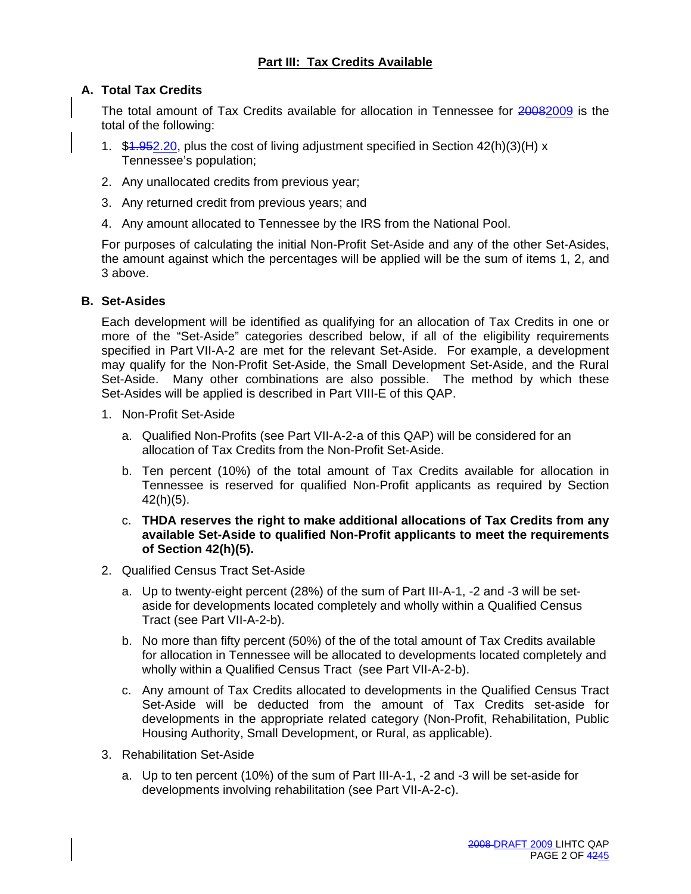## Part III: Tax Credits Available

### A. Total Tax Credits

The total amount of Tax Credits available for allocation in Tennessee for ~~2008~~2009 is the total of the following:

1. $~~1.95~~2.20, plus the cost of living adjustment specified in Section 42(h)(3)(H) x Tennessee's population;
2. Any unallocated credits from previous year;
3. Any returned credit from previous years; and
4. Any amount allocated to Tennessee by the IRS from the National Pool.

For purposes of calculating the initial Non-Profit Set-Aside and any of the other Set-Asides, the amount against which the percentages will be applied will be the sum of items 1, 2, and 3 above.

### B. Set-Asides

Each development will be identified as qualifying for an allocation of Tax Credits in one or more of the "Set-Aside" categories described below, if all of the eligibility requirements specified in Part VII-A-2 are met for the relevant Set-Aside. For example, a development may qualify for the Non-Profit Set-Aside, the Small Development Set-Aside, and the Rural Set-Aside. Many other combinations are also possible. The method by which these Set-Asides will be applied is described in Part VIII-E of this QAP.

1. Non-Profit Set-Aside
   a. Qualified Non-Profits (see Part VII-A-2-a of this QAP) will be considered for an allocation of Tax Credits from the Non-Profit Set-Aside.
   b. Ten percent (10%) of the total amount of Tax Credits available for allocation in Tennessee is reserved for qualified Non-Profit applicants as required by Section 42(h)(5).
   c. **THDA reserves the right to make additional allocations of Tax Credits from any available Set-Aside to qualified Non-Profit applicants to meet the requirements of Section 42(h)(5).**
2. Qualified Census Tract Set-Aside
   a. Up to twenty-eight percent (28%) of the sum of Part III-A-1, -2 and -3 will be set-aside for developments located completely and wholly within a Qualified Census Tract (see Part VII-A-2-b).
   b. No more than fifty percent (50%) of the of the total amount of Tax Credits available for allocation in Tennessee will be allocated to developments located completely and wholly within a Qualified Census Tract (see Part VII-A-2-b).
   c. Any amount of Tax Credits allocated to developments in the Qualified Census Tract Set-Aside will be deducted from the amount of Tax Credits set-aside for developments in the appropriate related category (Non-Profit, Rehabilitation, Public Housing Authority, Small Development, or Rural, as applicable).
3. Rehabilitation Set-Aside
   a. Up to ten percent (10%) of the sum of Part III-A-1, -2 and -3 will be set-aside for developments involving rehabilitation (see Part VII-A-2-c).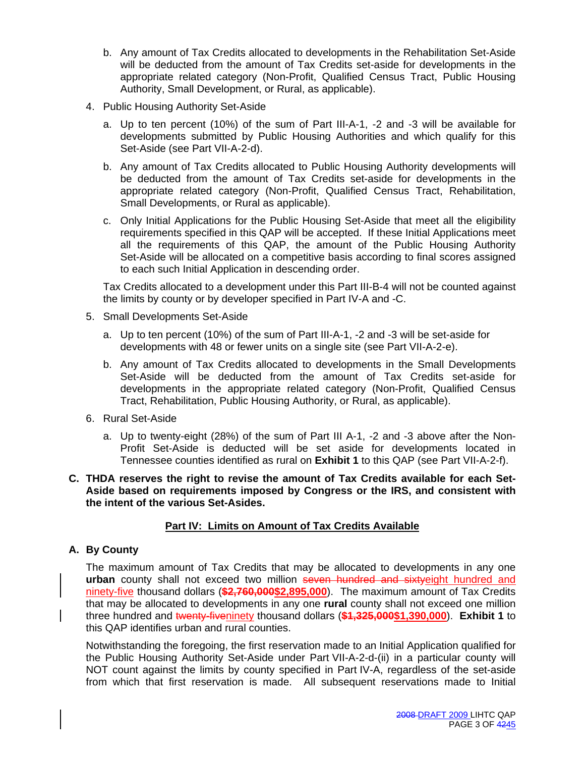b. Any amount of Tax Credits allocated to developments in the Rehabilitation Set-Aside will be deducted from the amount of Tax Credits set-aside for developments in the appropriate related category (Non-Profit, Qualified Census Tract, Public Housing Authority, Small Development, or Rural, as applicable).

4. Public Housing Authority Set-Aside

   a. Up to ten percent (10%) of the sum of Part III-A-1, -2 and -3 will be available for developments submitted by Public Housing Authorities and which qualify for this Set-Aside (see Part VII-A-2-d).

   b. Any amount of Tax Credits allocated to Public Housing Authority developments will be deducted from the amount of Tax Credits set-aside for developments in the appropriate related category (Non-Profit, Qualified Census Tract, Rehabilitation, Small Developments, or Rural as applicable).

   c. Only Initial Applications for the Public Housing Set-Aside that meet all the eligibility requirements specified in this QAP will be accepted. If these Initial Applications meet all the requirements of this QAP, the amount of the Public Housing Authority Set-Aside will be allocated on a competitive basis according to final scores assigned to each such Initial Application in descending order.

   Tax Credits allocated to a development under this Part III-B-4 will not be counted against the limits by county or by developer specified in Part IV-A and -C.

5. Small Developments Set-Aside

   a. Up to ten percent (10%) of the sum of Part III-A-1, -2 and -3 will be set-aside for developments with 48 or fewer units on a single site (see Part VII-A-2-e).

   b. Any amount of Tax Credits allocated to developments in the Small Developments Set-Aside will be deducted from the amount of Tax Credits set-aside for developments in the appropriate related category (Non-Profit, Qualified Census Tract, Rehabilitation, Public Housing Authority, or Rural, as applicable).

6. Rural Set-Aside

   a. Up to twenty-eight (28%) of the sum of Part III A-1, -2 and -3 above after the Non-Profit Set-Aside is deducted will be set aside for developments located in Tennessee counties identified as rural on **Exhibit 1** to this QAP (see Part VII-A-2-f).

**C. THDA reserves the right to revise the amount of Tax Credits available for each Set-Aside based on requirements imposed by Congress or the IRS, and consistent with the intent of the various Set-Asides.**

## Part IV: Limits on Amount of Tax Credits Available

### A. By County

The maximum amount of Tax Credits that may be allocated to developments in any one **urban** county shall not exceed two million ~~seven hundred and sixty~~eight hundred and ninety-five thousand dollars (**~~$2,760,000~~$2,895,000**). The maximum amount of Tax Credits that may be allocated to developments in any one **rural** county shall not exceed one million three hundred and ~~twenty-five~~ninety thousand dollars (**~~$1,325,000~~$1,390,000**). **Exhibit 1** to this QAP identifies urban and rural counties.

Notwithstanding the foregoing, the first reservation made to an Initial Application qualified for the Public Housing Authority Set-Aside under Part VII-A-2-d-(ii) in a particular county will NOT count against the limits by county specified in Part IV-A, regardless of the set-aside from which that first reservation is made. All subsequent reservations made to Initial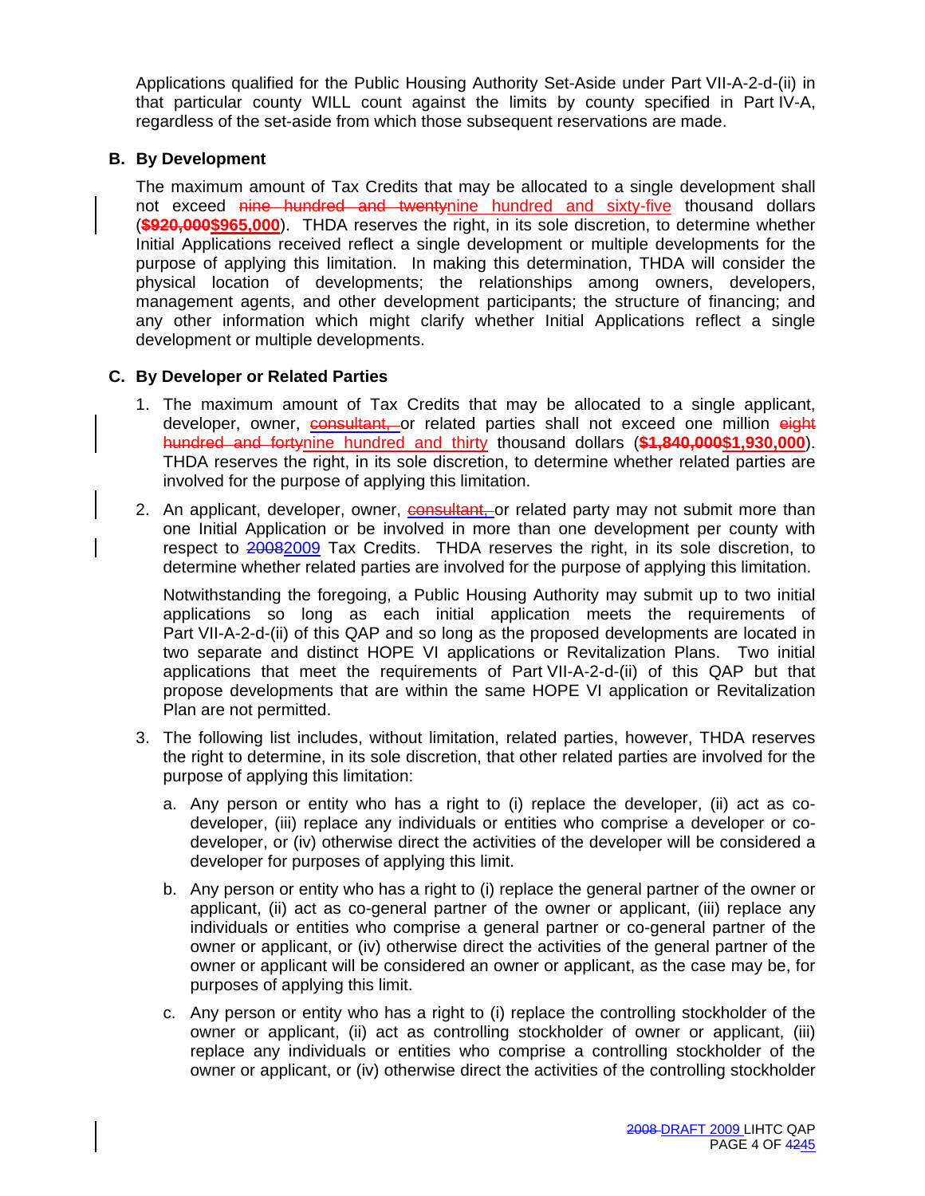Applications qualified for the Public Housing Authority Set-Aside under Part VII-A-2-d-(ii) in that particular county WILL count against the limits by county specified in Part IV-A, regardless of the set-aside from which those subsequent reservations are made.

**B. By Development**

The maximum amount of Tax Credits that may be allocated to a single development shall not exceed ~~nine hundred and twenty~~nine hundred and sixty-five thousand dollars (**~~$920,000~~$965,000**). THDA reserves the right, in its sole discretion, to determine whether Initial Applications received reflect a single development or multiple developments for the purpose of applying this limitation. In making this determination, THDA will consider the physical location of developments; the relationships among owners, developers, management agents, and other development participants; the structure of financing; and any other information which might clarify whether Initial Applications reflect a single development or multiple developments.

**C. By Developer or Related Parties**

1. The maximum amount of Tax Credits that may be allocated to a single applicant, developer, owner, ~~consultant,~~ or related parties shall not exceed one million ~~eight hundred and forty~~nine hundred and thirty thousand dollars (**~~$1,840,000~~$1,930,000**). THDA reserves the right, in its sole discretion, to determine whether related parties are involved for the purpose of applying this limitation.

2. An applicant, developer, owner, ~~consultant,~~ or related party may not submit more than one Initial Application or be involved in more than one development per county with respect to ~~2008~~2009 Tax Credits. THDA reserves the right, in its sole discretion, to determine whether related parties are involved for the purpose of applying this limitation.

   Notwithstanding the foregoing, a Public Housing Authority may submit up to two initial applications so long as each initial application meets the requirements of Part VII-A-2-d-(ii) of this QAP and so long as the proposed developments are located in two separate and distinct HOPE VI applications or Revitalization Plans. Two initial applications that meet the requirements of Part VII-A-2-d-(ii) of this QAP but that propose developments that are within the same HOPE VI application or Revitalization Plan are not permitted.

3. The following list includes, without limitation, related parties, however, THDA reserves the right to determine, in its sole discretion, that other related parties are involved for the purpose of applying this limitation:

   a. Any person or entity who has a right to (i) replace the developer, (ii) act as co-developer, (iii) replace any individuals or entities who comprise a developer or co-developer, or (iv) otherwise direct the activities of the developer will be considered a developer for purposes of applying this limit.

   b. Any person or entity who has a right to (i) replace the general partner of the owner or applicant, (ii) act as co-general partner of the owner or applicant, (iii) replace any individuals or entities who comprise a general partner or co-general partner of the owner or applicant, or (iv) otherwise direct the activities of the general partner of the owner or applicant will be considered an owner or applicant, as the case may be, for purposes of applying this limit.

   c. Any person or entity who has a right to (i) replace the controlling stockholder of the owner or applicant, (ii) act as controlling stockholder of owner or applicant, (iii) replace any individuals or entities who comprise a controlling stockholder of the owner or applicant, or (iv) otherwise direct the activities of the controlling stockholder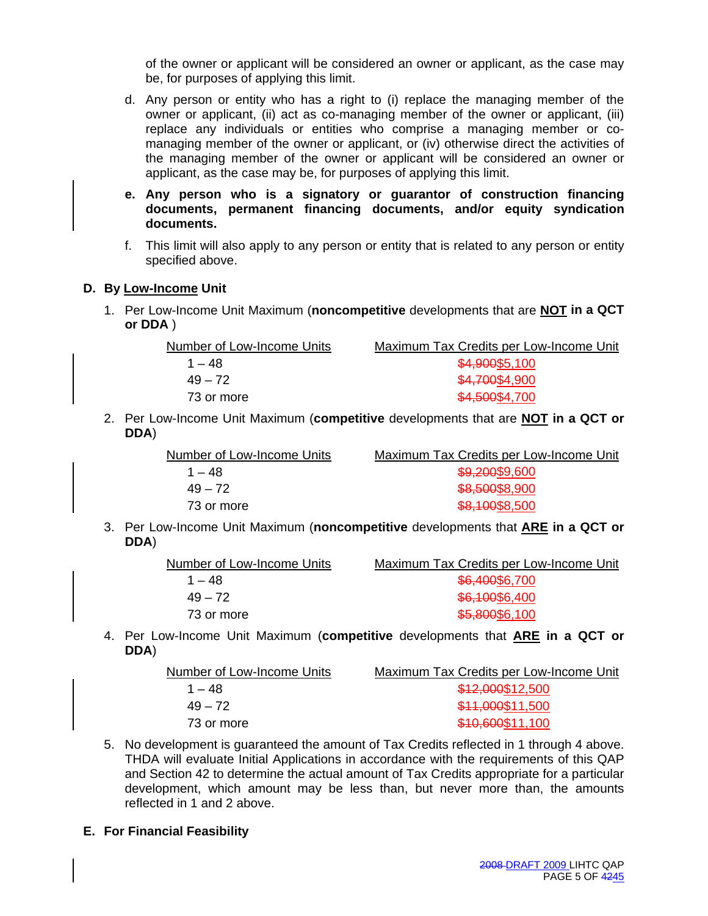of the owner or applicant will be considered an owner or applicant, as the case may be, for purposes of applying this limit.

d. Any person or entity who has a right to (i) replace the managing member of the owner or applicant, (ii) act as co-managing member of the owner or applicant, (iii) replace any individuals or entities who comprise a managing member or co-managing member of the owner or applicant, or (iv) otherwise direct the activities of the managing member of the owner or applicant will be considered an owner or applicant, as the case may be, for purposes of applying this limit.

**e. Any person who is a signatory or guarantor of construction financing documents, permanent financing documents, and/or equity syndication documents.**

f. This limit will also apply to any person or entity that is related to any person or entity specified above.

### D. By Low-Income Unit

1. Per Low-Income Unit Maximum (**noncompetitive** developments that are **NOT in a QCT or DDA** )

| Number of Low-Income Units | Maximum Tax Credits per Low-Income Unit |
|---|---|
| 1 – 48 | ~~$4,900~~$5,100 |
| 49 – 72 | ~~$4,700~~$4,900 |
| 73 or more | ~~$4,500~~$4,700 |

2. Per Low-Income Unit Maximum (**competitive** developments that are **NOT in a QCT or DDA**)

| Number of Low-Income Units | Maximum Tax Credits per Low-Income Unit |
|---|---|
| 1 – 48 | ~~$9,200~~$9,600 |
| 49 – 72 | ~~$8,500~~$8,900 |
| 73 or more | ~~$8,100~~$8,500 |

3. Per Low-Income Unit Maximum (**noncompetitive** developments that **ARE in a QCT or DDA**)

| Number of Low-Income Units | Maximum Tax Credits per Low-Income Unit |
|---|---|
| 1 – 48 | ~~$6,400~~$6,700 |
| 49 – 72 | ~~$6,100~~$6,400 |
| 73 or more | ~~$5,800~~$6,100 |

4. Per Low-Income Unit Maximum (**competitive** developments that **ARE in a QCT or DDA**)

| Number of Low-Income Units | Maximum Tax Credits per Low-Income Unit |
|---|---|
| 1 – 48 | ~~$12,000~~$12,500 |
| 49 – 72 | ~~$11,000~~$11,500 |
| 73 or more | ~~$10,600~~$11,100 |

5. No development is guaranteed the amount of Tax Credits reflected in 1 through 4 above. THDA will evaluate Initial Applications in accordance with the requirements of this QAP and Section 42 to determine the actual amount of Tax Credits appropriate for a particular development, which amount may be less than, but never more than, the amounts reflected in 1 and 2 above.

### E. For Financial Feasibility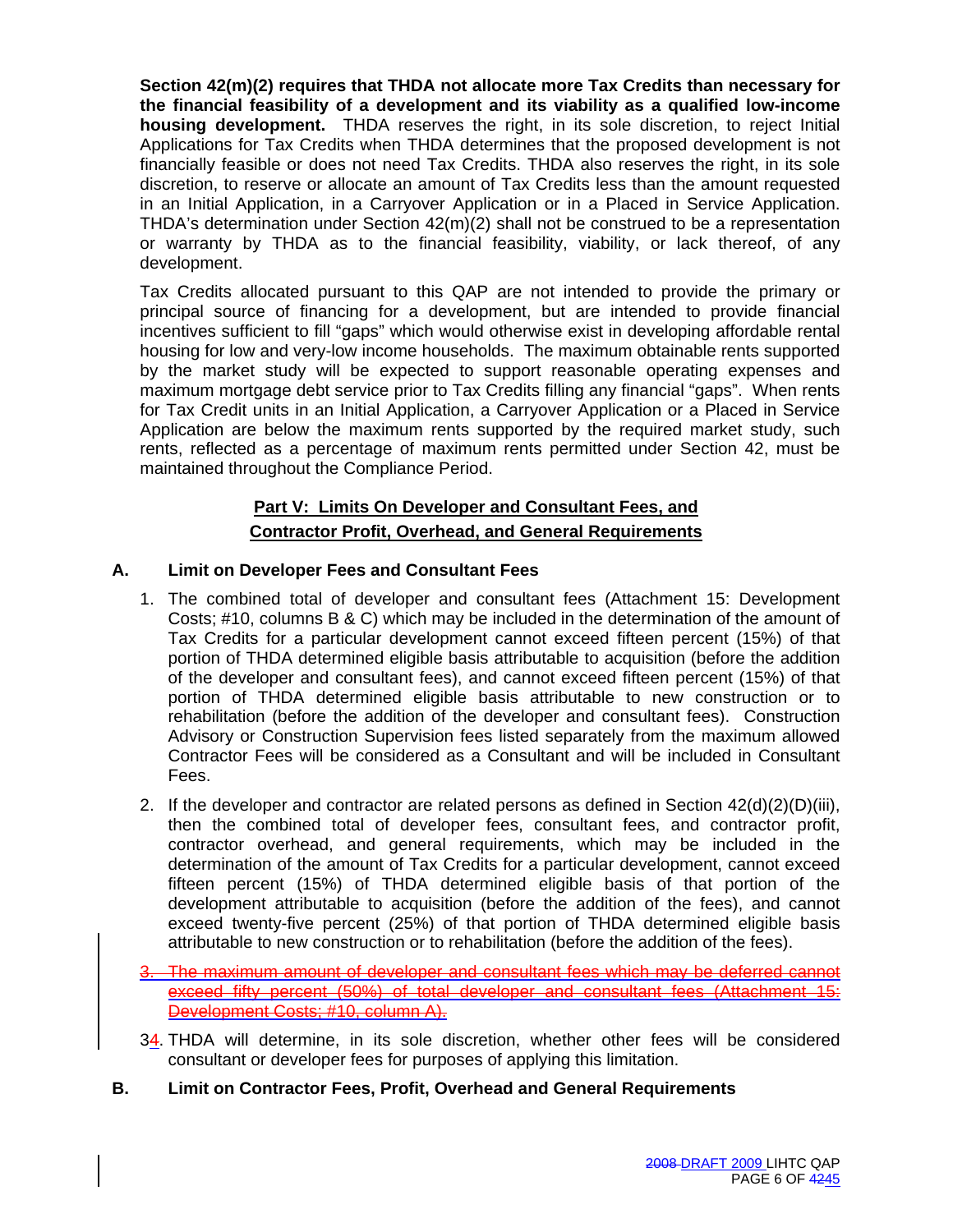**Section 42(m)(2) requires that THDA not allocate more Tax Credits than necessary for the financial feasibility of a development and its viability as a qualified low-income housing development.** THDA reserves the right, in its sole discretion, to reject Initial Applications for Tax Credits when THDA determines that the proposed development is not financially feasible or does not need Tax Credits. THDA also reserves the right, in its sole discretion, to reserve or allocate an amount of Tax Credits less than the amount requested in an Initial Application, in a Carryover Application or in a Placed in Service Application. THDA's determination under Section 42(m)(2) shall not be construed to be a representation or warranty by THDA as to the financial feasibility, viability, or lack thereof, of any development.

Tax Credits allocated pursuant to this QAP are not intended to provide the primary or principal source of financing for a development, but are intended to provide financial incentives sufficient to fill "gaps" which would otherwise exist in developing affordable rental housing for low and very-low income households. The maximum obtainable rents supported by the market study will be expected to support reasonable operating expenses and maximum mortgage debt service prior to Tax Credits filling any financial "gaps". When rents for Tax Credit units in an Initial Application, a Carryover Application or a Placed in Service Application are below the maximum rents supported by the required market study, such rents, reflected as a percentage of maximum rents permitted under Section 42, must be maintained throughout the Compliance Period.

## Part V: Limits On Developer and Consultant Fees, and Contractor Profit, Overhead, and General Requirements

### A. Limit on Developer Fees and Consultant Fees

1. The combined total of developer and consultant fees (Attachment 15: Development Costs; #10, columns B & C) which may be included in the determination of the amount of Tax Credits for a particular development cannot exceed fifteen percent (15%) of that portion of THDA determined eligible basis attributable to acquisition (before the addition of the developer and consultant fees), and cannot exceed fifteen percent (15%) of that portion of THDA determined eligible basis attributable to new construction or to rehabilitation (before the addition of the developer and consultant fees). Construction Advisory or Construction Supervision fees listed separately from the maximum allowed Contractor Fees will be considered as a Consultant and will be included in Consultant Fees.

2. If the developer and contractor are related persons as defined in Section 42(d)(2)(D)(iii), then the combined total of developer fees, consultant fees, and contractor profit, contractor overhead, and general requirements, which may be included in the determination of the amount of Tax Credits for a particular development, cannot exceed fifteen percent (15%) of THDA determined eligible basis of that portion of the development attributable to acquisition (before the addition of the fees), and cannot exceed twenty-five percent (25%) of that portion of THDA determined eligible basis attributable to new construction or to rehabilitation (before the addition of the fees).

3. ~~The maximum amount of developer and consultant fees which may be deferred cannot exceed fifty percent (50%) of total developer and consultant fees (Attachment 15: Development Costs; #10, column A).~~

~~3~~4. THDA will determine, in its sole discretion, whether other fees will be considered consultant or developer fees for purposes of applying this limitation.

### B. Limit on Contractor Fees, Profit, Overhead and General Requirements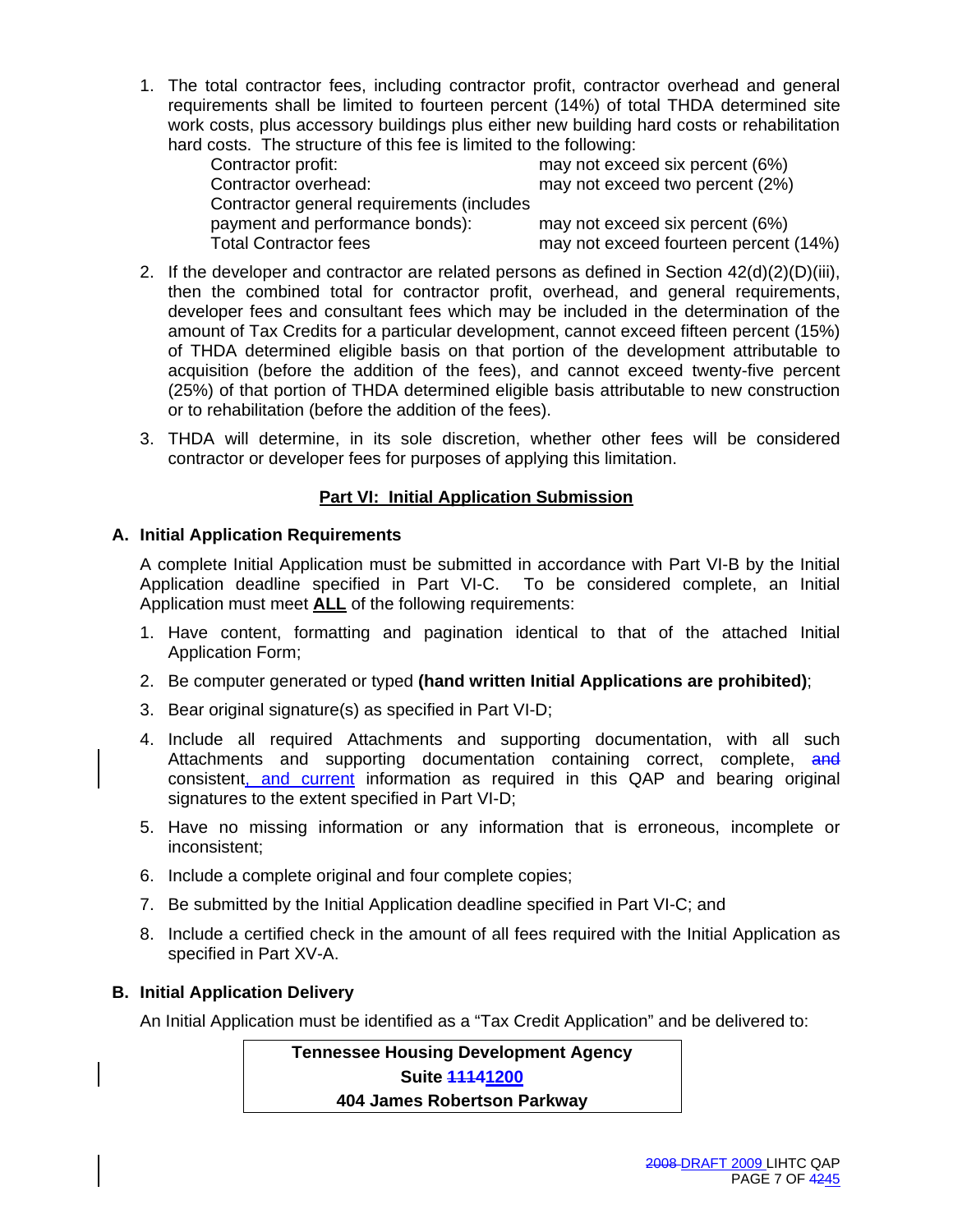1. The total contractor fees, including contractor profit, contractor overhead and general requirements shall be limited to fourteen percent (14%) of total THDA determined site work costs, plus accessory buildings plus either new building hard costs or rehabilitation hard costs. The structure of this fee is limited to the following:

| | |
|---|---|
| Contractor profit: | may not exceed six percent (6%) |
| Contractor overhead: | may not exceed two percent (2%) |
| Contractor general requirements (includes payment and performance bonds): | may not exceed six percent (6%) |
| Total Contractor fees | may not exceed fourteen percent (14%) |

2. If the developer and contractor are related persons as defined in Section 42(d)(2)(D)(iii), then the combined total for contractor profit, overhead, and general requirements, developer fees and consultant fees which may be included in the determination of the amount of Tax Credits for a particular development, cannot exceed fifteen percent (15%) of THDA determined eligible basis on that portion of the development attributable to acquisition (before the addition of the fees), and cannot exceed twenty-five percent (25%) of that portion of THDA determined eligible basis attributable to new construction or to rehabilitation (before the addition of the fees).

3. THDA will determine, in its sole discretion, whether other fees will be considered contractor or developer fees for purposes of applying this limitation.

## Part VI: Initial Application Submission

### A. Initial Application Requirements

A complete Initial Application must be submitted in accordance with Part VI-B by the Initial Application deadline specified in Part VI-C. To be considered complete, an Initial Application must meet **ALL** of the following requirements:

1. Have content, formatting and pagination identical to that of the attached Initial Application Form;
2. Be computer generated or typed **(hand written Initial Applications are prohibited)**;
3. Bear original signature(s) as specified in Part VI-D;
4. Include all required Attachments and supporting documentation, with all such Attachments and supporting documentation containing correct, complete, ~~and~~ consistent, and current information as required in this QAP and bearing original signatures to the extent specified in Part VI-D;
5. Have no missing information or any information that is erroneous, incomplete or inconsistent;
6. Include a complete original and four complete copies;
7. Be submitted by the Initial Application deadline specified in Part VI-C; and
8. Include a certified check in the amount of all fees required with the Initial Application as specified in Part XV-A.

### B. Initial Application Delivery

An Initial Application must be identified as a "Tax Credit Application" and be delivered to:

| **Tennessee Housing Development Agency** |
|---|
| **Suite ~~1114~~1200** |
| **404 James Robertson Parkway** |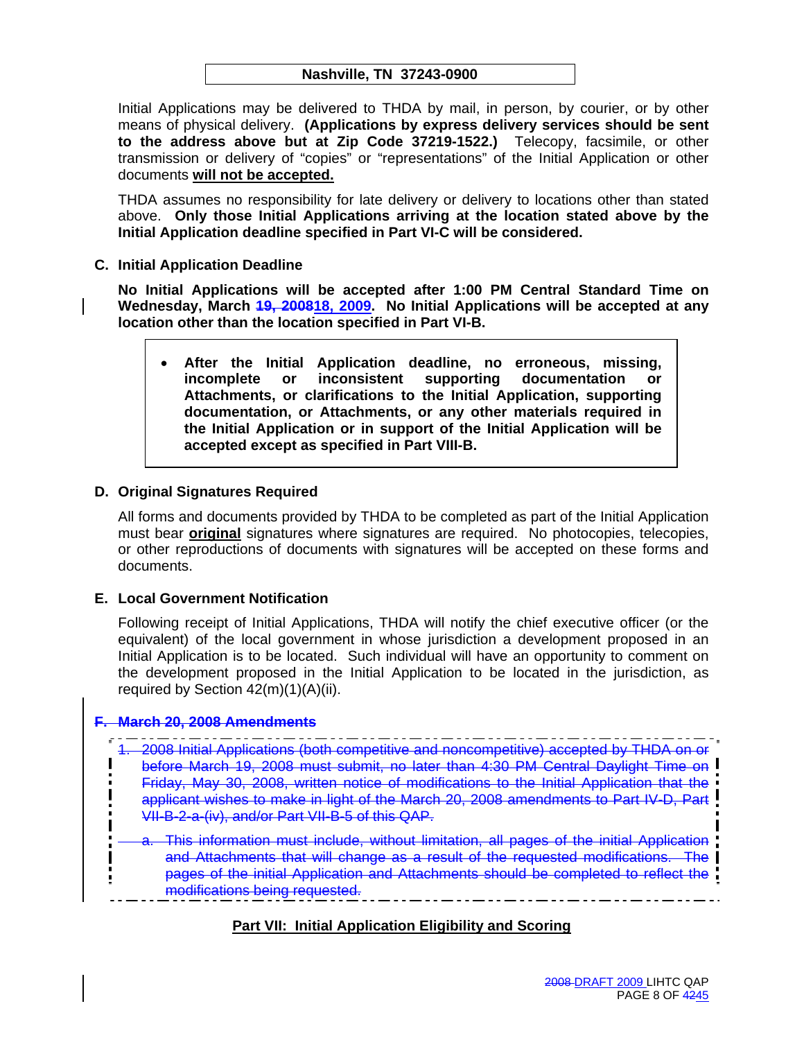**Nashville, TN 37243-0900**

Initial Applications may be delivered to THDA by mail, in person, by courier, or by other means of physical delivery. **(Applications by express delivery services should be sent to the address above but at Zip Code 37219-1522.)** Telecopy, facsimile, or other transmission or delivery of "copies" or "representations" of the Initial Application or other documents **will not be accepted.**

THDA assumes no responsibility for late delivery or delivery to locations other than stated above. **Only those Initial Applications arriving at the location stated above by the Initial Application deadline specified in Part VI-C will be considered.**

### C. Initial Application Deadline

**No Initial Applications will be accepted after 1:00 PM Central Standard Time on Wednesday, March ~~19, 2008~~18, 2009. No Initial Applications will be accepted at any location other than the location specified in Part VI-B.**

- **After the Initial Application deadline, no erroneous, missing, incomplete or inconsistent supporting documentation or Attachments, or clarifications to the Initial Application, supporting documentation, or Attachments, or any other materials required in the Initial Application or in support of the Initial Application will be accepted except as specified in Part VIII-B.**

### D. Original Signatures Required

All forms and documents provided by THDA to be completed as part of the Initial Application must bear **original** signatures where signatures are required. No photocopies, telecopies, or other reproductions of documents with signatures will be accepted on these forms and documents.

### E. Local Government Notification

Following receipt of Initial Applications, THDA will notify the chief executive officer (or the equivalent) of the local government in whose jurisdiction a development proposed in an Initial Application is to be located. Such individual will have an opportunity to comment on the development proposed in the Initial Application to be located in the jurisdiction, as required by Section 42(m)(1)(A)(ii).

### ~~F. March 20, 2008 Amendments~~

~~1. 2008 Initial Applications (both competitive and noncompetitive) accepted by THDA on or before March 19, 2008 must submit, no later than 4:30 PM Central Daylight Time on Friday, May 30, 2008, written notice of modifications to the Initial Application that the applicant wishes to make in light of the March 20, 2008 amendments to Part IV-D, Part VII-B-2-a-(iv), and/or Part VII-B-5 of this QAP.~~

~~a. This information must include, without limitation, all pages of the initial Application and Attachments that will change as a result of the requested modifications. The pages of the initial Application and Attachments should be completed to reflect the modifications being requested.~~

## Part VII: Initial Application Eligibility and Scoring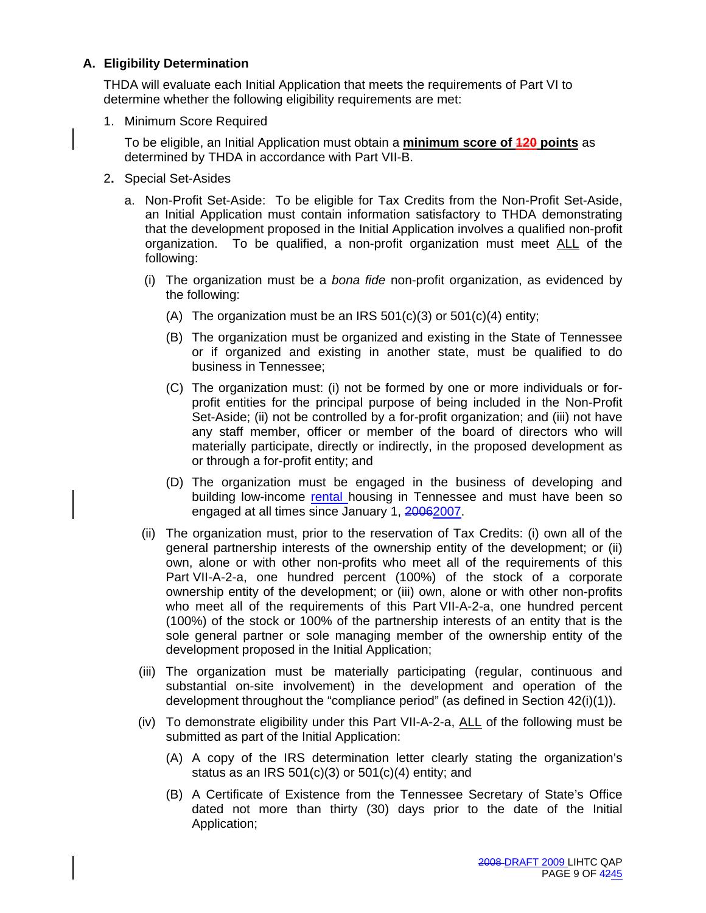## A. Eligibility Determination

THDA will evaluate each Initial Application that meets the requirements of Part VI to determine whether the following eligibility requirements are met:

1. Minimum Score Required

   To be eligible, an Initial Application must obtain a **minimum score of ~~120~~ points** as determined by THDA in accordance with Part VII-B.

2. Special Set-Asides

   a. Non-Profit Set-Aside: To be eligible for Tax Credits from the Non-Profit Set-Aside, an Initial Application must contain information satisfactory to THDA demonstrating that the development proposed in the Initial Application involves a qualified non-profit organization. To be qualified, a non-profit organization must meet ALL of the following:

      (i) The organization must be a *bona fide* non-profit organization, as evidenced by the following:

         (A) The organization must be an IRS 501(c)(3) or 501(c)(4) entity;

         (B) The organization must be organized and existing in the State of Tennessee or if organized and existing in another state, must be qualified to do business in Tennessee;

         (C) The organization must: (i) not be formed by one or more individuals or for-profit entities for the principal purpose of being included in the Non-Profit Set-Aside; (ii) not be controlled by a for-profit organization; and (iii) not have any staff member, officer or member of the board of directors who will materially participate, directly or indirectly, in the proposed development as or through a for-profit entity; and

         (D) The organization must be engaged in the business of developing and building low-income rental housing in Tennessee and must have been so engaged at all times since January 1, ~~2006~~2007.

      (ii) The organization must, prior to the reservation of Tax Credits: (i) own all of the general partnership interests of the ownership entity of the development; or (ii) own, alone or with other non-profits who meet all of the requirements of this Part VII-A-2-a, one hundred percent (100%) of the stock of a corporate ownership entity of the development; or (iii) own, alone or with other non-profits who meet all of the requirements of this Part VII-A-2-a, one hundred percent (100%) of the stock or 100% of the partnership interests of an entity that is the sole general partner or sole managing member of the ownership entity of the development proposed in the Initial Application;

      (iii) The organization must be materially participating (regular, continuous and substantial on-site involvement) in the development and operation of the development throughout the "compliance period" (as defined in Section 42(i)(1)).

      (iv) To demonstrate eligibility under this Part VII-A-2-a, ALL of the following must be submitted as part of the Initial Application:

         (A) A copy of the IRS determination letter clearly stating the organization's status as an IRS 501(c)(3) or 501(c)(4) entity; and

         (B) A Certificate of Existence from the Tennessee Secretary of State's Office dated not more than thirty (30) days prior to the date of the Initial Application;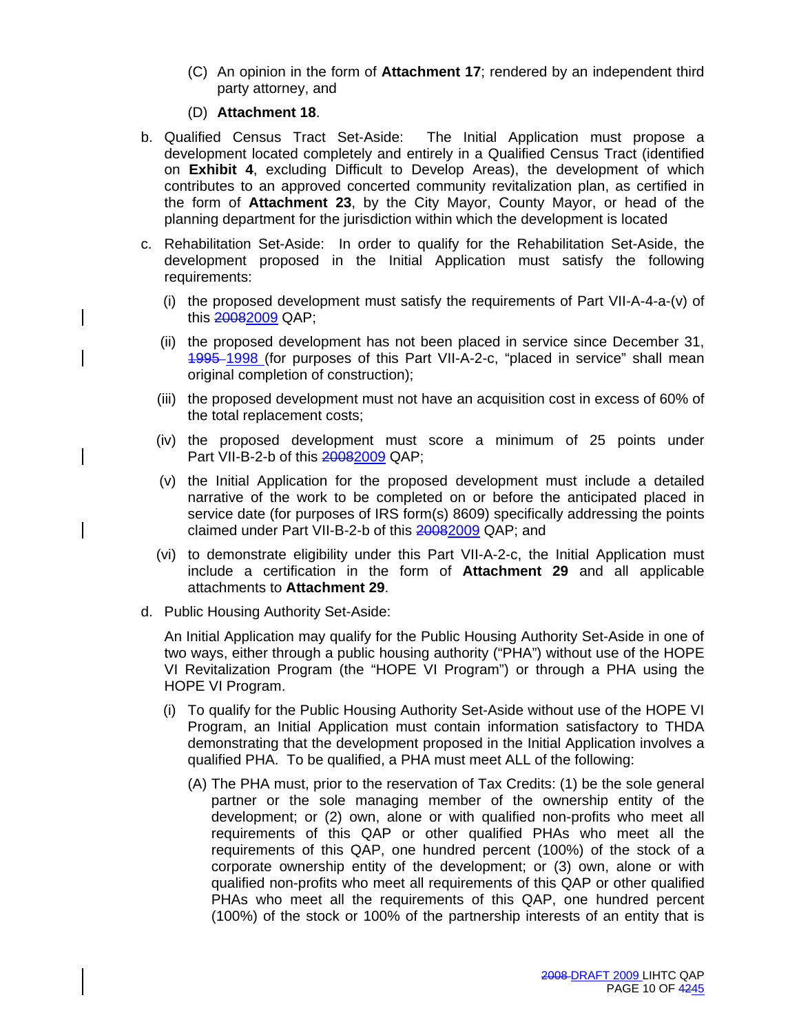(C) An opinion in the form of **Attachment 17**; rendered by an independent third party attorney, and

(D) **Attachment 18**.

b. Qualified Census Tract Set-Aside: The Initial Application must propose a development located completely and entirely in a Qualified Census Tract (identified on **Exhibit 4**, excluding Difficult to Develop Areas), the development of which contributes to an approved concerted community revitalization plan, as certified in the form of **Attachment 23**, by the City Mayor, County Mayor, or head of the planning department for the jurisdiction within which the development is located

c. Rehabilitation Set-Aside: In order to qualify for the Rehabilitation Set-Aside, the development proposed in the Initial Application must satisfy the following requirements:

   (i) the proposed development must satisfy the requirements of Part VII-A-4-a-(v) of this ~~2008~~2009 QAP;

   (ii) the proposed development has not been placed in service since December 31, ~~1995~~ 1998 (for purposes of this Part VII-A-2-c, "placed in service" shall mean original completion of construction);

   (iii) the proposed development must not have an acquisition cost in excess of 60% of the total replacement costs;

   (iv) the proposed development must score a minimum of 25 points under Part VII-B-2-b of this ~~2008~~2009 QAP;

   (v) the Initial Application for the proposed development must include a detailed narrative of the work to be completed on or before the anticipated placed in service date (for purposes of IRS form(s) 8609) specifically addressing the points claimed under Part VII-B-2-b of this ~~2008~~2009 QAP; and

   (vi) to demonstrate eligibility under this Part VII-A-2-c, the Initial Application must include a certification in the form of **Attachment 29** and all applicable attachments to **Attachment 29**.

d. Public Housing Authority Set-Aside:

   An Initial Application may qualify for the Public Housing Authority Set-Aside in one of two ways, either through a public housing authority ("PHA") without use of the HOPE VI Revitalization Program (the "HOPE VI Program") or through a PHA using the HOPE VI Program.

   (i) To qualify for the Public Housing Authority Set-Aside without use of the HOPE VI Program, an Initial Application must contain information satisfactory to THDA demonstrating that the development proposed in the Initial Application involves a qualified PHA. To be qualified, a PHA must meet ALL of the following:

      (A) The PHA must, prior to the reservation of Tax Credits: (1) be the sole general partner or the sole managing member of the ownership entity of the development; or (2) own, alone or with qualified non-profits who meet all requirements of this QAP or other qualified PHAs who meet all the requirements of this QAP, one hundred percent (100%) of the stock of a corporate ownership entity of the development; or (3) own, alone or with qualified non-profits who meet all requirements of this QAP or other qualified PHAs who meet all the requirements of this QAP, one hundred percent (100%) of the stock or 100% of the partnership interests of an entity that is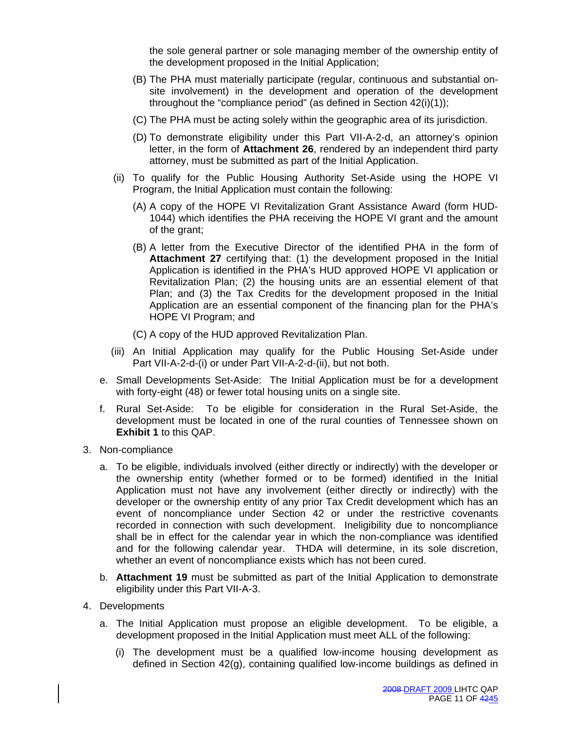the sole general partner or sole managing member of the ownership entity of the development proposed in the Initial Application;

(B) The PHA must materially participate (regular, continuous and substantial on-site involvement) in the development and operation of the development throughout the "compliance period" (as defined in Section 42(i)(1));

(C) The PHA must be acting solely within the geographic area of its jurisdiction.

(D) To demonstrate eligibility under this Part VII-A-2-d, an attorney's opinion letter, in the form of **Attachment 26**, rendered by an independent third party attorney, must be submitted as part of the Initial Application.

(ii) To qualify for the Public Housing Authority Set-Aside using the HOPE VI Program, the Initial Application must contain the following:

(A) A copy of the HOPE VI Revitalization Grant Assistance Award (form HUD-1044) which identifies the PHA receiving the HOPE VI grant and the amount of the grant;

(B) A letter from the Executive Director of the identified PHA in the form of **Attachment 27** certifying that: (1) the development proposed in the Initial Application is identified in the PHA's HUD approved HOPE VI application or Revitalization Plan; (2) the housing units are an essential element of that Plan; and (3) the Tax Credits for the development proposed in the Initial Application are an essential component of the financing plan for the PHA's HOPE VI Program; and

(C) A copy of the HUD approved Revitalization Plan.

(iii) An Initial Application may qualify for the Public Housing Set-Aside under Part VII-A-2-d-(i) or under Part VII-A-2-d-(ii), but not both.

e. Small Developments Set-Aside: The Initial Application must be for a development with forty-eight (48) or fewer total housing units on a single site.

f. Rural Set-Aside: To be eligible for consideration in the Rural Set-Aside, the development must be located in one of the rural counties of Tennessee shown on **Exhibit 1** to this QAP.

3. Non-compliance

a. To be eligible, individuals involved (either directly or indirectly) with the developer or the ownership entity (whether formed or to be formed) identified in the Initial Application must not have any involvement (either directly or indirectly) with the developer or the ownership entity of any prior Tax Credit development which has an event of noncompliance under Section 42 or under the restrictive covenants recorded in connection with such development. Ineligibility due to noncompliance shall be in effect for the calendar year in which the non-compliance was identified and for the following calendar year. THDA will determine, in its sole discretion, whether an event of noncompliance exists which has not been cured.

b. **Attachment 19** must be submitted as part of the Initial Application to demonstrate eligibility under this Part VII-A-3.

4. Developments

a. The Initial Application must propose an eligible development. To be eligible, a development proposed in the Initial Application must meet ALL of the following:

(i) The development must be a qualified low-income housing development as defined in Section 42(g), containing qualified low-income buildings as defined in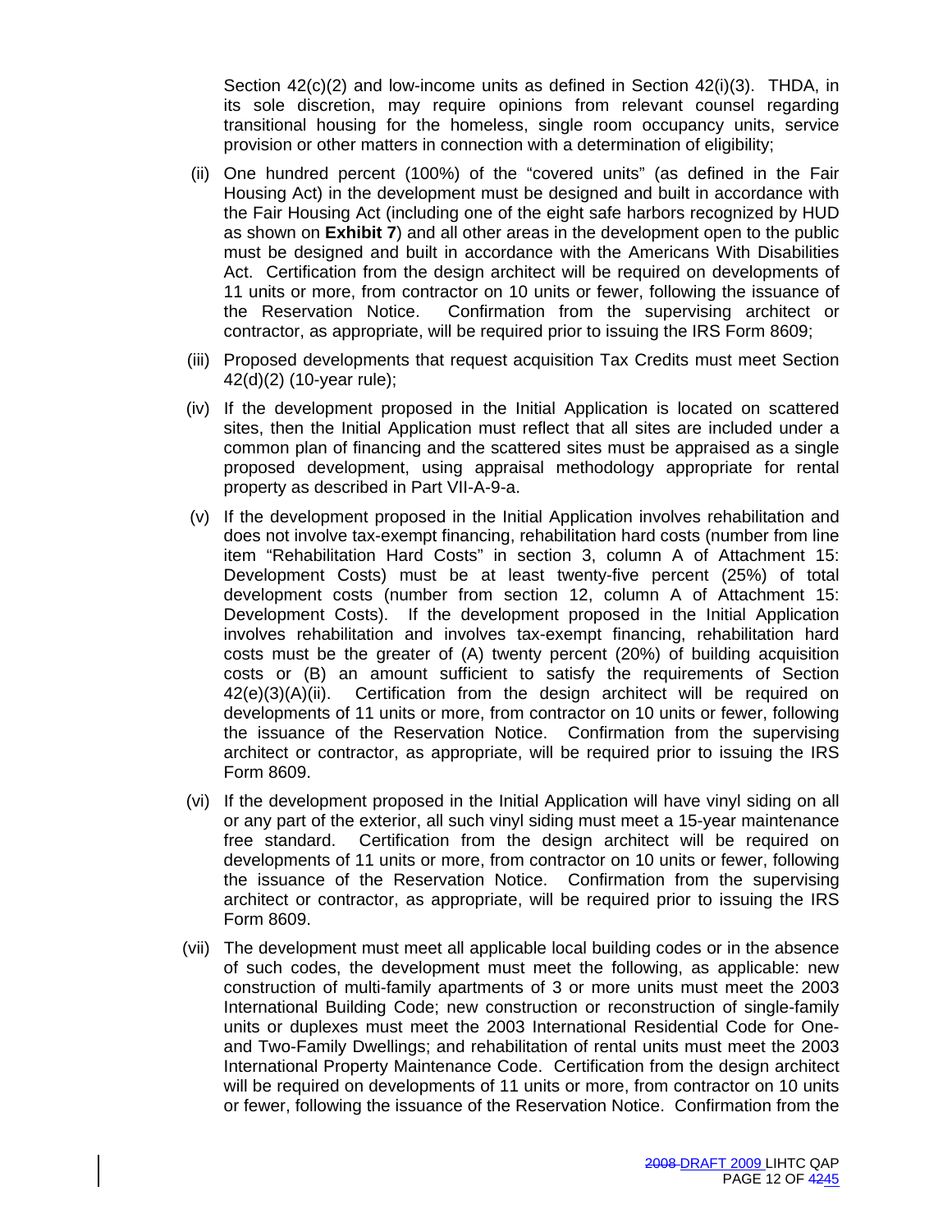Section 42(c)(2) and low-income units as defined in Section 42(i)(3). THDA, in its sole discretion, may require opinions from relevant counsel regarding transitional housing for the homeless, single room occupancy units, service provision or other matters in connection with a determination of eligibility;

(ii) One hundred percent (100%) of the "covered units" (as defined in the Fair Housing Act) in the development must be designed and built in accordance with the Fair Housing Act (including one of the eight safe harbors recognized by HUD as shown on **Exhibit 7**) and all other areas in the development open to the public must be designed and built in accordance with the Americans With Disabilities Act. Certification from the design architect will be required on developments of 11 units or more, from contractor on 10 units or fewer, following the issuance of the Reservation Notice. Confirmation from the supervising architect or contractor, as appropriate, will be required prior to issuing the IRS Form 8609;

(iii) Proposed developments that request acquisition Tax Credits must meet Section 42(d)(2) (10-year rule);

(iv) If the development proposed in the Initial Application is located on scattered sites, then the Initial Application must reflect that all sites are included under a common plan of financing and the scattered sites must be appraised as a single proposed development, using appraisal methodology appropriate for rental property as described in Part VII-A-9-a.

(v) If the development proposed in the Initial Application involves rehabilitation and does not involve tax-exempt financing, rehabilitation hard costs (number from line item "Rehabilitation Hard Costs" in section 3, column A of Attachment 15: Development Costs) must be at least twenty-five percent (25%) of total development costs (number from section 12, column A of Attachment 15: Development Costs). If the development proposed in the Initial Application involves rehabilitation and involves tax-exempt financing, rehabilitation hard costs must be the greater of (A) twenty percent (20%) of building acquisition costs or (B) an amount sufficient to satisfy the requirements of Section 42(e)(3)(A)(ii). Certification from the design architect will be required on developments of 11 units or more, from contractor on 10 units or fewer, following the issuance of the Reservation Notice. Confirmation from the supervising architect or contractor, as appropriate, will be required prior to issuing the IRS Form 8609.

(vi) If the development proposed in the Initial Application will have vinyl siding on all or any part of the exterior, all such vinyl siding must meet a 15-year maintenance free standard. Certification from the design architect will be required on developments of 11 units or more, from contractor on 10 units or fewer, following the issuance of the Reservation Notice. Confirmation from the supervising architect or contractor, as appropriate, will be required prior to issuing the IRS Form 8609.

(vii) The development must meet all applicable local building codes or in the absence of such codes, the development must meet the following, as applicable: new construction of multi-family apartments of 3 or more units must meet the 2003 International Building Code; new construction or reconstruction of single-family units or duplexes must meet the 2003 International Residential Code for One- and Two-Family Dwellings; and rehabilitation of rental units must meet the 2003 International Property Maintenance Code. Certification from the design architect will be required on developments of 11 units or more, from contractor on 10 units or fewer, following the issuance of the Reservation Notice. Confirmation from the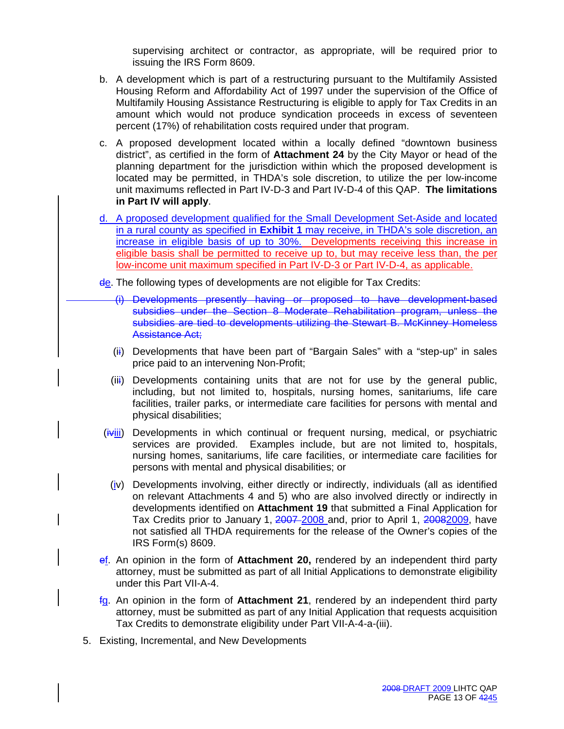supervising architect or contractor, as appropriate, will be required prior to issuing the IRS Form 8609.

b. A development which is part of a restructuring pursuant to the Multifamily Assisted Housing Reform and Affordability Act of 1997 under the supervision of the Office of Multifamily Housing Assistance Restructuring is eligible to apply for Tax Credits in an amount which would not produce syndication proceeds in excess of seventeen percent (17%) of rehabilitation costs required under that program.

c. A proposed development located within a locally defined "downtown business district", as certified in the form of **Attachment 24** by the City Mayor or head of the planning department for the jurisdiction within which the proposed development is located may be permitted, in THDA's sole discretion, to utilize the per low-income unit maximums reflected in Part IV-D-3 and Part IV-D-4 of this QAP. **The limitations in Part IV will apply**.

d. A proposed development qualified for the Small Development Set-Aside and located in a rural county as specified in **Exhibit 1** may receive, in THDA's sole discretion, an increase in eligible basis of up to 30%. Developments receiving this increase in eligible basis shall be permitted to receive up to, but may receive less than, the per low-income unit maximum specified in Part IV-D-3 or Part IV-D-4, as applicable.

~~d~~e. The following types of developments are not eligible for Tax Credits:

~~(i) Developments presently having or proposed to have development-based subsidies under the Section 8 Moderate Rehabilitation program, unless the subsidies are tied to developments utilizing the Stewart B. McKinney Homeless Assistance Act;~~

(i~~i~~) Developments that have been part of "Bargain Sales" with a "step-up" in sales price paid to an intervening Non-Profit;

(ii~~i~~) Developments containing units that are not for use by the general public, including, but not limited to, hospitals, nursing homes, sanitariums, life care facilities, trailer parks, or intermediate care facilities for persons with mental and physical disabilities;

(~~iv~~iii) Developments in which continual or frequent nursing, medical, or psychiatric services are provided. Examples include, but are not limited to, hospitals, nursing homes, sanitariums, life care facilities, or intermediate care facilities for persons with mental and physical disabilities; or

(iv) Developments involving, either directly or indirectly, individuals (all as identified on relevant Attachments 4 and 5) who are also involved directly or indirectly in developments identified on **Attachment 19** that submitted a Final Application for Tax Credits prior to January 1, ~~2007~~ 2008 and, prior to April 1, ~~2008~~2009, have not satisfied all THDA requirements for the release of the Owner's copies of the IRS Form(s) 8609.

~~e~~f. An opinion in the form of **Attachment 20,** rendered by an independent third party attorney, must be submitted as part of all Initial Applications to demonstrate eligibility under this Part VII-A-4.

~~f~~g. An opinion in the form of **Attachment 21**, rendered by an independent third party attorney, must be submitted as part of any Initial Application that requests acquisition Tax Credits to demonstrate eligibility under Part VII-A-4-a-(iii).

5. Existing, Incremental, and New Developments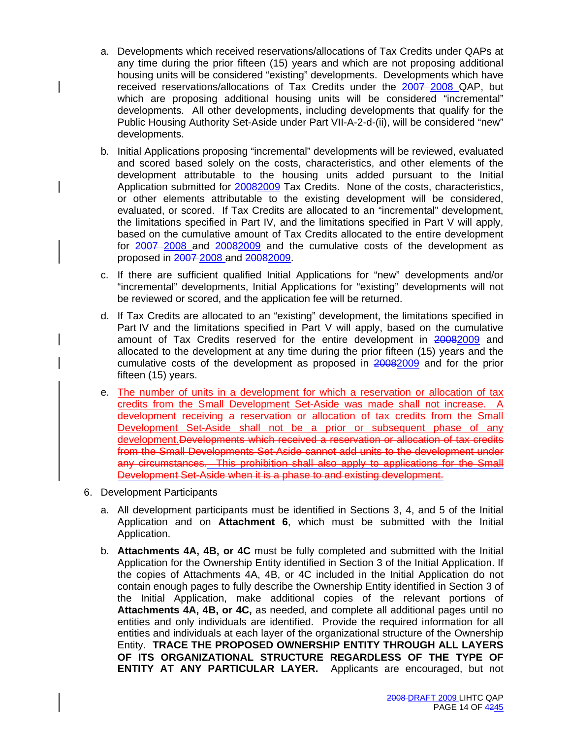a. Developments which received reservations/allocations of Tax Credits under QAPs at any time during the prior fifteen (15) years and which are not proposing additional housing units will be considered "existing" developments. Developments which have received reservations/allocations of Tax Credits under the ~~2007~~ 2008 QAP, but which are proposing additional housing units will be considered "incremental" developments. All other developments, including developments that qualify for the Public Housing Authority Set-Aside under Part VII-A-2-d-(ii), will be considered "new" developments.

b. Initial Applications proposing "incremental" developments will be reviewed, evaluated and scored based solely on the costs, characteristics, and other elements of the development attributable to the housing units added pursuant to the Initial Application submitted for ~~2008~~2009 Tax Credits. None of the costs, characteristics, or other elements attributable to the existing development will be considered, evaluated, or scored. If Tax Credits are allocated to an "incremental" development, the limitations specified in Part IV, and the limitations specified in Part V will apply, based on the cumulative amount of Tax Credits allocated to the entire development for ~~2007~~ 2008 and ~~2008~~2009 and the cumulative costs of the development as proposed in ~~2007~~ 2008 and ~~2008~~2009.

c. If there are sufficient qualified Initial Applications for "new" developments and/or "incremental" developments, Initial Applications for "existing" developments will not be reviewed or scored, and the application fee will be returned.

d. If Tax Credits are allocated to an "existing" development, the limitations specified in Part IV and the limitations specified in Part V will apply, based on the cumulative amount of Tax Credits reserved for the entire development in ~~2008~~2009 and allocated to the development at any time during the prior fifteen (15) years and the cumulative costs of the development as proposed in ~~2008~~2009 and for the prior fifteen (15) years.

e. The number of units in a development for which a reservation or allocation of tax credits from the Small Development Set-Aside was made shall not increase. A development receiving a reservation or allocation of tax credits from the Small Development Set-Aside shall not be a prior or subsequent phase of any development.~~Developments which received a reservation or allocation of tax credits from the Small Developments Set-Aside cannot add units to the development under any circumstances. This prohibition shall also apply to applications for the Small Development Set-Aside when it is a phase to and existing development.~~

6. Development Participants

   a. All development participants must be identified in Sections 3, 4, and 5 of the Initial Application and on **Attachment 6**, which must be submitted with the Initial Application.

   b. **Attachments 4A, 4B, or 4C** must be fully completed and submitted with the Initial Application for the Ownership Entity identified in Section 3 of the Initial Application. If the copies of Attachments 4A, 4B, or 4C included in the Initial Application do not contain enough pages to fully describe the Ownership Entity identified in Section 3 of the Initial Application, make additional copies of the relevant portions of **Attachments 4A, 4B, or 4C,** as needed, and complete all additional pages until no entities and only individuals are identified. Provide the required information for all entities and individuals at each layer of the organizational structure of the Ownership Entity. **TRACE THE PROPOSED OWNERSHIP ENTITY THROUGH ALL LAYERS OF ITS ORGANIZATIONAL STRUCTURE REGARDLESS OF THE TYPE OF ENTITY AT ANY PARTICULAR LAYER.** Applicants are encouraged, but not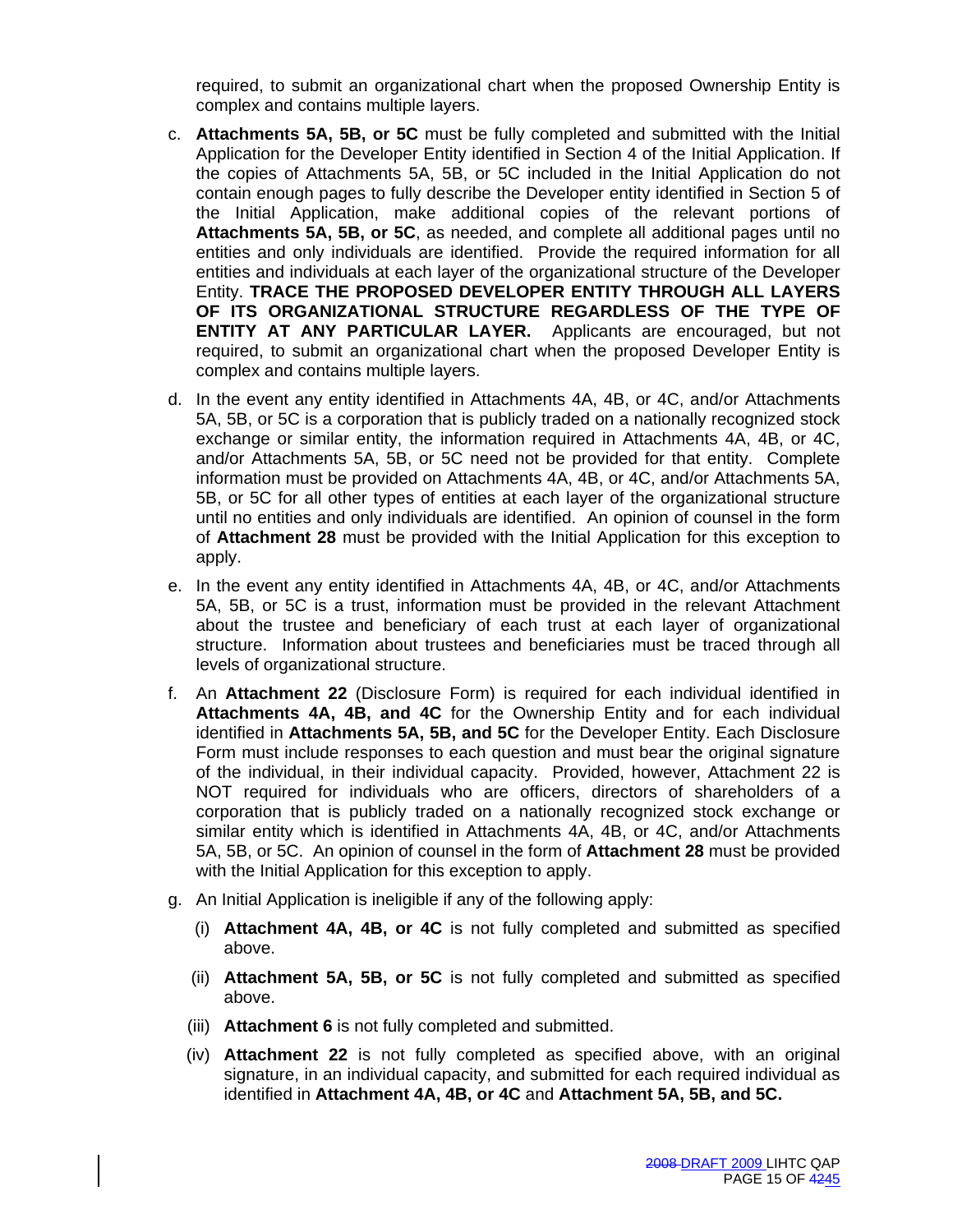required, to submit an organizational chart when the proposed Ownership Entity is complex and contains multiple layers.

c. **Attachments 5A, 5B, or 5C** must be fully completed and submitted with the Initial Application for the Developer Entity identified in Section 4 of the Initial Application. If the copies of Attachments 5A, 5B, or 5C included in the Initial Application do not contain enough pages to fully describe the Developer entity identified in Section 5 of the Initial Application, make additional copies of the relevant portions of **Attachments 5A, 5B, or 5C**, as needed, and complete all additional pages until no entities and only individuals are identified. Provide the required information for all entities and individuals at each layer of the organizational structure of the Developer Entity. **TRACE THE PROPOSED DEVELOPER ENTITY THROUGH ALL LAYERS OF ITS ORGANIZATIONAL STRUCTURE REGARDLESS OF THE TYPE OF ENTITY AT ANY PARTICULAR LAYER.** Applicants are encouraged, but not required, to submit an organizational chart when the proposed Developer Entity is complex and contains multiple layers.

d. In the event any entity identified in Attachments 4A, 4B, or 4C, and/or Attachments 5A, 5B, or 5C is a corporation that is publicly traded on a nationally recognized stock exchange or similar entity, the information required in Attachments 4A, 4B, or 4C, and/or Attachments 5A, 5B, or 5C need not be provided for that entity. Complete information must be provided on Attachments 4A, 4B, or 4C, and/or Attachments 5A, 5B, or 5C for all other types of entities at each layer of the organizational structure until no entities and only individuals are identified. An opinion of counsel in the form of **Attachment 28** must be provided with the Initial Application for this exception to apply.

e. In the event any entity identified in Attachments 4A, 4B, or 4C, and/or Attachments 5A, 5B, or 5C is a trust, information must be provided in the relevant Attachment about the trustee and beneficiary of each trust at each layer of organizational structure. Information about trustees and beneficiaries must be traced through all levels of organizational structure.

f. An **Attachment 22** (Disclosure Form) is required for each individual identified in **Attachments 4A, 4B, and 4C** for the Ownership Entity and for each individual identified in **Attachments 5A, 5B, and 5C** for the Developer Entity. Each Disclosure Form must include responses to each question and must bear the original signature of the individual, in their individual capacity. Provided, however, Attachment 22 is NOT required for individuals who are officers, directors of shareholders of a corporation that is publicly traded on a nationally recognized stock exchange or similar entity which is identified in Attachments 4A, 4B, or 4C, and/or Attachments 5A, 5B, or 5C. An opinion of counsel in the form of **Attachment 28** must be provided with the Initial Application for this exception to apply.

g. An Initial Application is ineligible if any of the following apply:

   (i) **Attachment 4A, 4B, or 4C** is not fully completed and submitted as specified above.

   (ii) **Attachment 5A, 5B, or 5C** is not fully completed and submitted as specified above.

   (iii) **Attachment 6** is not fully completed and submitted.

   (iv) **Attachment 22** is not fully completed as specified above, with an original signature, in an individual capacity, and submitted for each required individual as identified in **Attachment 4A, 4B, or 4C** and **Attachment 5A, 5B, and 5C.**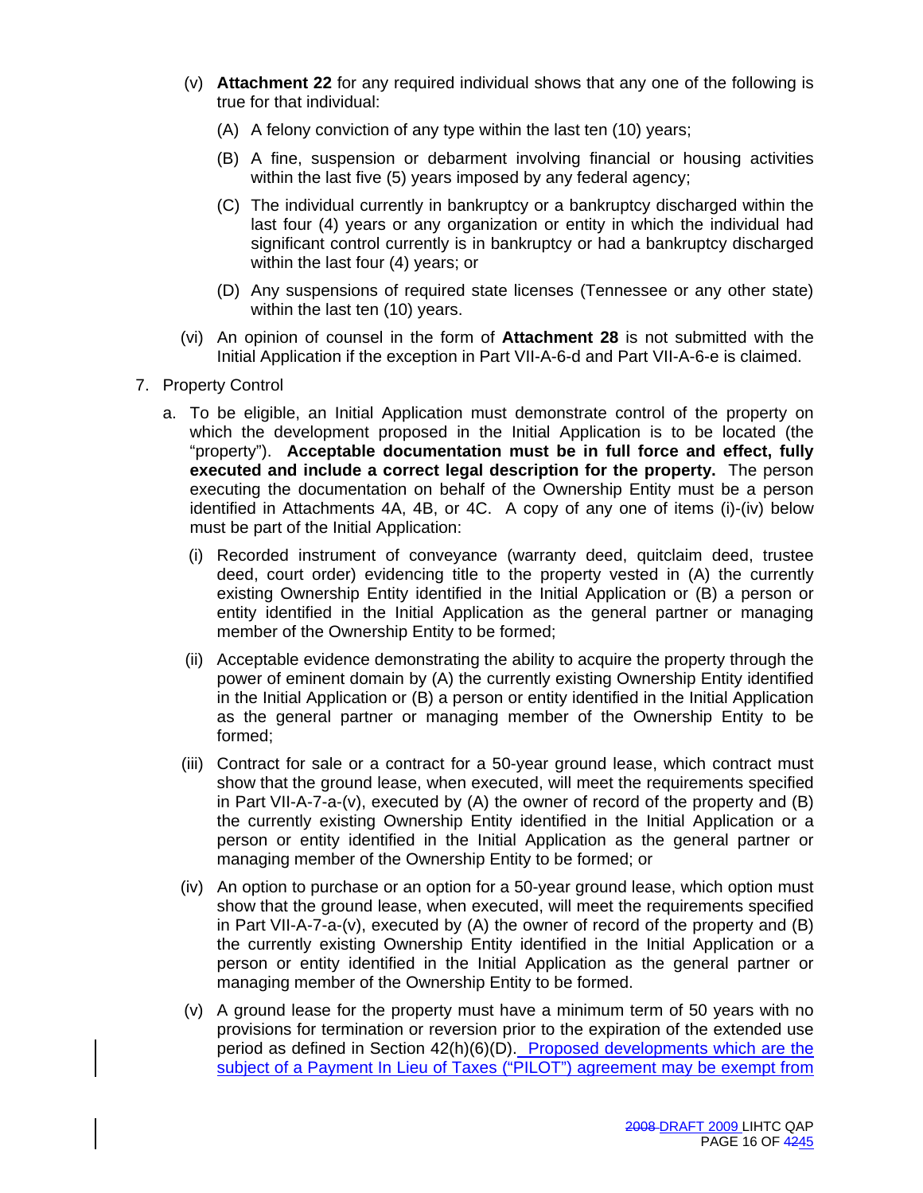(v) **Attachment 22** for any required individual shows that any one of the following is true for that individual:

   (A) A felony conviction of any type within the last ten (10) years;

   (B) A fine, suspension or debarment involving financial or housing activities within the last five (5) years imposed by any federal agency;

   (C) The individual currently in bankruptcy or a bankruptcy discharged within the last four (4) years or any organization or entity in which the individual had significant control currently is in bankruptcy or had a bankruptcy discharged within the last four (4) years; or

   (D) Any suspensions of required state licenses (Tennessee or any other state) within the last ten (10) years.

(vi) An opinion of counsel in the form of **Attachment 28** is not submitted with the Initial Application if the exception in Part VII-A-6-d and Part VII-A-6-e is claimed.

7. Property Control

   a. To be eligible, an Initial Application must demonstrate control of the property on which the development proposed in the Initial Application is to be located (the "property"). **Acceptable documentation must be in full force and effect, fully executed and include a correct legal description for the property.** The person executing the documentation on behalf of the Ownership Entity must be a person identified in Attachments 4A, 4B, or 4C. A copy of any one of items (i)-(iv) below must be part of the Initial Application:

      (i) Recorded instrument of conveyance (warranty deed, quitclaim deed, trustee deed, court order) evidencing title to the property vested in (A) the currently existing Ownership Entity identified in the Initial Application or (B) a person or entity identified in the Initial Application as the general partner or managing member of the Ownership Entity to be formed;

      (ii) Acceptable evidence demonstrating the ability to acquire the property through the power of eminent domain by (A) the currently existing Ownership Entity identified in the Initial Application or (B) a person or entity identified in the Initial Application as the general partner or managing member of the Ownership Entity to be formed;

      (iii) Contract for sale or a contract for a 50-year ground lease, which contract must show that the ground lease, when executed, will meet the requirements specified in Part VII-A-7-a-(v), executed by (A) the owner of record of the property and (B) the currently existing Ownership Entity identified in the Initial Application or a person or entity identified in the Initial Application as the general partner or managing member of the Ownership Entity to be formed; or

      (iv) An option to purchase or an option for a 50-year ground lease, which option must show that the ground lease, when executed, will meet the requirements specified in Part VII-A-7-a-(v), executed by (A) the owner of record of the property and (B) the currently existing Ownership Entity identified in the Initial Application or a person or entity identified in the Initial Application as the general partner or managing member of the Ownership Entity to be formed.

      (v) A ground lease for the property must have a minimum term of 50 years with no provisions for termination or reversion prior to the expiration of the extended use period as defined in Section 42(h)(6)(D). Proposed developments which are the subject of a Payment In Lieu of Taxes ("PILOT") agreement may be exempt from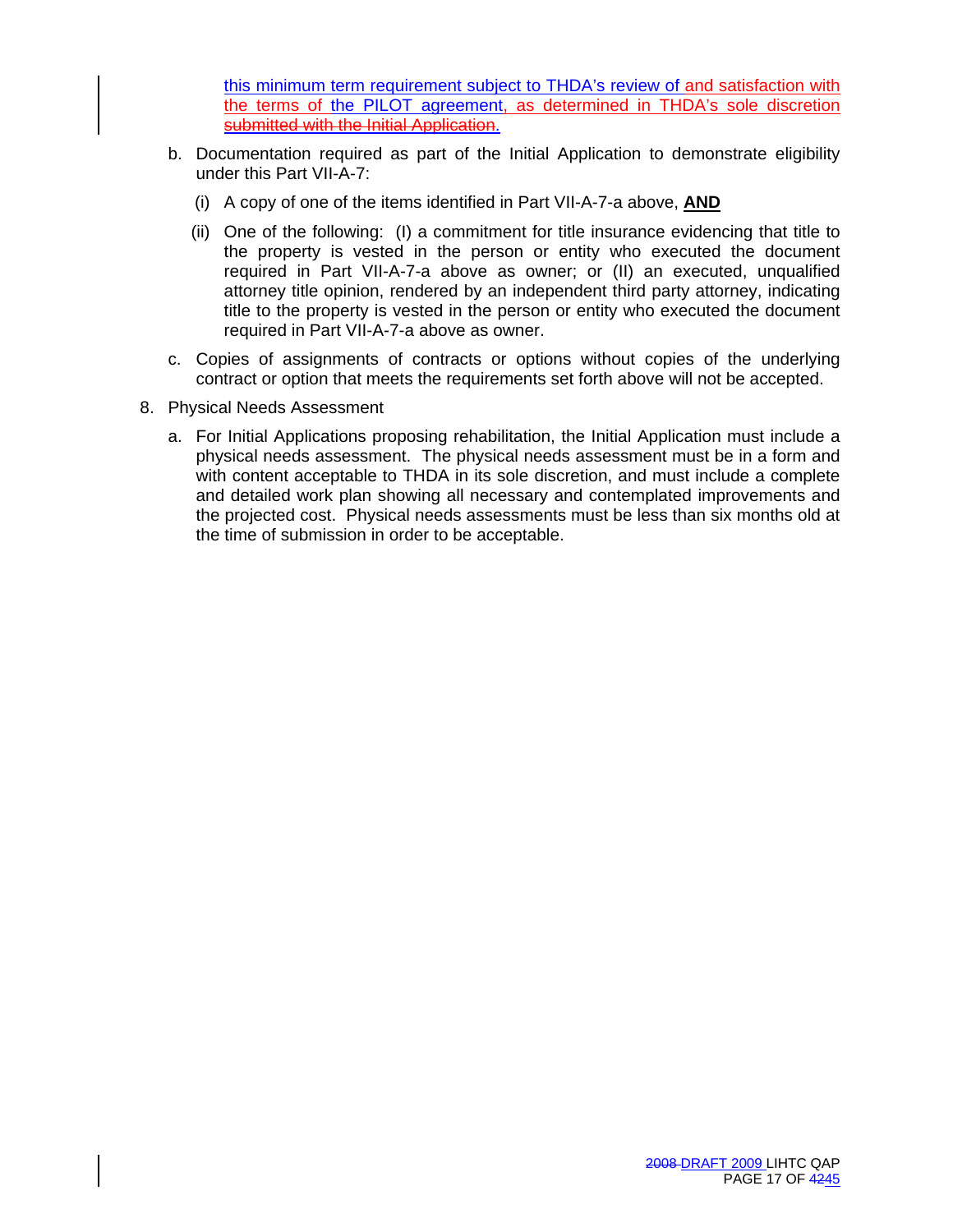this minimum term requirement subject to THDA's review of and satisfaction with the terms of the PILOT agreement, as determined in THDA's sole discretion ~~submitted with the Initial Application~~.

b. Documentation required as part of the Initial Application to demonstrate eligibility under this Part VII-A-7:

   (i) A copy of one of the items identified in Part VII-A-7-a above, **AND**

   (ii) One of the following: (I) a commitment for title insurance evidencing that title to the property is vested in the person or entity who executed the document required in Part VII-A-7-a above as owner; or (II) an executed, unqualified attorney title opinion, rendered by an independent third party attorney, indicating title to the property is vested in the person or entity who executed the document required in Part VII-A-7-a above as owner.

c. Copies of assignments of contracts or options without copies of the underlying contract or option that meets the requirements set forth above will not be accepted.

8. Physical Needs Assessment

   a. For Initial Applications proposing rehabilitation, the Initial Application must include a physical needs assessment. The physical needs assessment must be in a form and with content acceptable to THDA in its sole discretion, and must include a complete and detailed work plan showing all necessary and contemplated improvements and the projected cost. Physical needs assessments must be less than six months old at the time of submission in order to be acceptable.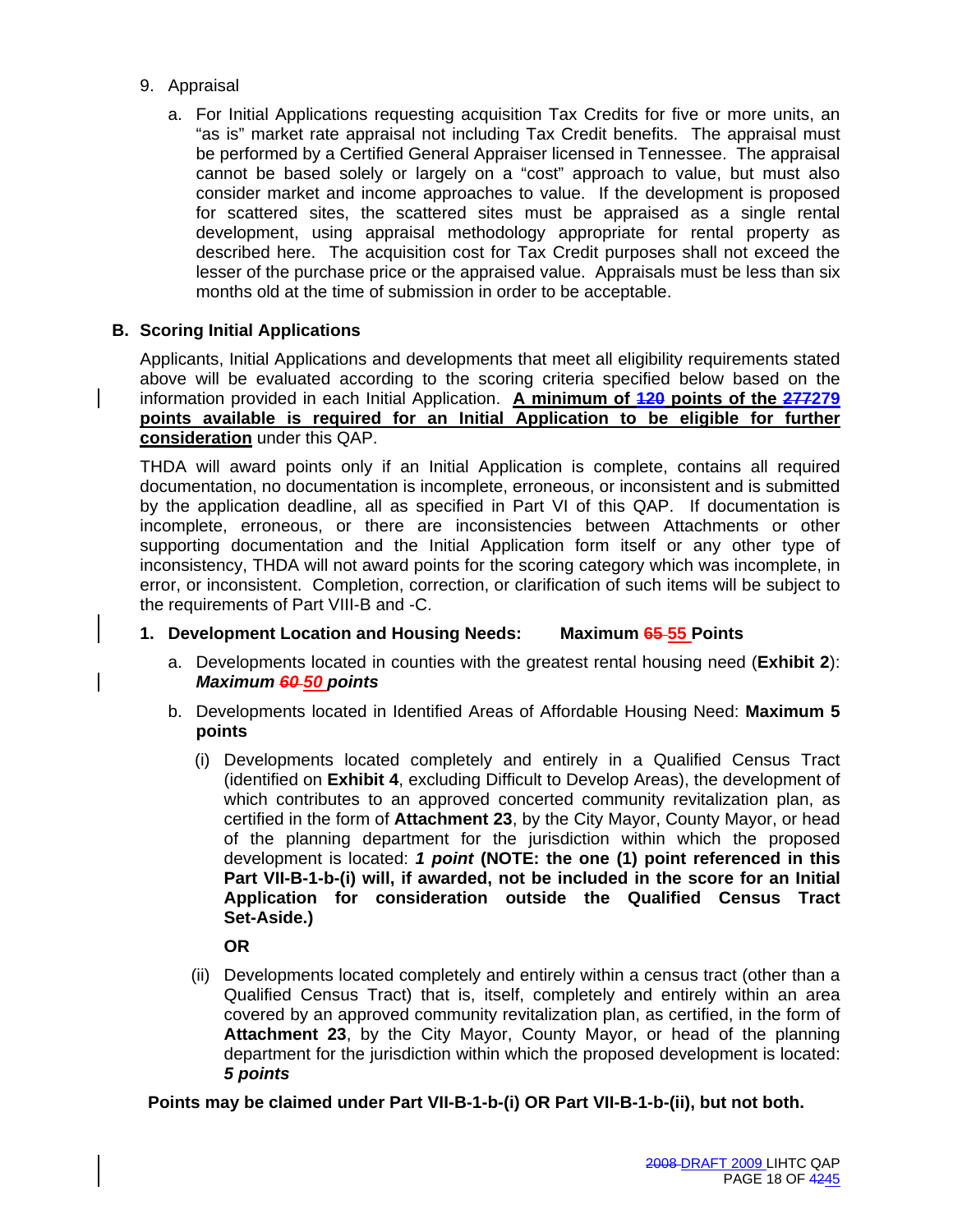9. Appraisal

   a. For Initial Applications requesting acquisition Tax Credits for five or more units, an "as is" market rate appraisal not including Tax Credit benefits. The appraisal must be performed by a Certified General Appraiser licensed in Tennessee. The appraisal cannot be based solely or largely on a "cost" approach to value, but must also consider market and income approaches to value. If the development is proposed for scattered sites, the scattered sites must be appraised as a single rental development, using appraisal methodology appropriate for rental property as described here. The acquisition cost for Tax Credit purposes shall not exceed the lesser of the purchase price or the appraised value. Appraisals must be less than six months old at the time of submission in order to be acceptable.

## B. Scoring Initial Applications

Applicants, Initial Applications and developments that meet all eligibility requirements stated above will be evaluated according to the scoring criteria specified below based on the information provided in each Initial Application. **A minimum of ~~120~~ points of the ~~277~~279 points available is required for an Initial Application to be eligible for further consideration** under this QAP.

THDA will award points only if an Initial Application is complete, contains all required documentation, no documentation is incomplete, erroneous, or inconsistent and is submitted by the application deadline, all as specified in Part VI of this QAP. If documentation is incomplete, erroneous, or there are inconsistencies between Attachments or other supporting documentation and the Initial Application form itself or any other type of inconsistency, THDA will not award points for the scoring category which was incomplete, in error, or inconsistent. Completion, correction, or clarification of such items will be subject to the requirements of Part VIII-B and -C.

### 1. Development Location and Housing Needs: Maximum ~~65~~ 55 Points

a. Developments located in counties with the greatest rental housing need (**Exhibit 2**): ***Maximum ~~60~~ 50 points***

b. Developments located in Identified Areas of Affordable Housing Need: **Maximum 5 points**

   (i) Developments located completely and entirely in a Qualified Census Tract (identified on **Exhibit 4**, excluding Difficult to Develop Areas), the development of which contributes to an approved concerted community revitalization plan, as certified in the form of **Attachment 23**, by the City Mayor, County Mayor, or head of the planning department for the jurisdiction within which the proposed development is located: ***1 point*** **(NOTE: the one (1) point referenced in this Part VII-B-1-b-(i) will, if awarded, not be included in the score for an Initial Application for consideration outside the Qualified Census Tract Set-Aside.)**

   **OR**

   (ii) Developments located completely and entirely within a census tract (other than a Qualified Census Tract) that is, itself, completely and entirely within an area covered by an approved community revitalization plan, as certified, in the form of **Attachment 23**, by the City Mayor, County Mayor, or head of the planning department for the jurisdiction within which the proposed development is located: ***5 points***

**Points may be claimed under Part VII-B-1-b-(i) OR Part VII-B-1-b-(ii), but not both.**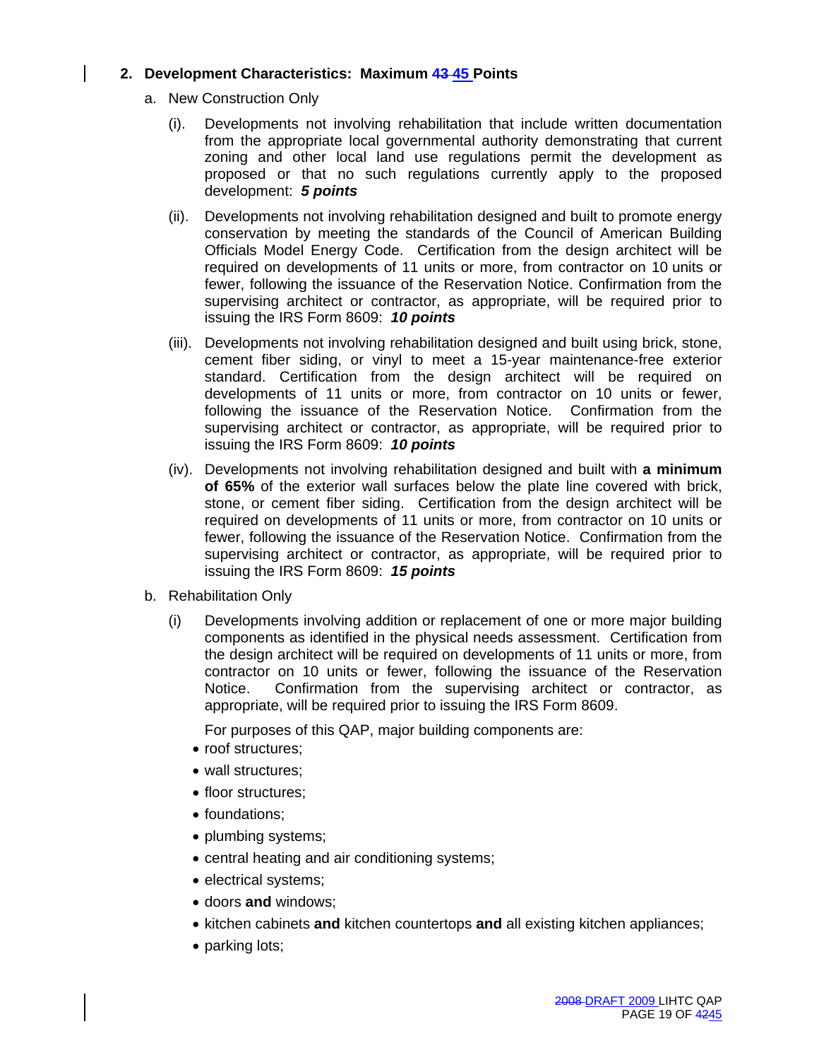## 2. Development Characteristics: Maximum ~~43~~ 45 Points

a. New Construction Only

(i). Developments not involving rehabilitation that include written documentation from the appropriate local governmental authority demonstrating that current zoning and other local land use regulations permit the development as proposed or that no such regulations currently apply to the proposed development: ***5 points***

(ii). Developments not involving rehabilitation designed and built to promote energy conservation by meeting the standards of the Council of American Building Officials Model Energy Code. Certification from the design architect will be required on developments of 11 units or more, from contractor on 10 units or fewer, following the issuance of the Reservation Notice. Confirmation from the supervising architect or contractor, as appropriate, will be required prior to issuing the IRS Form 8609: ***10 points***

(iii). Developments not involving rehabilitation designed and built using brick, stone, cement fiber siding, or vinyl to meet a 15-year maintenance-free exterior standard. Certification from the design architect will be required on developments of 11 units or more, from contractor on 10 units or fewer, following the issuance of the Reservation Notice. Confirmation from the supervising architect or contractor, as appropriate, will be required prior to issuing the IRS Form 8609: ***10 points***

(iv). Developments not involving rehabilitation designed and built with **a minimum of 65%** of the exterior wall surfaces below the plate line covered with brick, stone, or cement fiber siding. Certification from the design architect will be required on developments of 11 units or more, from contractor on 10 units or fewer, following the issuance of the Reservation Notice. Confirmation from the supervising architect or contractor, as appropriate, will be required prior to issuing the IRS Form 8609: ***15 points***

b. Rehabilitation Only

(i) Developments involving addition or replacement of one or more major building components as identified in the physical needs assessment. Certification from the design architect will be required on developments of 11 units or more, from contractor on 10 units or fewer, following the issuance of the Reservation Notice. Confirmation from the supervising architect or contractor, as appropriate, will be required prior to issuing the IRS Form 8609.

For purposes of this QAP, major building components are:

- roof structures;
- wall structures;
- floor structures;
- foundations;
- plumbing systems;
- central heating and air conditioning systems;
- electrical systems;
- doors **and** windows;
- kitchen cabinets **and** kitchen countertops **and** all existing kitchen appliances;
- parking lots;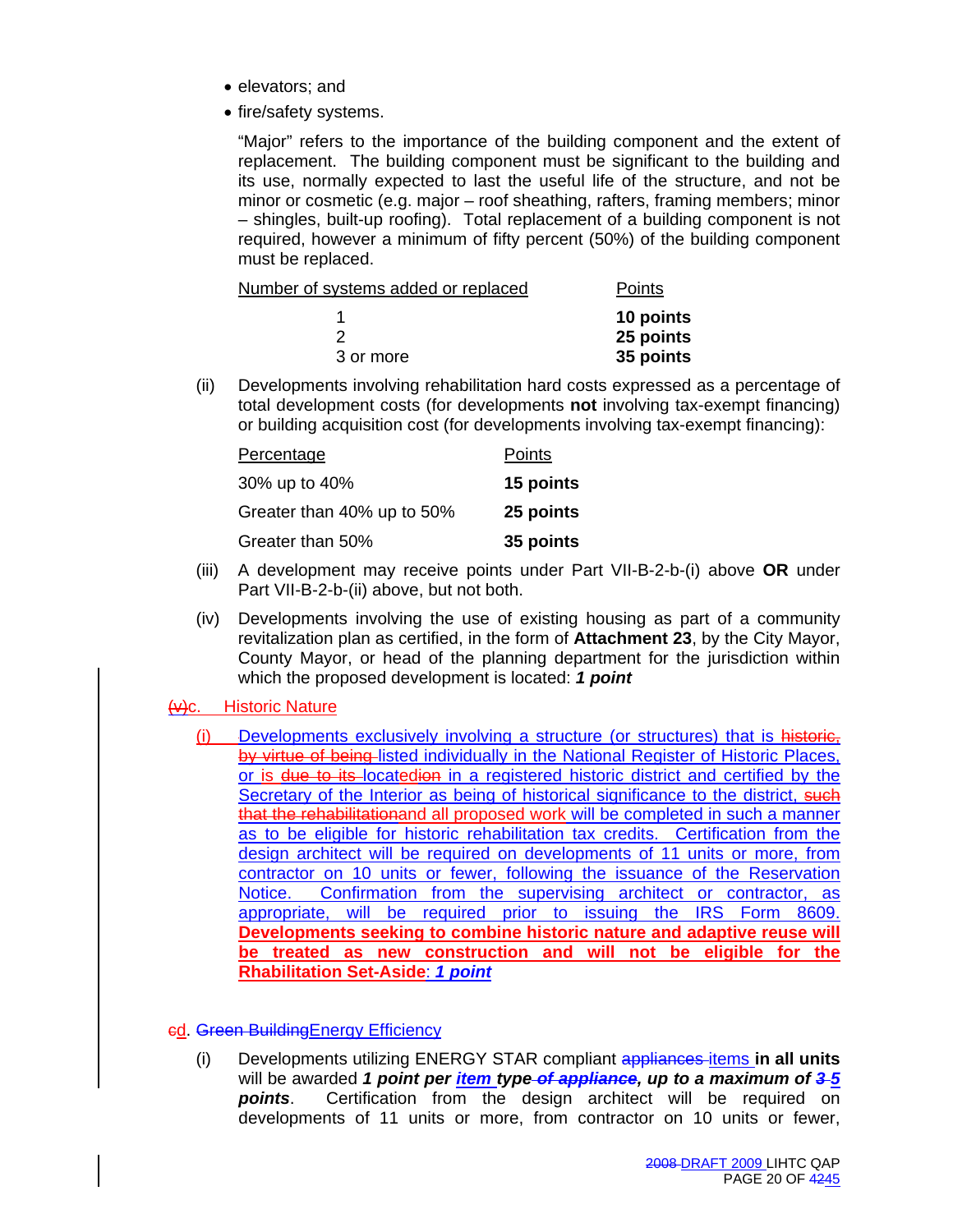- elevators; and
- fire/safety systems.

"Major" refers to the importance of the building component and the extent of replacement. The building component must be significant to the building and its use, normally expected to last the useful life of the structure, and not be minor or cosmetic (e.g. major – roof sheathing, rafters, framing members; minor – shingles, built-up roofing). Total replacement of a building component is not required, however a minimum of fifty percent (50%) of the building component must be replaced.

| Number of systems added or replaced | Points |
|---|---|
| 1 | **10 points** |
| 2 | **25 points** |
| 3 or more | **35 points** |

(ii) Developments involving rehabilitation hard costs expressed as a percentage of total development costs (for developments **not** involving tax-exempt financing) or building acquisition cost (for developments involving tax-exempt financing):

| Percentage | Points |
|---|---|
| 30% up to 40% | **15 points** |
| Greater than 40% up to 50% | **25 points** |
| Greater than 50% | **35 points** |

(iii) A development may receive points under Part VII-B-2-b-(i) above **OR** under Part VII-B-2-b-(ii) above, but not both.

(iv) Developments involving the use of existing housing as part of a community revitalization plan as certified, in the form of **Attachment 23**, by the City Mayor, County Mayor, or head of the planning department for the jurisdiction within which the proposed development is located: ***1 point***

~~(v)~~c. Historic Nature

(i) Developments exclusively involving a structure (or structures) that is ~~historic, by virtue of being~~ listed individually in the National Register of Historic Places, or is ~~due to its~~ locat~~ion~~ed in a registered historic district and certified by the Secretary of the Interior as being of historical significance to the district, ~~such that the rehabilitation~~and all proposed work will be completed in such a manner as to be eligible for historic rehabilitation tax credits. Certification from the design architect will be required on developments of 11 units or more, from contractor on 10 units or fewer, following the issuance of the Reservation Notice. Confirmation from the supervising architect or contractor, as appropriate, will be required prior to issuing the IRS Form 8609. **Developments seeking to combine historic nature and adaptive reuse will be treated as new construction and will not be eligible for the Rhabilitation Set-Aside**: ***1 point***

~~c~~d. ~~Green Building~~Energy Efficiency

(i) Developments utilizing ENERGY STAR compliant ~~appliances~~ items **in all units** will be awarded ***1 point per item type ~~of appliance~~, up to a maximum of ~~3~~ 5 points***. Certification from the design architect will be required on developments of 11 units or more, from contractor on 10 units or fewer,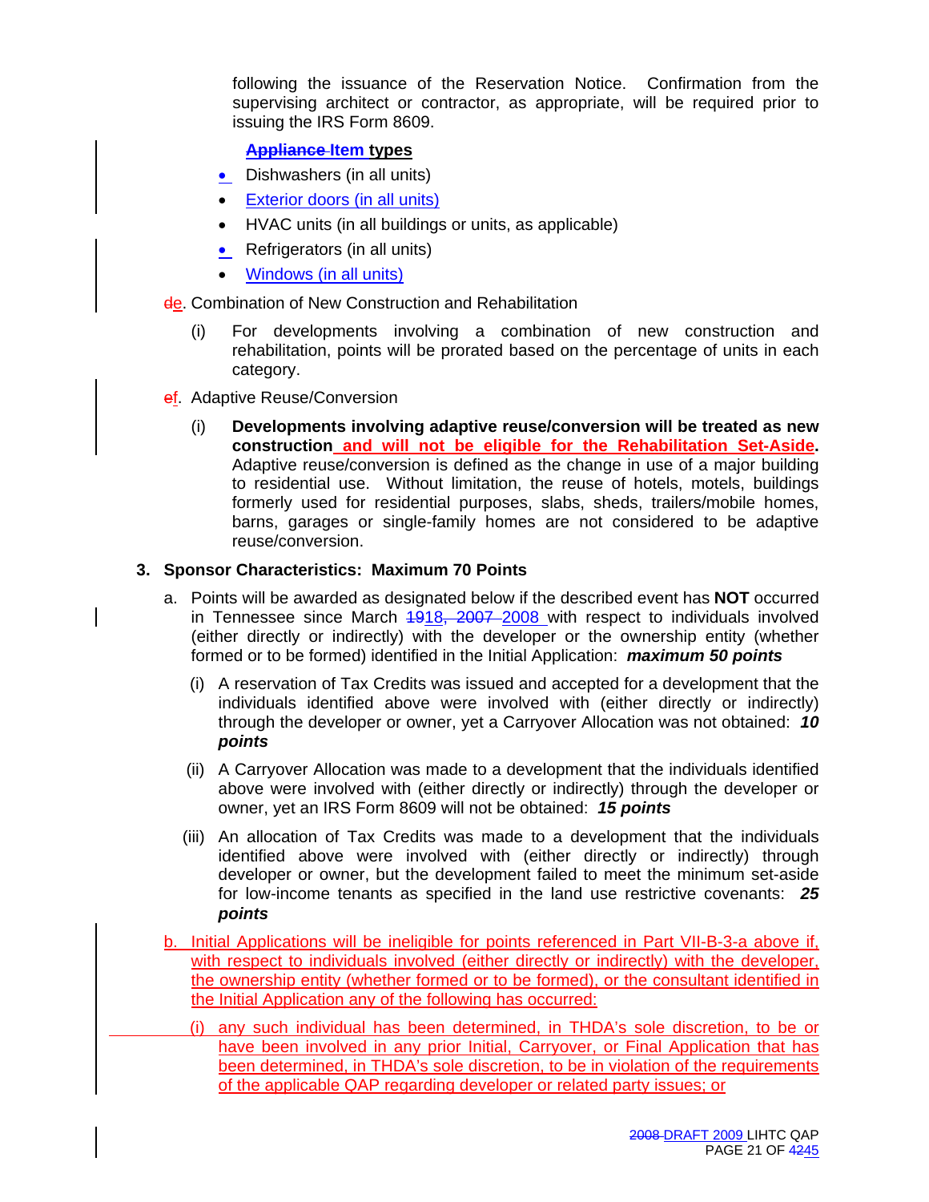following the issuance of the Reservation Notice. Confirmation from the supervising architect or contractor, as appropriate, will be required prior to issuing the IRS Form 8609.

**~~Appliance~~ Item types**

- Dishwashers (in all units)
- Exterior doors (in all units)
- HVAC units (in all buildings or units, as applicable)
- Refrigerators (in all units)
- Windows (in all units)

~~d~~e. Combination of New Construction and Rehabilitation

(i) For developments involving a combination of new construction and rehabilitation, points will be prorated based on the percentage of units in each category.

~~e~~f. Adaptive Reuse/Conversion

(i) **Developments involving adaptive reuse/conversion will be treated as new construction and will not be eligible for the Rehabilitation Set-Aside.** Adaptive reuse/conversion is defined as the change in use of a major building to residential use. Without limitation, the reuse of hotels, motels, buildings formerly used for residential purposes, slabs, sheds, trailers/mobile homes, barns, garages or single-family homes are not considered to be adaptive reuse/conversion.

**3. Sponsor Characteristics: Maximum 70 Points**

a. Points will be awarded as designated below if the described event has **NOT** occurred in Tennessee since March ~~19~~18, ~~2007~~ 2008 with respect to individuals involved (either directly or indirectly) with the developer or the ownership entity (whether formed or to be formed) identified in the Initial Application: ***maximum 50 points***

(i) A reservation of Tax Credits was issued and accepted for a development that the individuals identified above were involved with (either directly or indirectly) through the developer or owner, yet a Carryover Allocation was not obtained: ***10 points***

(ii) A Carryover Allocation was made to a development that the individuals identified above were involved with (either directly or indirectly) through the developer or owner, yet an IRS Form 8609 will not be obtained: ***15 points***

(iii) An allocation of Tax Credits was made to a development that the individuals identified above were involved with (either directly or indirectly) through developer or owner, but the development failed to meet the minimum set-aside for low-income tenants as specified in the land use restrictive covenants: ***25 points***

b. Initial Applications will be ineligible for points referenced in Part VII-B-3-a above if, with respect to individuals involved (either directly or indirectly) with the developer, the ownership entity (whether formed or to be formed), or the consultant identified in the Initial Application any of the following has occurred:

(i) any such individual has been determined, in THDA's sole discretion, to be or have been involved in any prior Initial, Carryover, or Final Application that has been determined, in THDA's sole discretion, to be in violation of the requirements of the applicable QAP regarding developer or related party issues; or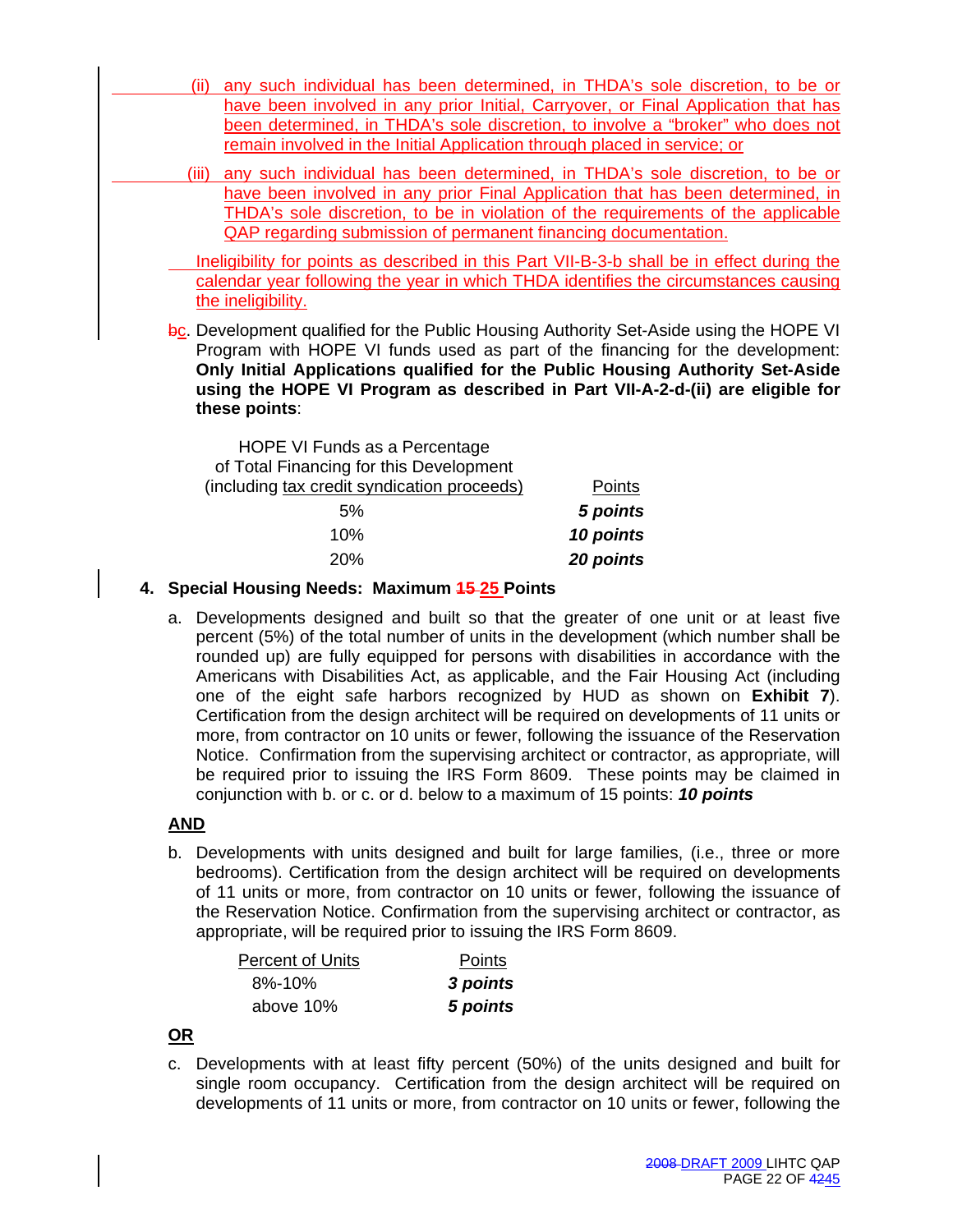(ii) any such individual has been determined, in THDA's sole discretion, to be or have been involved in any prior Initial, Carryover, or Final Application that has been determined, in THDA's sole discretion, to involve a "broker" who does not remain involved in the Initial Application through placed in service; or

(iii) any such individual has been determined, in THDA's sole discretion, to be or have been involved in any prior Final Application that has been determined, in THDA's sole discretion, to be in violation of the requirements of the applicable QAP regarding submission of permanent financing documentation.

Ineligibility for points as described in this Part VII-B-3-b shall be in effect during the calendar year following the year in which THDA identifies the circumstances causing the ineligibility.

~~b~~c. Development qualified for the Public Housing Authority Set-Aside using the HOPE VI Program with HOPE VI funds used as part of the financing for the development: **Only Initial Applications qualified for the Public Housing Authority Set-Aside using the HOPE VI Program as described in Part VII-A-2-d-(ii) are eligible for these points**:

| HOPE VI Funds as a Percentage of Total Financing for this Development (including tax credit syndication proceeds) | Points |
|---|---|
| 5% | ***5 points*** |
| 10% | ***10 points*** |
| 20% | ***20 points*** |

**4. Special Housing Needs: Maximum ~~15~~ 25 Points**

a. Developments designed and built so that the greater of one unit or at least five percent (5%) of the total number of units in the development (which number shall be rounded up) are fully equipped for persons with disabilities in accordance with the Americans with Disabilities Act, as applicable, and the Fair Housing Act (including one of the eight safe harbors recognized by HUD as shown on **Exhibit 7**). Certification from the design architect will be required on developments of 11 units or more, from contractor on 10 units or fewer, following the issuance of the Reservation Notice. Confirmation from the supervising architect or contractor, as appropriate, will be required prior to issuing the IRS Form 8609. These points may be claimed in conjunction with b. or c. or d. below to a maximum of 15 points: ***10 points***

**AND**

b. Developments with units designed and built for large families, (i.e., three or more bedrooms). Certification from the design architect will be required on developments of 11 units or more, from contractor on 10 units or fewer, following the issuance of the Reservation Notice. Confirmation from the supervising architect or contractor, as appropriate, will be required prior to issuing the IRS Form 8609.

| Percent of Units | Points |
|---|---|
| 8%-10% | ***3 points*** |
| above 10% | ***5 points*** |

**OR**

c. Developments with at least fifty percent (50%) of the units designed and built for single room occupancy. Certification from the design architect will be required on developments of 11 units or more, from contractor on 10 units or fewer, following the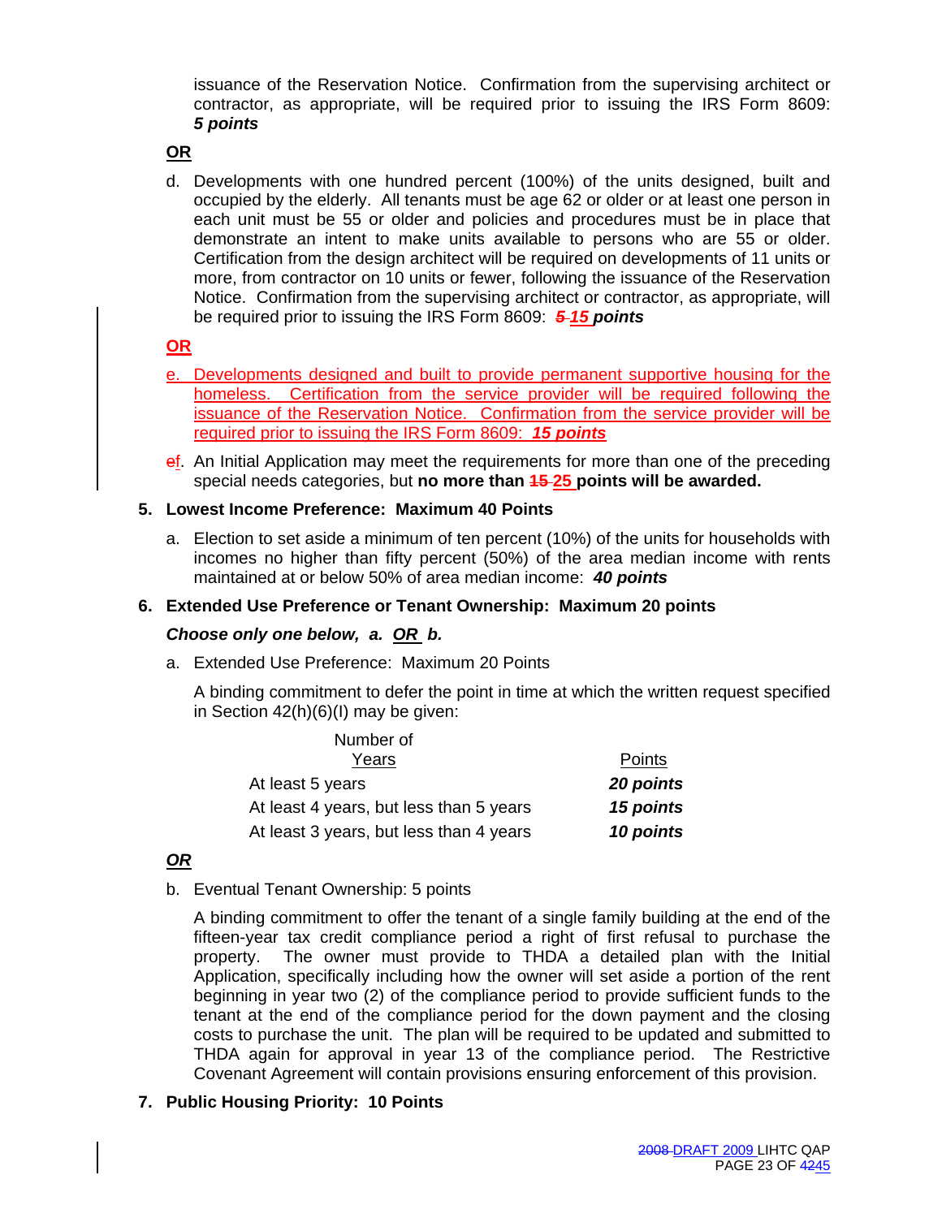issuance of the Reservation Notice. Confirmation from the supervising architect or contractor, as appropriate, will be required prior to issuing the IRS Form 8609: ***5 points***

**OR**

d. Developments with one hundred percent (100%) of the units designed, built and occupied by the elderly. All tenants must be age 62 or older or at least one person in each unit must be 55 or older and policies and procedures must be in place that demonstrate an intent to make units available to persons who are 55 or older. Certification from the design architect will be required on developments of 11 units or more, from contractor on 10 units or fewer, following the issuance of the Reservation Notice. Confirmation from the supervising architect or contractor, as appropriate, will be required prior to issuing the IRS Form 8609: ~~*5*~~ ***15 points***

**OR**

e. Developments designed and built to provide permanent supportive housing for the homeless. Certification from the service provider will be required following the issuance of the Reservation Notice. Confirmation from the service provider will be required prior to issuing the IRS Form 8609: ***15 points***

~~e~~f. An Initial Application may meet the requirements for more than one of the preceding special needs categories, but **no more than ~~15~~ 25 points will be awarded.**

**5. Lowest Income Preference: Maximum 40 Points**

a. Election to set aside a minimum of ten percent (10%) of the units for households with incomes no higher than fifty percent (50%) of the area median income with rents maintained at or below 50% of area median income: ***40 points***

**6. Extended Use Preference or Tenant Ownership: Maximum 20 points**

***Choose only one below, a. OR b.***

a. Extended Use Preference: Maximum 20 Points

A binding commitment to defer the point in time at which the written request specified in Section 42(h)(6)(I) may be given:

| Number of Years | Points |
|---|---|
| At least 5 years | ***20 points*** |
| At least 4 years, but less than 5 years | ***15 points*** |
| At least 3 years, but less than 4 years | ***10 points*** |

***OR***

b. Eventual Tenant Ownership: 5 points

A binding commitment to offer the tenant of a single family building at the end of the fifteen-year tax credit compliance period a right of first refusal to purchase the property. The owner must provide to THDA a detailed plan with the Initial Application, specifically including how the owner will set aside a portion of the rent beginning in year two (2) of the compliance period to provide sufficient funds to the tenant at the end of the compliance period for the down payment and the closing costs to purchase the unit. The plan will be required to be updated and submitted to THDA again for approval in year 13 of the compliance period. The Restrictive Covenant Agreement will contain provisions ensuring enforcement of this provision.

**7. Public Housing Priority: 10 Points**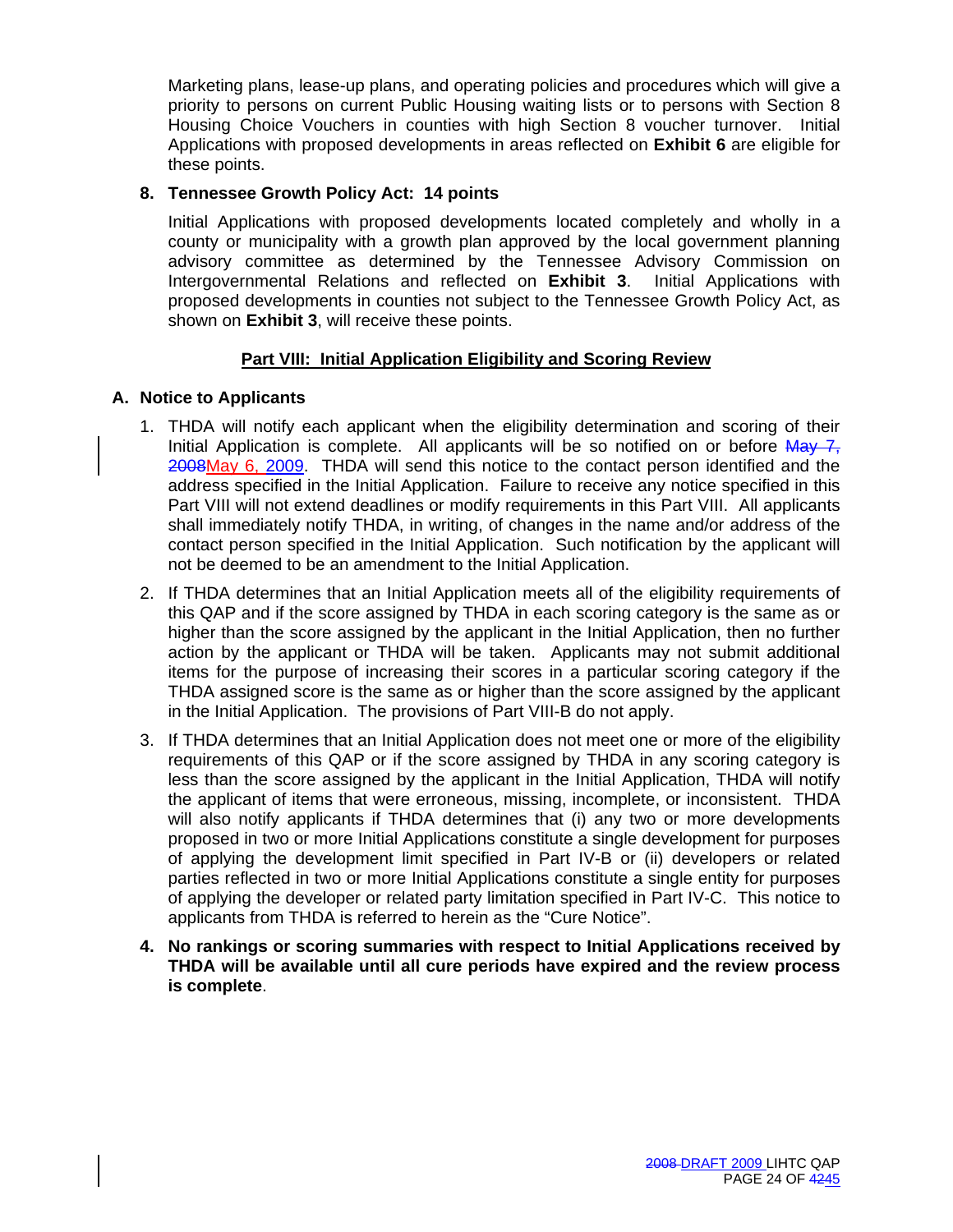Marketing plans, lease-up plans, and operating policies and procedures which will give a priority to persons on current Public Housing waiting lists or to persons with Section 8 Housing Choice Vouchers in counties with high Section 8 voucher turnover. Initial Applications with proposed developments in areas reflected on **Exhibit 6** are eligible for these points.

**8. Tennessee Growth Policy Act: 14 points**

Initial Applications with proposed developments located completely and wholly in a county or municipality with a growth plan approved by the local government planning advisory committee as determined by the Tennessee Advisory Commission on Intergovernmental Relations and reflected on **Exhibit 3**. Initial Applications with proposed developments in counties not subject to the Tennessee Growth Policy Act, as shown on **Exhibit 3**, will receive these points.

## Part VIII: Initial Application Eligibility and Scoring Review

### A. Notice to Applicants

1. THDA will notify each applicant when the eligibility determination and scoring of their Initial Application is complete. All applicants will be so notified on or before ~~May 7, 2008~~May 6, 2009. THDA will send this notice to the contact person identified and the address specified in the Initial Application. Failure to receive any notice specified in this Part VIII will not extend deadlines or modify requirements in this Part VIII. All applicants shall immediately notify THDA, in writing, of changes in the name and/or address of the contact person specified in the Initial Application. Such notification by the applicant will not be deemed to be an amendment to the Initial Application.

2. If THDA determines that an Initial Application meets all of the eligibility requirements of this QAP and if the score assigned by THDA in each scoring category is the same as or higher than the score assigned by the applicant in the Initial Application, then no further action by the applicant or THDA will be taken. Applicants may not submit additional items for the purpose of increasing their scores in a particular scoring category if the THDA assigned score is the same as or higher than the score assigned by the applicant in the Initial Application. The provisions of Part VIII-B do not apply.

3. If THDA determines that an Initial Application does not meet one or more of the eligibility requirements of this QAP or if the score assigned by THDA in any scoring category is less than the score assigned by the applicant in the Initial Application, THDA will notify the applicant of items that were erroneous, missing, incomplete, or inconsistent. THDA will also notify applicants if THDA determines that (i) any two or more developments proposed in two or more Initial Applications constitute a single development for purposes of applying the development limit specified in Part IV-B or (ii) developers or related parties reflected in two or more Initial Applications constitute a single entity for purposes of applying the developer or related party limitation specified in Part IV-C. This notice to applicants from THDA is referred to herein as the "Cure Notice".

4. **No rankings or scoring summaries with respect to Initial Applications received by THDA will be available until all cure periods have expired and the review process is complete**.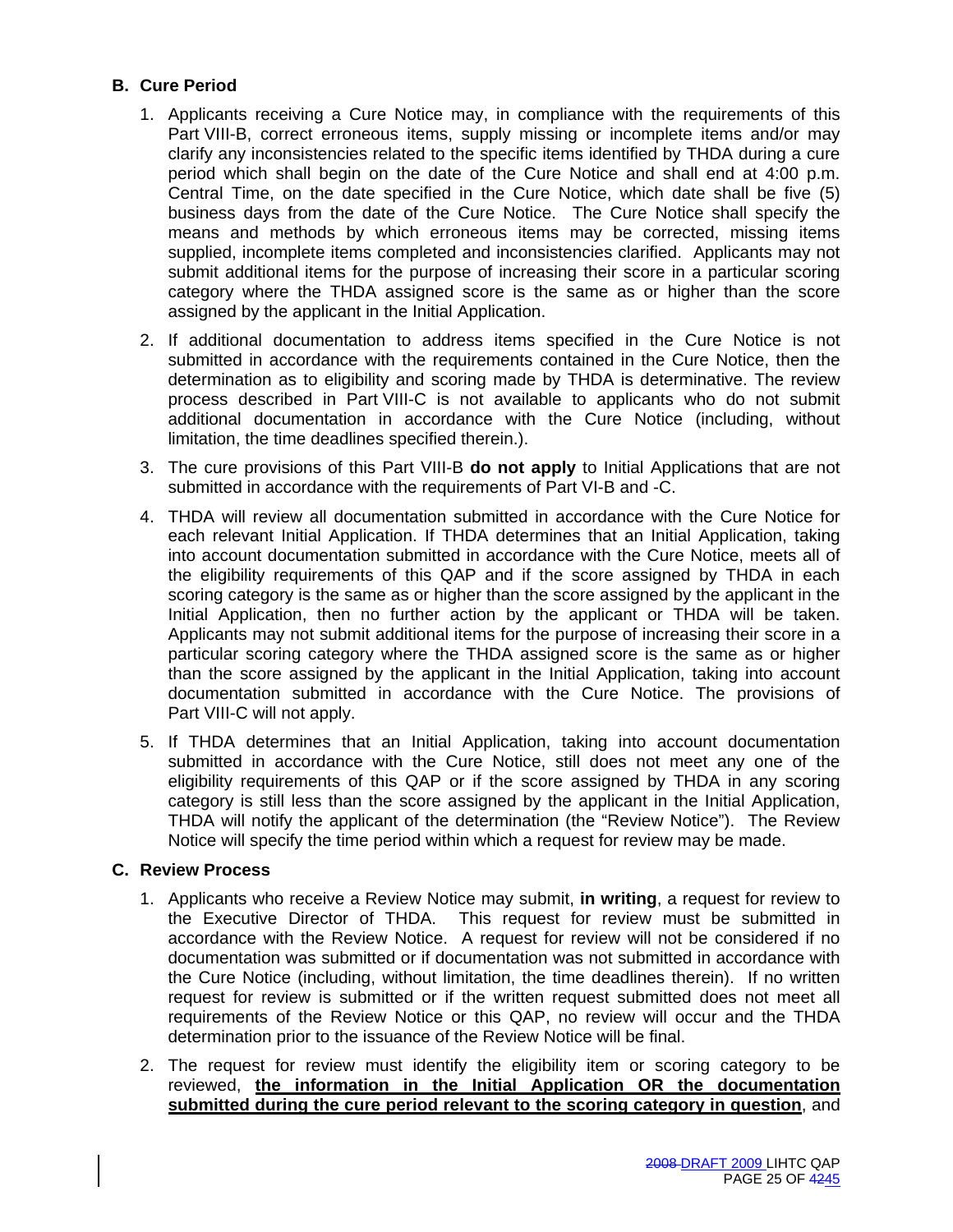## B. Cure Period

1. Applicants receiving a Cure Notice may, in compliance with the requirements of this Part VIII-B, correct erroneous items, supply missing or incomplete items and/or may clarify any inconsistencies related to the specific items identified by THDA during a cure period which shall begin on the date of the Cure Notice and shall end at 4:00 p.m. Central Time, on the date specified in the Cure Notice, which date shall be five (5) business days from the date of the Cure Notice. The Cure Notice shall specify the means and methods by which erroneous items may be corrected, missing items supplied, incomplete items completed and inconsistencies clarified. Applicants may not submit additional items for the purpose of increasing their score in a particular scoring category where the THDA assigned score is the same as or higher than the score assigned by the applicant in the Initial Application.

2. If additional documentation to address items specified in the Cure Notice is not submitted in accordance with the requirements contained in the Cure Notice, then the determination as to eligibility and scoring made by THDA is determinative. The review process described in Part VIII-C is not available to applicants who do not submit additional documentation in accordance with the Cure Notice (including, without limitation, the time deadlines specified therein.).

3. The cure provisions of this Part VIII-B **do not apply** to Initial Applications that are not submitted in accordance with the requirements of Part VI-B and -C.

4. THDA will review all documentation submitted in accordance with the Cure Notice for each relevant Initial Application. If THDA determines that an Initial Application, taking into account documentation submitted in accordance with the Cure Notice, meets all of the eligibility requirements of this QAP and if the score assigned by THDA in each scoring category is the same as or higher than the score assigned by the applicant in the Initial Application, then no further action by the applicant or THDA will be taken. Applicants may not submit additional items for the purpose of increasing their score in a particular scoring category where the THDA assigned score is the same as or higher than the score assigned by the applicant in the Initial Application, taking into account documentation submitted in accordance with the Cure Notice. The provisions of Part VIII-C will not apply.

5. If THDA determines that an Initial Application, taking into account documentation submitted in accordance with the Cure Notice, still does not meet any one of the eligibility requirements of this QAP or if the score assigned by THDA in any scoring category is still less than the score assigned by the applicant in the Initial Application, THDA will notify the applicant of the determination (the "Review Notice"). The Review Notice will specify the time period within which a request for review may be made.

## C. Review Process

1. Applicants who receive a Review Notice may submit, **in writing**, a request for review to the Executive Director of THDA. This request for review must be submitted in accordance with the Review Notice. A request for review will not be considered if no documentation was submitted or if documentation was not submitted in accordance with the Cure Notice (including, without limitation, the time deadlines therein). If no written request for review is submitted or if the written request submitted does not meet all requirements of the Review Notice or this QAP, no review will occur and the THDA determination prior to the issuance of the Review Notice will be final.

2. The request for review must identify the eligibility item or scoring category to be reviewed, **the information in the Initial Application OR the documentation submitted during the cure period relevant to the scoring category in question**, and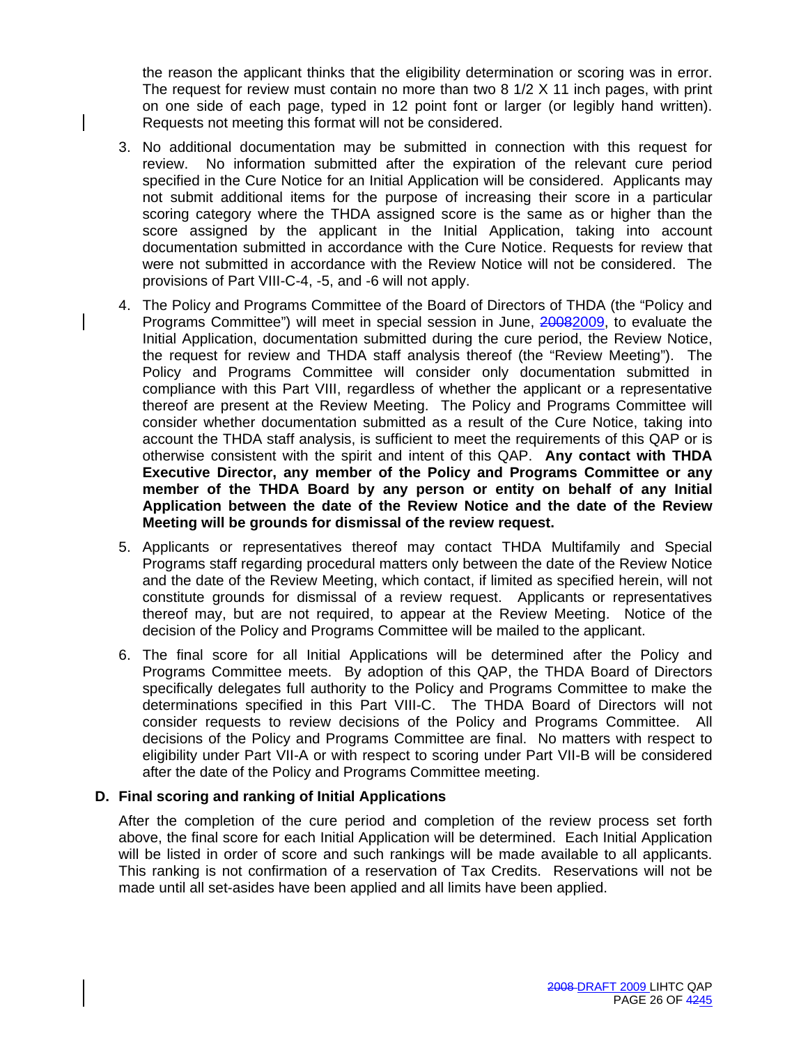the reason the applicant thinks that the eligibility determination or scoring was in error. The request for review must contain no more than two 8 1/2 X 11 inch pages, with print on one side of each page, typed in 12 point font or larger (or legibly hand written). Requests not meeting this format will not be considered.

3. No additional documentation may be submitted in connection with this request for review. No information submitted after the expiration of the relevant cure period specified in the Cure Notice for an Initial Application will be considered. Applicants may not submit additional items for the purpose of increasing their score in a particular scoring category where the THDA assigned score is the same as or higher than the score assigned by the applicant in the Initial Application, taking into account documentation submitted in accordance with the Cure Notice. Requests for review that were not submitted in accordance with the Review Notice will not be considered. The provisions of Part VIII-C-4, -5, and -6 will not apply.

4. The Policy and Programs Committee of the Board of Directors of THDA (the "Policy and Programs Committee") will meet in special session in June, ~~2008~~2009, to evaluate the Initial Application, documentation submitted during the cure period, the Review Notice, the request for review and THDA staff analysis thereof (the "Review Meeting"). The Policy and Programs Committee will consider only documentation submitted in compliance with this Part VIII, regardless of whether the applicant or a representative thereof are present at the Review Meeting. The Policy and Programs Committee will consider whether documentation submitted as a result of the Cure Notice, taking into account the THDA staff analysis, is sufficient to meet the requirements of this QAP or is otherwise consistent with the spirit and intent of this QAP. **Any contact with THDA Executive Director, any member of the Policy and Programs Committee or any member of the THDA Board by any person or entity on behalf of any Initial Application between the date of the Review Notice and the date of the Review Meeting will be grounds for dismissal of the review request.**

5. Applicants or representatives thereof may contact THDA Multifamily and Special Programs staff regarding procedural matters only between the date of the Review Notice and the date of the Review Meeting, which contact, if limited as specified herein, will not constitute grounds for dismissal of a review request. Applicants or representatives thereof may, but are not required, to appear at the Review Meeting. Notice of the decision of the Policy and Programs Committee will be mailed to the applicant.

6. The final score for all Initial Applications will be determined after the Policy and Programs Committee meets. By adoption of this QAP, the THDA Board of Directors specifically delegates full authority to the Policy and Programs Committee to make the determinations specified in this Part VIII-C. The THDA Board of Directors will not consider requests to review decisions of the Policy and Programs Committee. All decisions of the Policy and Programs Committee are final. No matters with respect to eligibility under Part VII-A or with respect to scoring under Part VII-B will be considered after the date of the Policy and Programs Committee meeting.

**D. Final scoring and ranking of Initial Applications**

After the completion of the cure period and completion of the review process set forth above, the final score for each Initial Application will be determined. Each Initial Application will be listed in order of score and such rankings will be made available to all applicants. This ranking is not confirmation of a reservation of Tax Credits. Reservations will not be made until all set-asides have been applied and all limits have been applied.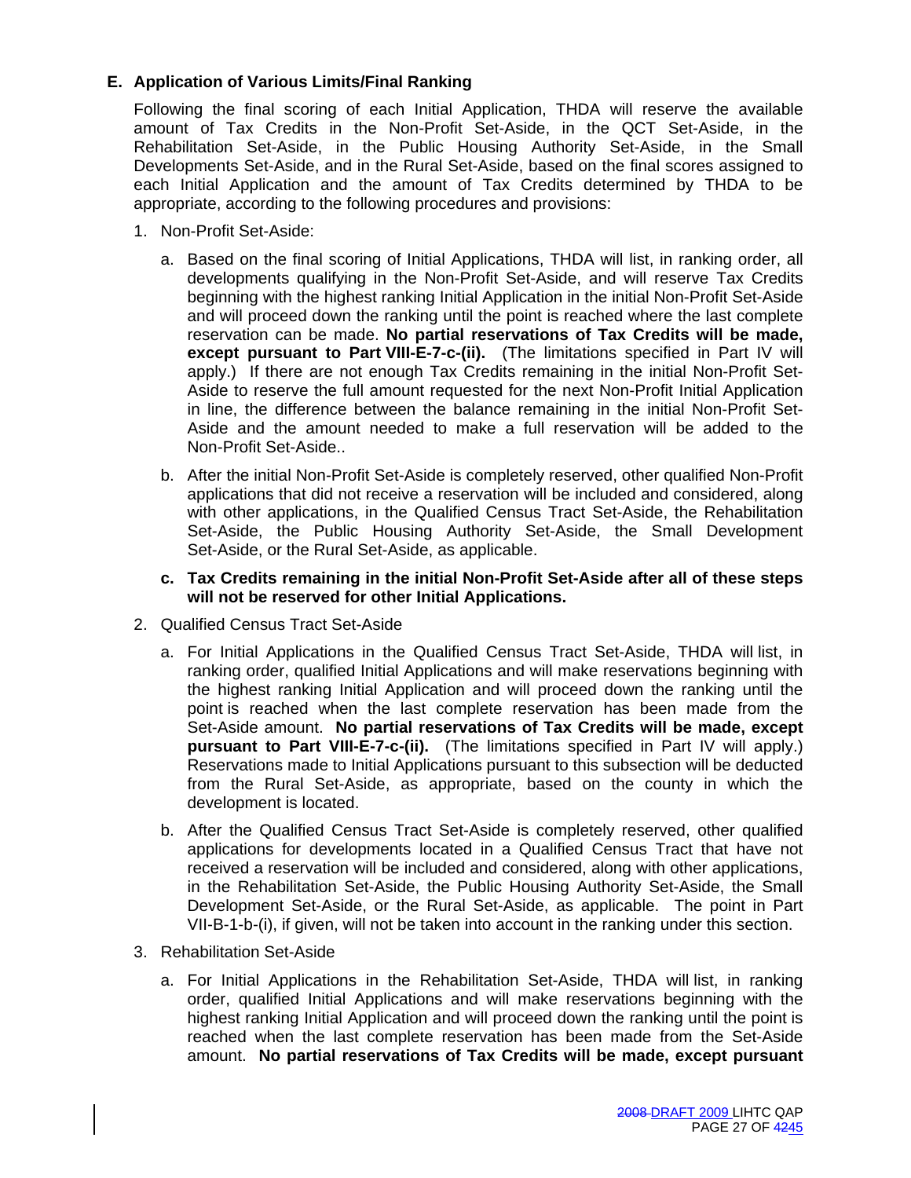## E. Application of Various Limits/Final Ranking

Following the final scoring of each Initial Application, THDA will reserve the available amount of Tax Credits in the Non-Profit Set-Aside, in the QCT Set-Aside, in the Rehabilitation Set-Aside, in the Public Housing Authority Set-Aside, in the Small Developments Set-Aside, and in the Rural Set-Aside, based on the final scores assigned to each Initial Application and the amount of Tax Credits determined by THDA to be appropriate, according to the following procedures and provisions:

1. Non-Profit Set-Aside:

   a. Based on the final scoring of Initial Applications, THDA will list, in ranking order, all developments qualifying in the Non-Profit Set-Aside, and will reserve Tax Credits beginning with the highest ranking Initial Application in the initial Non-Profit Set-Aside and will proceed down the ranking until the point is reached where the last complete reservation can be made. **No partial reservations of Tax Credits will be made, except pursuant to Part VIII-E-7-c-(ii).** (The limitations specified in Part IV will apply.) If there are not enough Tax Credits remaining in the initial Non-Profit Set-Aside to reserve the full amount requested for the next Non-Profit Initial Application in line, the difference between the balance remaining in the initial Non-Profit Set-Aside and the amount needed to make a full reservation will be added to the Non-Profit Set-Aside..

   b. After the initial Non-Profit Set-Aside is completely reserved, other qualified Non-Profit applications that did not receive a reservation will be included and considered, along with other applications, in the Qualified Census Tract Set-Aside, the Rehabilitation Set-Aside, the Public Housing Authority Set-Aside, the Small Development Set-Aside, or the Rural Set-Aside, as applicable.

   **c. Tax Credits remaining in the initial Non-Profit Set-Aside after all of these steps will not be reserved for other Initial Applications.**

2. Qualified Census Tract Set-Aside

   a. For Initial Applications in the Qualified Census Tract Set-Aside, THDA will list, in ranking order, qualified Initial Applications and will make reservations beginning with the highest ranking Initial Application and will proceed down the ranking until the point is reached when the last complete reservation has been made from the Set-Aside amount. **No partial reservations of Tax Credits will be made, except pursuant to Part VIII-E-7-c-(ii).** (The limitations specified in Part IV will apply.) Reservations made to Initial Applications pursuant to this subsection will be deducted from the Rural Set-Aside, as appropriate, based on the county in which the development is located.

   b. After the Qualified Census Tract Set-Aside is completely reserved, other qualified applications for developments located in a Qualified Census Tract that have not received a reservation will be included and considered, along with other applications, in the Rehabilitation Set-Aside, the Public Housing Authority Set-Aside, the Small Development Set-Aside, or the Rural Set-Aside, as applicable. The point in Part VII-B-1-b-(i), if given, will not be taken into account in the ranking under this section.

3. Rehabilitation Set-Aside

   a. For Initial Applications in the Rehabilitation Set-Aside, THDA will list, in ranking order, qualified Initial Applications and will make reservations beginning with the highest ranking Initial Application and will proceed down the ranking until the point is reached when the last complete reservation has been made from the Set-Aside amount. **No partial reservations of Tax Credits will be made, except pursuant**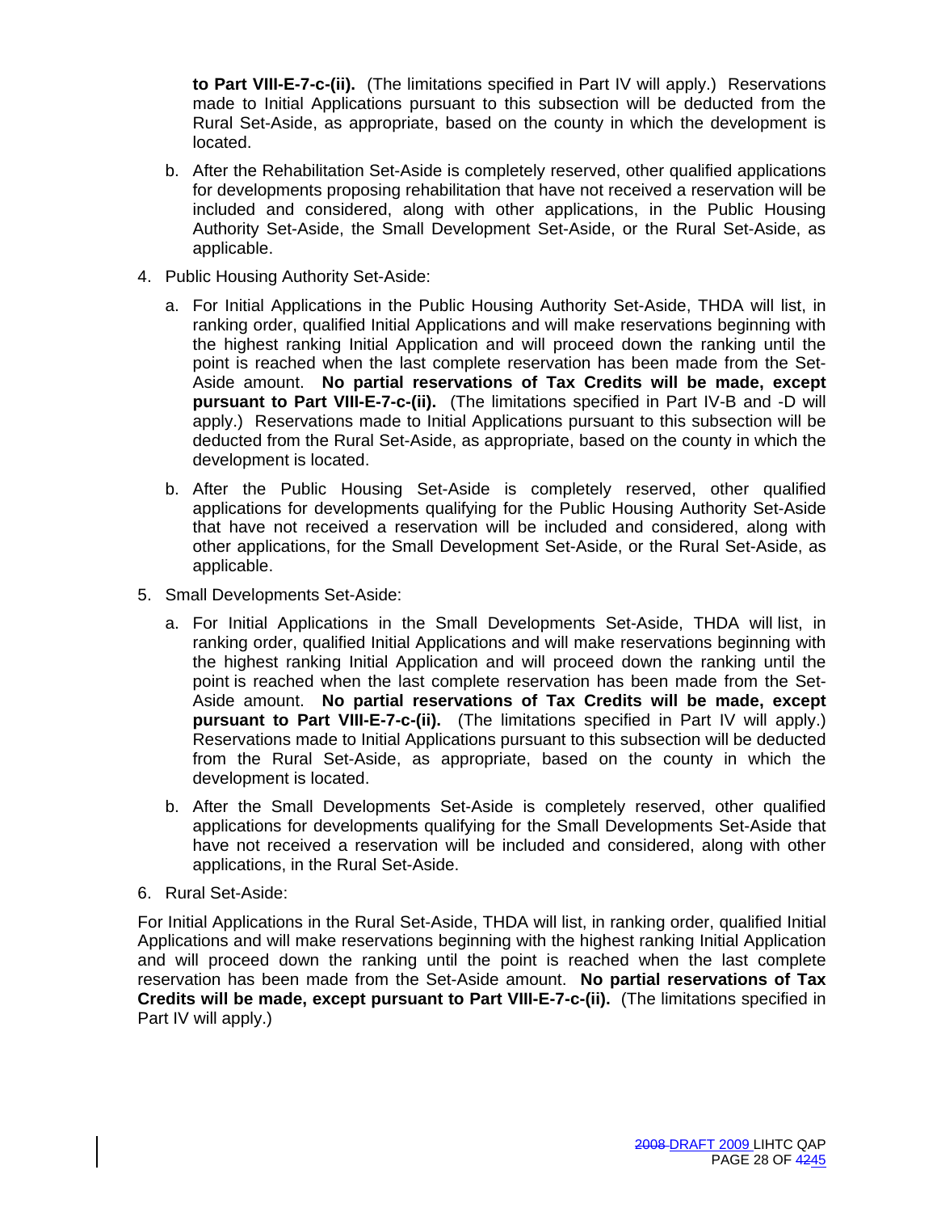**to Part VIII-E-7-c-(ii).** (The limitations specified in Part IV will apply.) Reservations made to Initial Applications pursuant to this subsection will be deducted from the Rural Set-Aside, as appropriate, based on the county in which the development is located.

   b. After the Rehabilitation Set-Aside is completely reserved, other qualified applications for developments proposing rehabilitation that have not received a reservation will be included and considered, along with other applications, in the Public Housing Authority Set-Aside, the Small Development Set-Aside, or the Rural Set-Aside, as applicable.

4. Public Housing Authority Set-Aside:

   a. For Initial Applications in the Public Housing Authority Set-Aside, THDA will list, in ranking order, qualified Initial Applications and will make reservations beginning with the highest ranking Initial Application and will proceed down the ranking until the point is reached when the last complete reservation has been made from the Set-Aside amount. **No partial reservations of Tax Credits will be made, except pursuant to Part VIII-E-7-c-(ii).** (The limitations specified in Part IV-B and -D will apply.) Reservations made to Initial Applications pursuant to this subsection will be deducted from the Rural Set-Aside, as appropriate, based on the county in which the development is located.

   b. After the Public Housing Set-Aside is completely reserved, other qualified applications for developments qualifying for the Public Housing Authority Set-Aside that have not received a reservation will be included and considered, along with other applications, for the Small Development Set-Aside, or the Rural Set-Aside, as applicable.

5. Small Developments Set-Aside:

   a. For Initial Applications in the Small Developments Set-Aside, THDA will list, in ranking order, qualified Initial Applications and will make reservations beginning with the highest ranking Initial Application and will proceed down the ranking until the point is reached when the last complete reservation has been made from the Set-Aside amount. **No partial reservations of Tax Credits will be made, except pursuant to Part VIII-E-7-c-(ii).** (The limitations specified in Part IV will apply.) Reservations made to Initial Applications pursuant to this subsection will be deducted from the Rural Set-Aside, as appropriate, based on the county in which the development is located.

   b. After the Small Developments Set-Aside is completely reserved, other qualified applications for developments qualifying for the Small Developments Set-Aside that have not received a reservation will be included and considered, along with other applications, in the Rural Set-Aside.

6. Rural Set-Aside:

For Initial Applications in the Rural Set-Aside, THDA will list, in ranking order, qualified Initial Applications and will make reservations beginning with the highest ranking Initial Application and will proceed down the ranking until the point is reached when the last complete reservation has been made from the Set-Aside amount. **No partial reservations of Tax Credits will be made, except pursuant to Part VIII-E-7-c-(ii).** (The limitations specified in Part IV will apply.)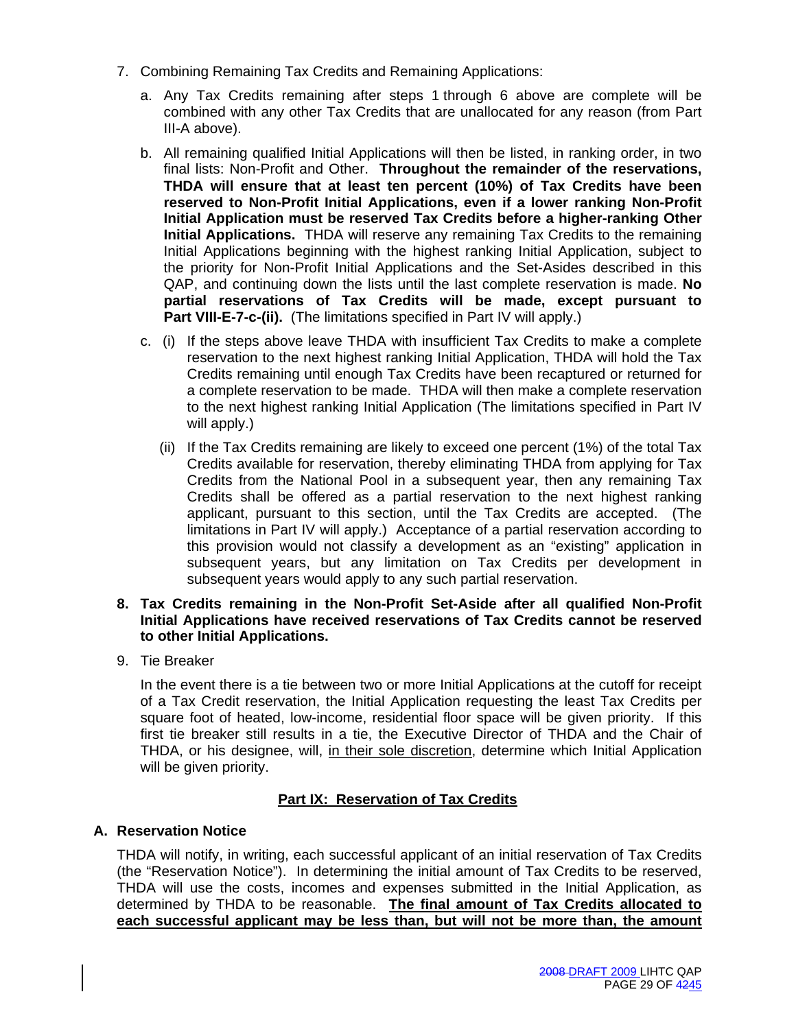7. Combining Remaining Tax Credits and Remaining Applications:

   a. Any Tax Credits remaining after steps 1 through 6 above are complete will be combined with any other Tax Credits that are unallocated for any reason (from Part III-A above).

   b. All remaining qualified Initial Applications will then be listed, in ranking order, in two final lists: Non-Profit and Other. **Throughout the remainder of the reservations, THDA will ensure that at least ten percent (10%) of Tax Credits have been reserved to Non-Profit Initial Applications, even if a lower ranking Non-Profit Initial Application must be reserved Tax Credits before a higher-ranking Other Initial Applications.** THDA will reserve any remaining Tax Credits to the remaining Initial Applications beginning with the highest ranking Initial Application, subject to the priority for Non-Profit Initial Applications and the Set-Asides described in this QAP, and continuing down the lists until the last complete reservation is made. **No partial reservations of Tax Credits will be made, except pursuant to Part VIII-E-7-c-(ii).** (The limitations specified in Part IV will apply.)

   c. (i) If the steps above leave THDA with insufficient Tax Credits to make a complete reservation to the next highest ranking Initial Application, THDA will hold the Tax Credits remaining until enough Tax Credits have been recaptured or returned for a complete reservation to be made. THDA will then make a complete reservation to the next highest ranking Initial Application (The limitations specified in Part IV will apply.)

      (ii) If the Tax Credits remaining are likely to exceed one percent (1%) of the total Tax Credits available for reservation, thereby eliminating THDA from applying for Tax Credits from the National Pool in a subsequent year, then any remaining Tax Credits shall be offered as a partial reservation to the next highest ranking applicant, pursuant to this section, until the Tax Credits are accepted. (The limitations in Part IV will apply.) Acceptance of a partial reservation according to this provision would not classify a development as an "existing" application in subsequent years, but any limitation on Tax Credits per development in subsequent years would apply to any such partial reservation.

8. **Tax Credits remaining in the Non-Profit Set-Aside after all qualified Non-Profit Initial Applications have received reservations of Tax Credits cannot be reserved to other Initial Applications.**

9. Tie Breaker

   In the event there is a tie between two or more Initial Applications at the cutoff for receipt of a Tax Credit reservation, the Initial Application requesting the least Tax Credits per square foot of heated, low-income, residential floor space will be given priority. If this first tie breaker still results in a tie, the Executive Director of THDA and the Chair of THDA, or his designee, will, in their sole discretion, determine which Initial Application will be given priority.

## Part IX: Reservation of Tax Credits

### A. Reservation Notice

THDA will notify, in writing, each successful applicant of an initial reservation of Tax Credits (the "Reservation Notice"). In determining the initial amount of Tax Credits to be reserved, THDA will use the costs, incomes and expenses submitted in the Initial Application, as determined by THDA to be reasonable. **The final amount of Tax Credits allocated to each successful applicant may be less than, but will not be more than, the amount**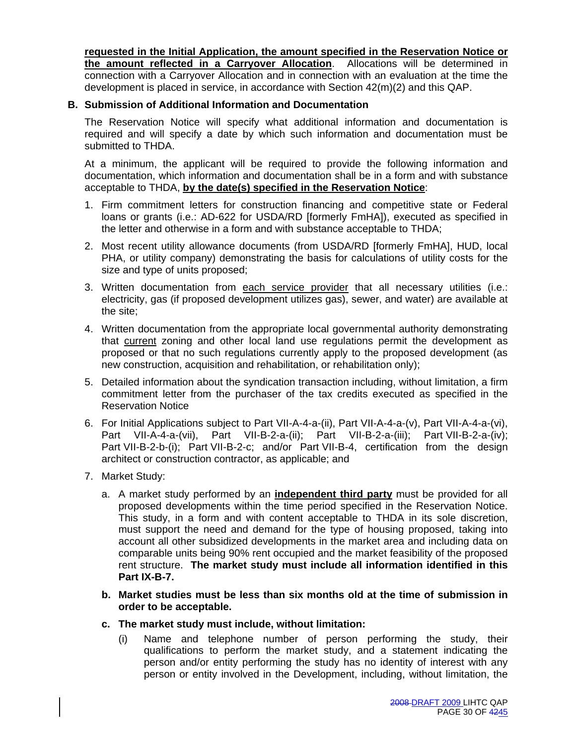**requested in the Initial Application, the amount specified in the Reservation Notice or the amount reflected in a Carryover Allocation**. Allocations will be determined in connection with a Carryover Allocation and in connection with an evaluation at the time the development is placed in service, in accordance with Section 42(m)(2) and this QAP.

### B. Submission of Additional Information and Documentation

The Reservation Notice will specify what additional information and documentation is required and will specify a date by which such information and documentation must be submitted to THDA.

At a minimum, the applicant will be required to provide the following information and documentation, which information and documentation shall be in a form and with substance acceptable to THDA, **by the date(s) specified in the Reservation Notice**:

1. Firm commitment letters for construction financing and competitive state or Federal loans or grants (i.e.: AD-622 for USDA/RD [formerly FmHA]), executed as specified in the letter and otherwise in a form and with substance acceptable to THDA;
2. Most recent utility allowance documents (from USDA/RD [formerly FmHA], HUD, local PHA, or utility company) demonstrating the basis for calculations of utility costs for the size and type of units proposed;
3. Written documentation from each service provider that all necessary utilities (i.e.: electricity, gas (if proposed development utilizes gas), sewer, and water) are available at the site;
4. Written documentation from the appropriate local governmental authority demonstrating that current zoning and other local land use regulations permit the development as proposed or that no such regulations currently apply to the proposed development (as new construction, acquisition and rehabilitation, or rehabilitation only);
5. Detailed information about the syndication transaction including, without limitation, a firm commitment letter from the purchaser of the tax credits executed as specified in the Reservation Notice
6. For Initial Applications subject to Part VII-A-4-a-(ii), Part VII-A-4-a-(v), Part VII-A-4-a-(vi), Part VII-A-4-a-(vii), Part VII-B-2-a-(ii); Part VII-B-2-a-(iii); Part VII-B-2-a-(iv); Part VII-B-2-b-(i); Part VII-B-2-c; and/or Part VII-B-4, certification from the design architect or construction contractor, as applicable; and
7. Market Study:
   a. A market study performed by an **independent third party** must be provided for all proposed developments within the time period specified in the Reservation Notice. This study, in a form and with content acceptable to THDA in its sole discretion, must support the need and demand for the type of housing proposed, taking into account all other subsidized developments in the market area and including data on comparable units being 90% rent occupied and the market feasibility of the proposed rent structure. **The market study must include all information identified in this Part IX-B-7.**
   
   **b. Market studies must be less than six months old at the time of submission in order to be acceptable.**
   
   **c. The market study must include, without limitation:**
   
      (i) Name and telephone number of person performing the study, their qualifications to perform the market study, and a statement indicating the person and/or entity performing the study has no identity of interest with any person or entity involved in the Development, including, without limitation, the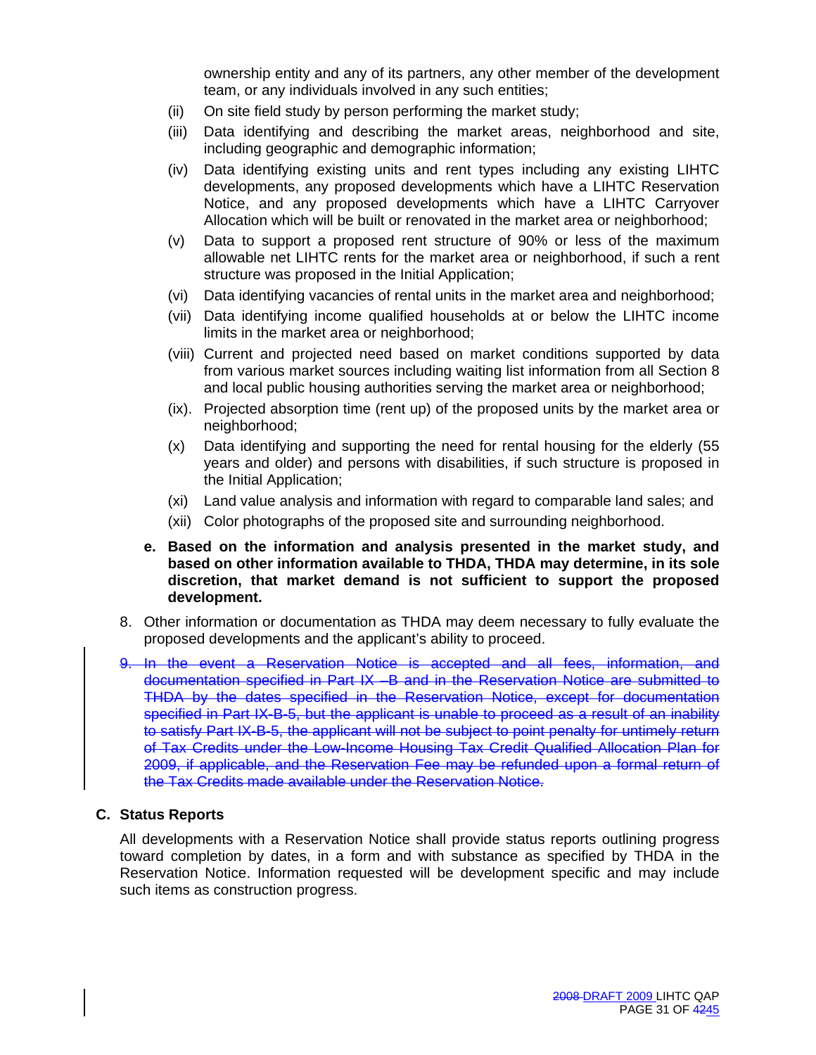ownership entity and any of its partners, any other member of the development team, or any individuals involved in any such entities;

(ii) On site field study by person performing the market study;

(iii) Data identifying and describing the market areas, neighborhood and site, including geographic and demographic information;

(iv) Data identifying existing units and rent types including any existing LIHTC developments, any proposed developments which have a LIHTC Reservation Notice, and any proposed developments which have a LIHTC Carryover Allocation which will be built or renovated in the market area or neighborhood;

(v) Data to support a proposed rent structure of 90% or less of the maximum allowable net LIHTC rents for the market area or neighborhood, if such a rent structure was proposed in the Initial Application;

(vi) Data identifying vacancies of rental units in the market area and neighborhood;

(vii) Data identifying income qualified households at or below the LIHTC income limits in the market area or neighborhood;

(viii) Current and projected need based on market conditions supported by data from various market sources including waiting list information from all Section 8 and local public housing authorities serving the market area or neighborhood;

(ix). Projected absorption time (rent up) of the proposed units by the market area or neighborhood;

(x) Data identifying and supporting the need for rental housing for the elderly (55 years and older) and persons with disabilities, if such structure is proposed in the Initial Application;

(xi) Land value analysis and information with regard to comparable land sales; and

(xii) Color photographs of the proposed site and surrounding neighborhood.

**e. Based on the information and analysis presented in the market study, and based on other information available to THDA, THDA may determine, in its sole discretion, that market demand is not sufficient to support the proposed development.**

8. Other information or documentation as THDA may deem necessary to fully evaluate the proposed developments and the applicant's ability to proceed.

9. ~~In the event a Reservation Notice is accepted and all fees, information, and documentation specified in Part IX –B and in the Reservation Notice are submitted to THDA by the dates specified in the Reservation Notice, except for documentation specified in Part IX-B-5, but the applicant is unable to proceed as a result of an inability to satisfy Part IX-B-5, the applicant will not be subject to point penalty for untimely return of Tax Credits under the Low-Income Housing Tax Credit Qualified Allocation Plan for 2009, if applicable, and the Reservation Fee may be refunded upon a formal return of the Tax Credits made available under the Reservation Notice.~~

## C. Status Reports

All developments with a Reservation Notice shall provide status reports outlining progress toward completion by dates, in a form and with substance as specified by THDA in the Reservation Notice. Information requested will be development specific and may include such items as construction progress.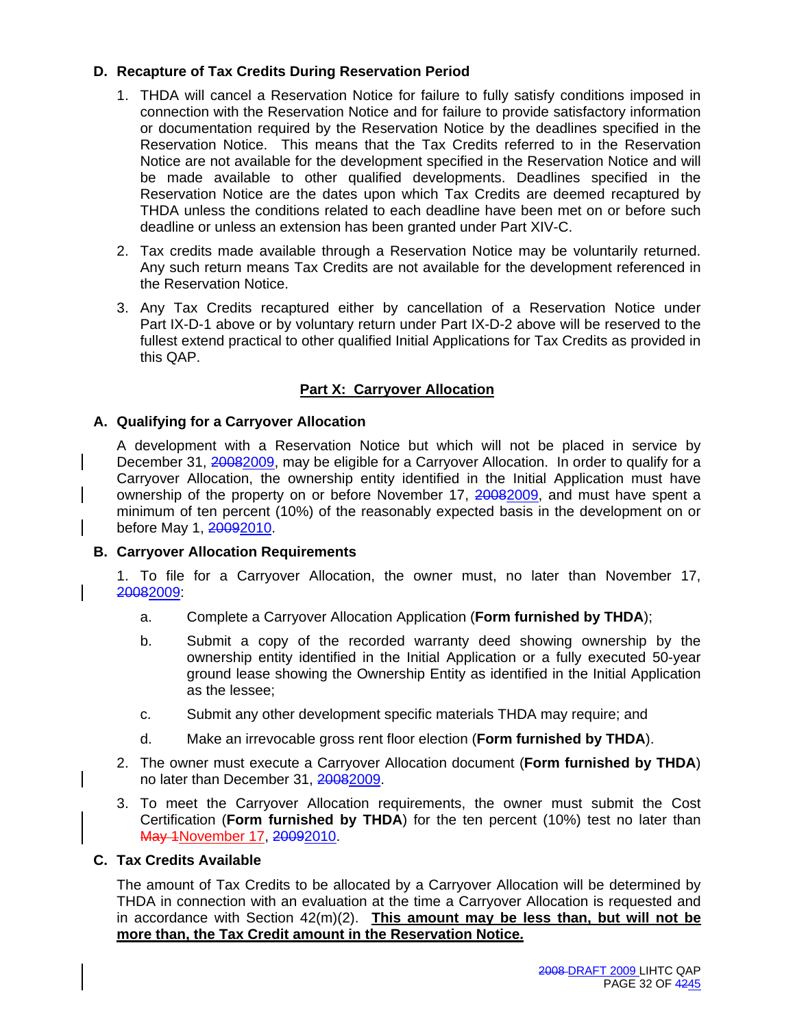**D. Recapture of Tax Credits During Reservation Period**

1. THDA will cancel a Reservation Notice for failure to fully satisfy conditions imposed in connection with the Reservation Notice and for failure to provide satisfactory information or documentation required by the Reservation Notice by the deadlines specified in the Reservation Notice. This means that the Tax Credits referred to in the Reservation Notice are not available for the development specified in the Reservation Notice and will be made available to other qualified developments. Deadlines specified in the Reservation Notice are the dates upon which Tax Credits are deemed recaptured by THDA unless the conditions related to each deadline have been met on or before such deadline or unless an extension has been granted under Part XIV-C.

2. Tax credits made available through a Reservation Notice may be voluntarily returned. Any such return means Tax Credits are not available for the development referenced in the Reservation Notice.

3. Any Tax Credits recaptured either by cancellation of a Reservation Notice under Part IX-D-1 above or by voluntary return under Part IX-D-2 above will be reserved to the fullest extend practical to other qualified Initial Applications for Tax Credits as provided in this QAP.

## Part X: Carryover Allocation

**A. Qualifying for a Carryover Allocation**

A development with a Reservation Notice but which will not be placed in service by December 31, ~~2008~~2009, may be eligible for a Carryover Allocation. In order to qualify for a Carryover Allocation, the ownership entity identified in the Initial Application must have ownership of the property on or before November 17, ~~2008~~2009, and must have spent a minimum of ten percent (10%) of the reasonably expected basis in the development on or before May 1, ~~2009~~2010.

**B. Carryover Allocation Requirements**

1. To file for a Carryover Allocation, the owner must, no later than November 17, ~~2008~~2009:

   a. Complete a Carryover Allocation Application (**Form furnished by THDA**);

   b. Submit a copy of the recorded warranty deed showing ownership by the ownership entity identified in the Initial Application or a fully executed 50-year ground lease showing the Ownership Entity as identified in the Initial Application as the lessee;

   c. Submit any other development specific materials THDA may require; and

   d. Make an irrevocable gross rent floor election (**Form furnished by THDA**).

2. The owner must execute a Carryover Allocation document (**Form furnished by THDA**) no later than December 31, ~~2008~~2009.

3. To meet the Carryover Allocation requirements, the owner must submit the Cost Certification (**Form furnished by THDA**) for the ten percent (10%) test no later than ~~May 1~~November 17, ~~2009~~2010.

**C. Tax Credits Available**

The amount of Tax Credits to be allocated by a Carryover Allocation will be determined by THDA in connection with an evaluation at the time a Carryover Allocation is requested and in accordance with Section 42(m)(2). **This amount may be less than, but will not be more than, the Tax Credit amount in the Reservation Notice.**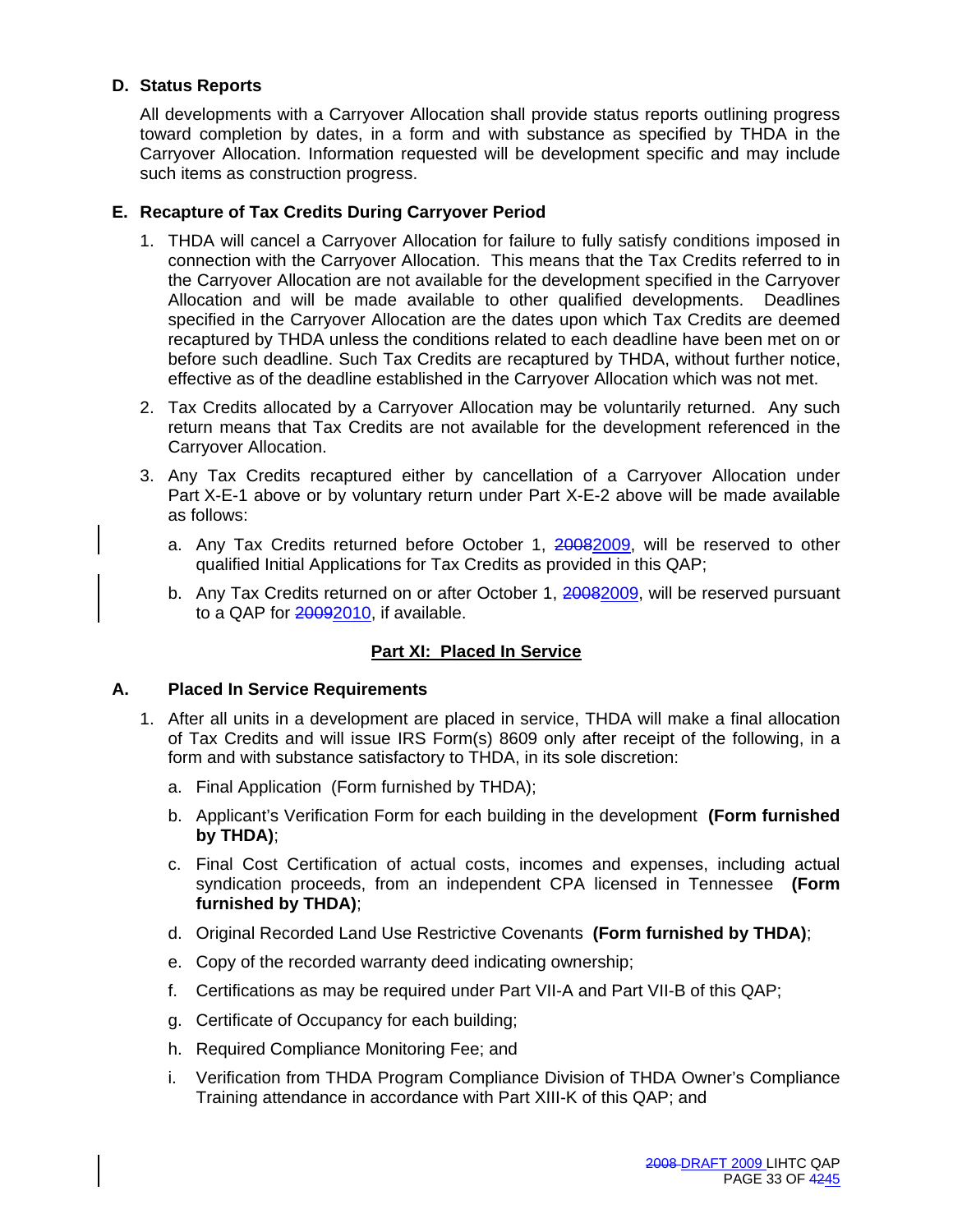### D. Status Reports

All developments with a Carryover Allocation shall provide status reports outlining progress toward completion by dates, in a form and with substance as specified by THDA in the Carryover Allocation. Information requested will be development specific and may include such items as construction progress.

### E. Recapture of Tax Credits During Carryover Period

1. THDA will cancel a Carryover Allocation for failure to fully satisfy conditions imposed in connection with the Carryover Allocation. This means that the Tax Credits referred to in the Carryover Allocation are not available for the development specified in the Carryover Allocation and will be made available to other qualified developments. Deadlines specified in the Carryover Allocation are the dates upon which Tax Credits are deemed recaptured by THDA unless the conditions related to each deadline have been met on or before such deadline. Such Tax Credits are recaptured by THDA, without further notice, effective as of the deadline established in the Carryover Allocation which was not met.

2. Tax Credits allocated by a Carryover Allocation may be voluntarily returned. Any such return means that Tax Credits are not available for the development referenced in the Carryover Allocation.

3. Any Tax Credits recaptured either by cancellation of a Carryover Allocation under Part X-E-1 above or by voluntary return under Part X-E-2 above will be made available as follows:

   a. Any Tax Credits returned before October 1, ~~2008~~2009, will be reserved to other qualified Initial Applications for Tax Credits as provided in this QAP;

   b. Any Tax Credits returned on or after October 1, ~~2008~~2009, will be reserved pursuant to a QAP for ~~2009~~2010, if available.

## Part XI: Placed In Service

### A. Placed In Service Requirements

1. After all units in a development are placed in service, THDA will make a final allocation of Tax Credits and will issue IRS Form(s) 8609 only after receipt of the following, in a form and with substance satisfactory to THDA, in its sole discretion:

   a. Final Application (Form furnished by THDA);

   b. Applicant's Verification Form for each building in the development **(Form furnished by THDA)**;

   c. Final Cost Certification of actual costs, incomes and expenses, including actual syndication proceeds, from an independent CPA licensed in Tennessee **(Form furnished by THDA)**;

   d. Original Recorded Land Use Restrictive Covenants **(Form furnished by THDA)**;

   e. Copy of the recorded warranty deed indicating ownership;

   f. Certifications as may be required under Part VII-A and Part VII-B of this QAP;

   g. Certificate of Occupancy for each building;

   h. Required Compliance Monitoring Fee; and

   i. Verification from THDA Program Compliance Division of THDA Owner's Compliance Training attendance in accordance with Part XIII-K of this QAP; and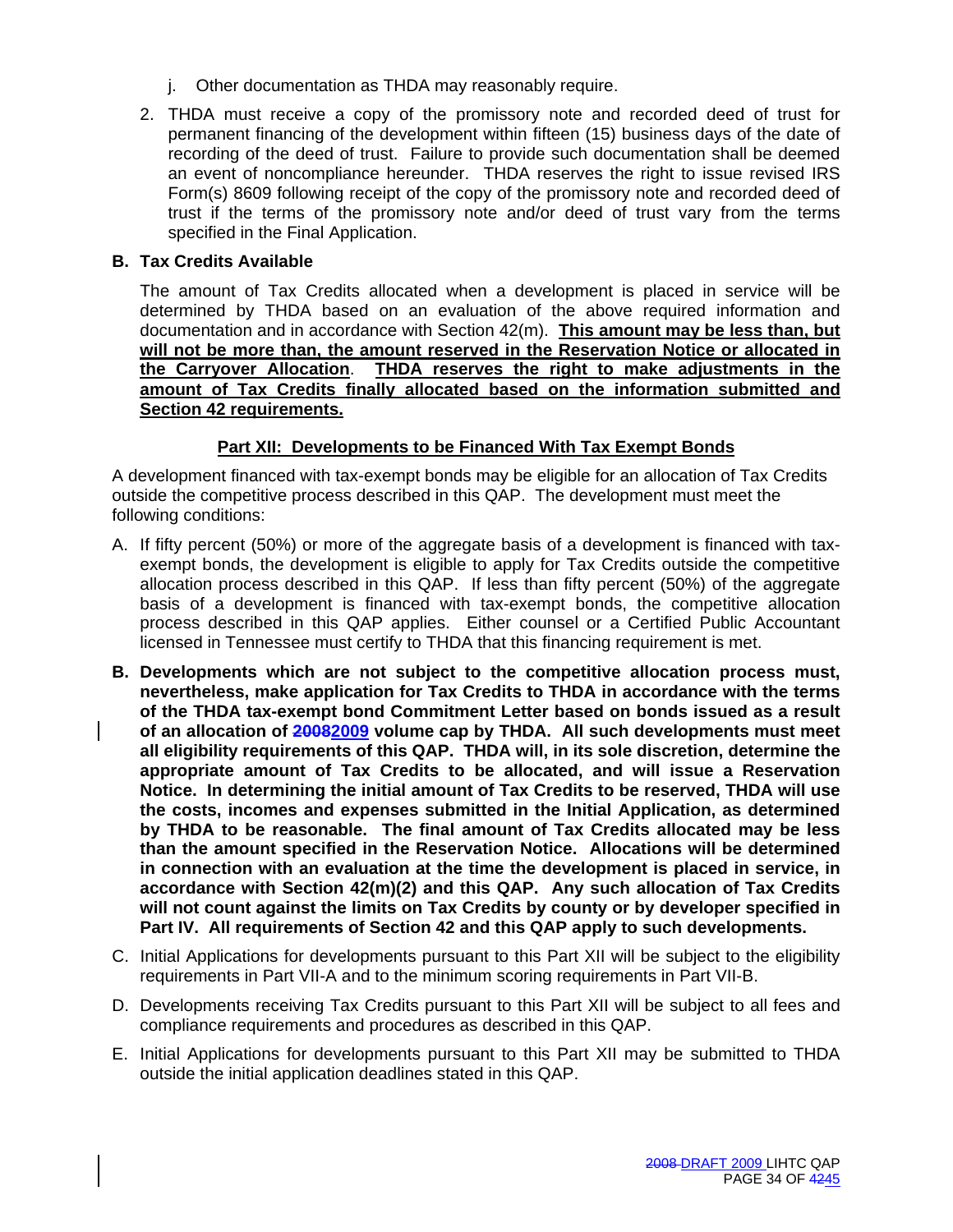j. Other documentation as THDA may reasonably require.

2. THDA must receive a copy of the promissory note and recorded deed of trust for permanent financing of the development within fifteen (15) business days of the date of recording of the deed of trust. Failure to provide such documentation shall be deemed an event of noncompliance hereunder. THDA reserves the right to issue revised IRS Form(s) 8609 following receipt of the copy of the promissory note and recorded deed of trust if the terms of the promissory note and/or deed of trust vary from the terms specified in the Final Application.

**B. Tax Credits Available**

The amount of Tax Credits allocated when a development is placed in service will be determined by THDA based on an evaluation of the above required information and documentation and in accordance with Section 42(m). **This amount may be less than, but will not be more than, the amount reserved in the Reservation Notice or allocated in the Carryover Allocation**. **THDA reserves the right to make adjustments in the amount of Tax Credits finally allocated based on the information submitted and Section 42 requirements.**

## Part XII: Developments to be Financed With Tax Exempt Bonds

A development financed with tax-exempt bonds may be eligible for an allocation of Tax Credits outside the competitive process described in this QAP. The development must meet the following conditions:

A. If fifty percent (50%) or more of the aggregate basis of a development is financed with tax-exempt bonds, the development is eligible to apply for Tax Credits outside the competitive allocation process described in this QAP. If less than fifty percent (50%) of the aggregate basis of a development is financed with tax-exempt bonds, the competitive allocation process described in this QAP applies. Either counsel or a Certified Public Accountant licensed in Tennessee must certify to THDA that this financing requirement is met.

**B. Developments which are not subject to the competitive allocation process must, nevertheless, make application for Tax Credits to THDA in accordance with the terms of the THDA tax-exempt bond Commitment Letter based on bonds issued as a result of an allocation of ~~2008~~2009 volume cap by THDA. All such developments must meet all eligibility requirements of this QAP. THDA will, in its sole discretion, determine the appropriate amount of Tax Credits to be allocated, and will issue a Reservation Notice. In determining the initial amount of Tax Credits to be reserved, THDA will use the costs, incomes and expenses submitted in the Initial Application, as determined by THDA to be reasonable. The final amount of Tax Credits allocated may be less than the amount specified in the Reservation Notice. Allocations will be determined in connection with an evaluation at the time the development is placed in service, in accordance with Section 42(m)(2) and this QAP. Any such allocation of Tax Credits will not count against the limits on Tax Credits by county or by developer specified in Part IV. All requirements of Section 42 and this QAP apply to such developments.**

C. Initial Applications for developments pursuant to this Part XII will be subject to the eligibility requirements in Part VII-A and to the minimum scoring requirements in Part VII-B.

D. Developments receiving Tax Credits pursuant to this Part XII will be subject to all fees and compliance requirements and procedures as described in this QAP.

E. Initial Applications for developments pursuant to this Part XII may be submitted to THDA outside the initial application deadlines stated in this QAP.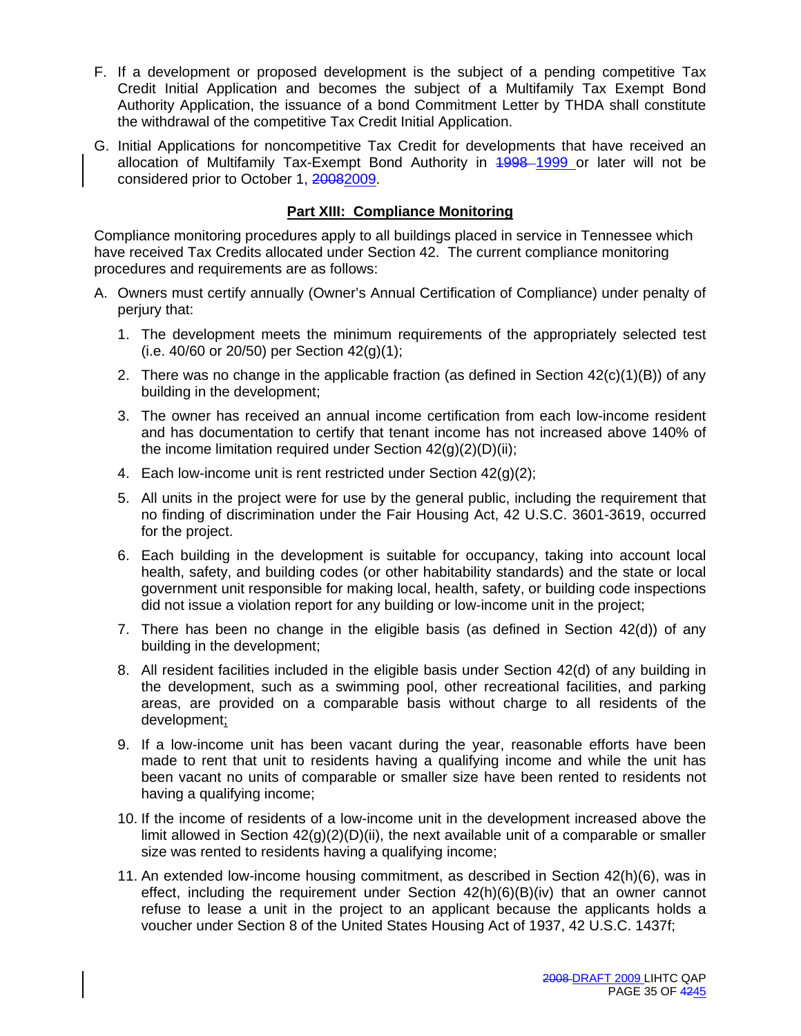F. If a development or proposed development is the subject of a pending competitive Tax Credit Initial Application and becomes the subject of a Multifamily Tax Exempt Bond Authority Application, the issuance of a bond Commitment Letter by THDA shall constitute the withdrawal of the competitive Tax Credit Initial Application.

G. Initial Applications for noncompetitive Tax Credit for developments that have received an allocation of Multifamily Tax-Exempt Bond Authority in ~~1998~~ 1999 or later will not be considered prior to October 1, ~~2008~~2009.

## Part XIII: Compliance Monitoring

Compliance monitoring procedures apply to all buildings placed in service in Tennessee which have received Tax Credits allocated under Section 42. The current compliance monitoring procedures and requirements are as follows:

A. Owners must certify annually (Owner's Annual Certification of Compliance) under penalty of perjury that:

1. The development meets the minimum requirements of the appropriately selected test (i.e. 40/60 or 20/50) per Section 42(g)(1);
2. There was no change in the applicable fraction (as defined in Section 42(c)(1)(B)) of any building in the development;
3. The owner has received an annual income certification from each low-income resident and has documentation to certify that tenant income has not increased above 140% of the income limitation required under Section 42(g)(2)(D)(ii);
4. Each low-income unit is rent restricted under Section 42(g)(2);
5. All units in the project were for use by the general public, including the requirement that no finding of discrimination under the Fair Housing Act, 42 U.S.C. 3601-3619, occurred for the project.
6. Each building in the development is suitable for occupancy, taking into account local health, safety, and building codes (or other habitability standards) and the state or local government unit responsible for making local, health, safety, or building code inspections did not issue a violation report for any building or low-income unit in the project;
7. There has been no change in the eligible basis (as defined in Section 42(d)) of any building in the development;
8. All resident facilities included in the eligible basis under Section 42(d) of any building in the development, such as a swimming pool, other recreational facilities, and parking areas, are provided on a comparable basis without charge to all residents of the development;
9. If a low-income unit has been vacant during the year, reasonable efforts have been made to rent that unit to residents having a qualifying income and while the unit has been vacant no units of comparable or smaller size have been rented to residents not having a qualifying income;
10. If the income of residents of a low-income unit in the development increased above the limit allowed in Section 42(g)(2)(D)(ii), the next available unit of a comparable or smaller size was rented to residents having a qualifying income;
11. An extended low-income housing commitment, as described in Section 42(h)(6), was in effect, including the requirement under Section 42(h)(6)(B)(iv) that an owner cannot refuse to lease a unit in the project to an applicant because the applicants holds a voucher under Section 8 of the United States Housing Act of 1937, 42 U.S.C. 1437f;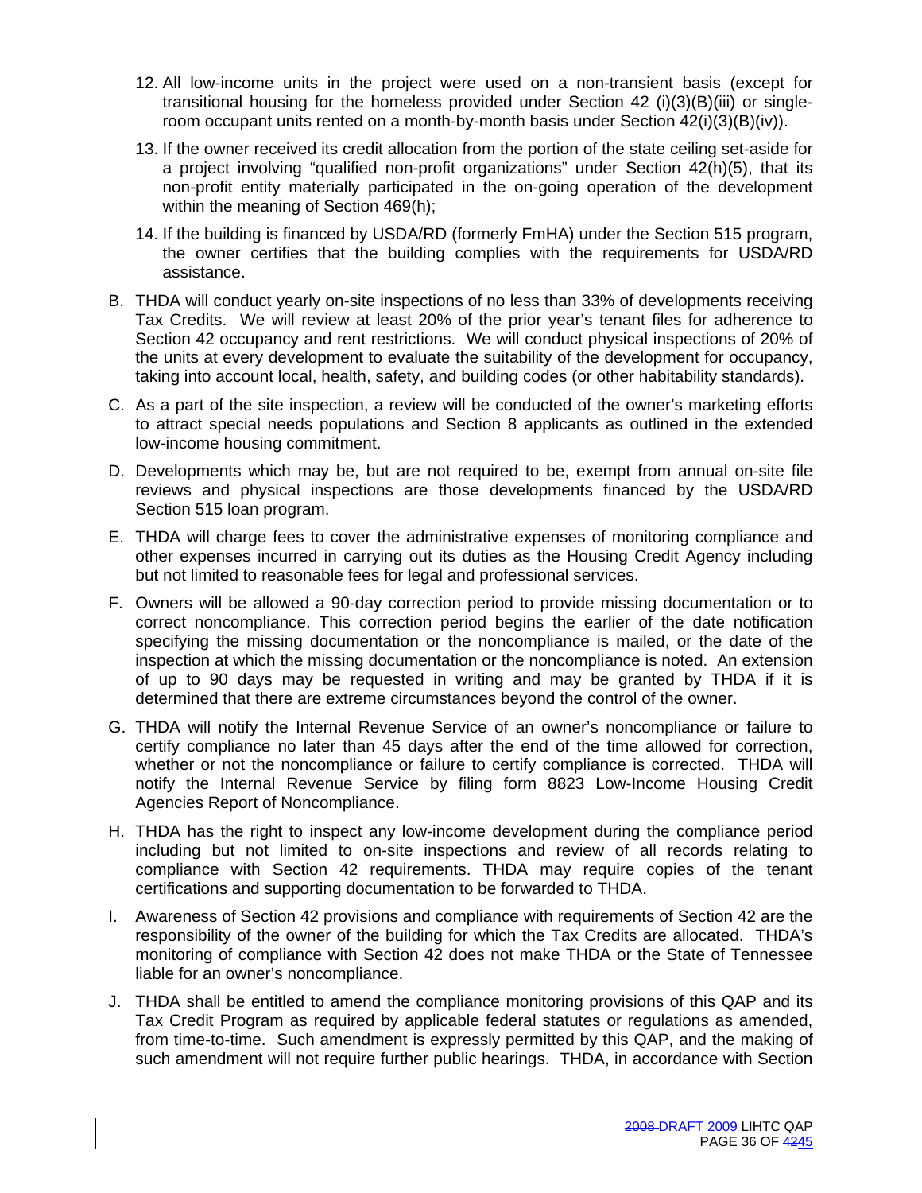12. All low-income units in the project were used on a non-transient basis (except for transitional housing for the homeless provided under Section 42 (i)(3)(B)(iii) or single-room occupant units rented on a month-by-month basis under Section 42(i)(3)(B)(iv)).

13. If the owner received its credit allocation from the portion of the state ceiling set-aside for a project involving "qualified non-profit organizations" under Section 42(h)(5), that its non-profit entity materially participated in the on-going operation of the development within the meaning of Section 469(h);

14. If the building is financed by USDA/RD (formerly FmHA) under the Section 515 program, the owner certifies that the building complies with the requirements for USDA/RD assistance.

B. THDA will conduct yearly on-site inspections of no less than 33% of developments receiving Tax Credits. We will review at least 20% of the prior year's tenant files for adherence to Section 42 occupancy and rent restrictions. We will conduct physical inspections of 20% of the units at every development to evaluate the suitability of the development for occupancy, taking into account local, health, safety, and building codes (or other habitability standards).

C. As a part of the site inspection, a review will be conducted of the owner's marketing efforts to attract special needs populations and Section 8 applicants as outlined in the extended low-income housing commitment.

D. Developments which may be, but are not required to be, exempt from annual on-site file reviews and physical inspections are those developments financed by the USDA/RD Section 515 loan program.

E. THDA will charge fees to cover the administrative expenses of monitoring compliance and other expenses incurred in carrying out its duties as the Housing Credit Agency including but not limited to reasonable fees for legal and professional services.

F. Owners will be allowed a 90-day correction period to provide missing documentation or to correct noncompliance. This correction period begins the earlier of the date notification specifying the missing documentation or the noncompliance is mailed, or the date of the inspection at which the missing documentation or the noncompliance is noted. An extension of up to 90 days may be requested in writing and may be granted by THDA if it is determined that there are extreme circumstances beyond the control of the owner.

G. THDA will notify the Internal Revenue Service of an owner's noncompliance or failure to certify compliance no later than 45 days after the end of the time allowed for correction, whether or not the noncompliance or failure to certify compliance is corrected. THDA will notify the Internal Revenue Service by filing form 8823 Low-Income Housing Credit Agencies Report of Noncompliance.

H. THDA has the right to inspect any low-income development during the compliance period including but not limited to on-site inspections and review of all records relating to compliance with Section 42 requirements. THDA may require copies of the tenant certifications and supporting documentation to be forwarded to THDA.

I. Awareness of Section 42 provisions and compliance with requirements of Section 42 are the responsibility of the owner of the building for which the Tax Credits are allocated. THDA's monitoring of compliance with Section 42 does not make THDA or the State of Tennessee liable for an owner's noncompliance.

J. THDA shall be entitled to amend the compliance monitoring provisions of this QAP and its Tax Credit Program as required by applicable federal statutes or regulations as amended, from time-to-time. Such amendment is expressly permitted by this QAP, and the making of such amendment will not require further public hearings. THDA, in accordance with Section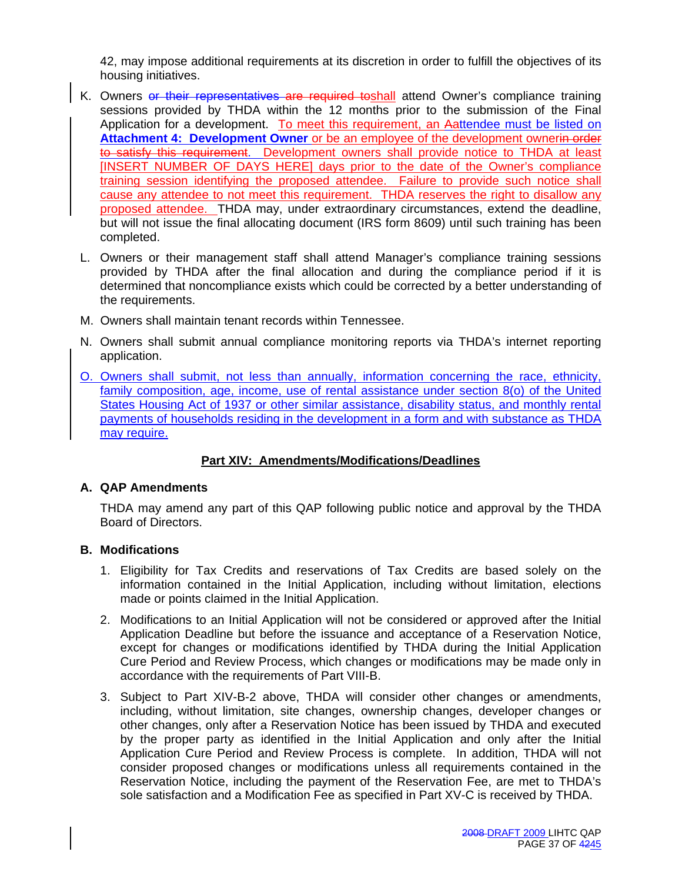42, may impose additional requirements at its discretion in order to fulfill the objectives of its housing initiatives.

K. Owners or their representatives are required toshall attend Owner's compliance training sessions provided by THDA within the 12 months prior to the submission of the Final Application for a development. To meet this requirement, an Aattendee must be listed on **Attachment 4: Development Owner** or be an employee of the development ownerin order to satisfy this requirement. Development owners shall provide notice to THDA at least [INSERT NUMBER OF DAYS HERE] days prior to the date of the Owner's compliance training session identifying the proposed attendee. Failure to provide such notice shall cause any attendee to not meet this requirement. THDA reserves the right to disallow any proposed attendee. THDA may, under extraordinary circumstances, extend the deadline, but will not issue the final allocating document (IRS form 8609) until such training has been completed.

L. Owners or their management staff shall attend Manager's compliance training sessions provided by THDA after the final allocation and during the compliance period if it is determined that noncompliance exists which could be corrected by a better understanding of the requirements.

M. Owners shall maintain tenant records within Tennessee.

N. Owners shall submit annual compliance monitoring reports via THDA's internet reporting application.

O. Owners shall submit, not less than annually, information concerning the race, ethnicity, family composition, age, income, use of rental assistance under section 8(o) of the United States Housing Act of 1937 or other similar assistance, disability status, and monthly rental payments of households residing in the development in a form and with substance as THDA may require.

## Part XIV: Amendments/Modifications/Deadlines

### A. QAP Amendments

THDA may amend any part of this QAP following public notice and approval by the THDA Board of Directors.

### B. Modifications

1. Eligibility for Tax Credits and reservations of Tax Credits are based solely on the information contained in the Initial Application, including without limitation, elections made or points claimed in the Initial Application.

2. Modifications to an Initial Application will not be considered or approved after the Initial Application Deadline but before the issuance and acceptance of a Reservation Notice, except for changes or modifications identified by THDA during the Initial Application Cure Period and Review Process, which changes or modifications may be made only in accordance with the requirements of Part VIII-B.

3. Subject to Part XIV-B-2 above, THDA will consider other changes or amendments, including, without limitation, site changes, ownership changes, developer changes or other changes, only after a Reservation Notice has been issued by THDA and executed by the proper party as identified in the Initial Application and only after the Initial Application Cure Period and Review Process is complete. In addition, THDA will not consider proposed changes or modifications unless all requirements contained in the Reservation Notice, including the payment of the Reservation Fee, are met to THDA's sole satisfaction and a Modification Fee as specified in Part XV-C is received by THDA.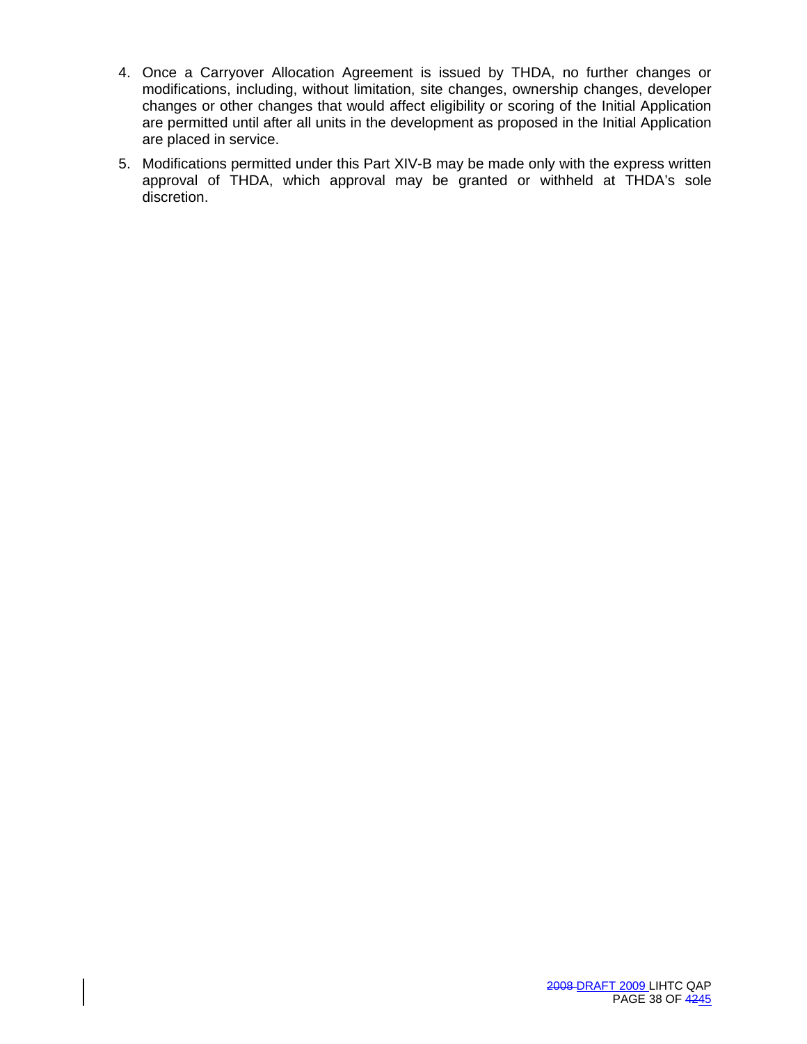4. Once a Carryover Allocation Agreement is issued by THDA, no further changes or modifications, including, without limitation, site changes, ownership changes, developer changes or other changes that would affect eligibility or scoring of the Initial Application are permitted until after all units in the development as proposed in the Initial Application are placed in service.

5. Modifications permitted under this Part XIV-B may be made only with the express written approval of THDA, which approval may be granted or withheld at THDA's sole discretion.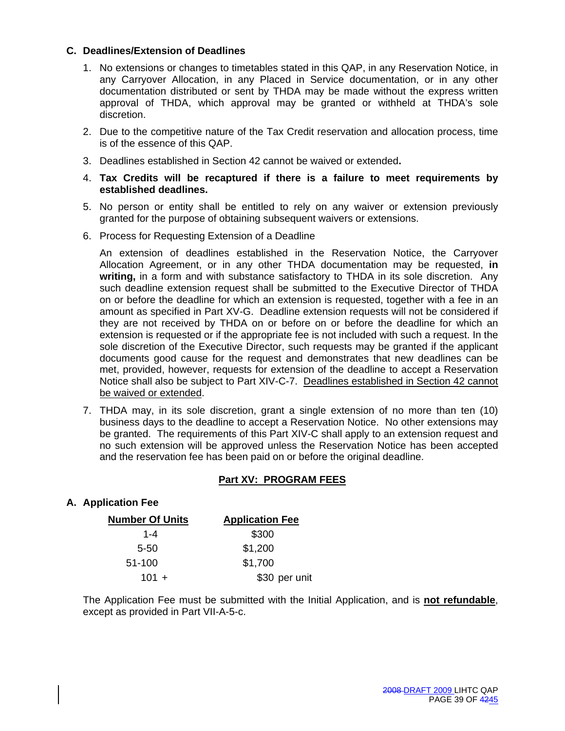### C. Deadlines/Extension of Deadlines

1. No extensions or changes to timetables stated in this QAP, in any Reservation Notice, in any Carryover Allocation, in any Placed in Service documentation, or in any other documentation distributed or sent by THDA may be made without the express written approval of THDA, which approval may be granted or withheld at THDA's sole discretion.

2. Due to the competitive nature of the Tax Credit reservation and allocation process, time is of the essence of this QAP.

3. Deadlines established in Section 42 cannot be waived or extended**.**

4. **Tax Credits will be recaptured if there is a failure to meet requirements by established deadlines.**

5. No person or entity shall be entitled to rely on any waiver or extension previously granted for the purpose of obtaining subsequent waivers or extensions.

6. Process for Requesting Extension of a Deadline

   An extension of deadlines established in the Reservation Notice, the Carryover Allocation Agreement, or in any other THDA documentation may be requested, **in writing,** in a form and with substance satisfactory to THDA in its sole discretion. Any such deadline extension request shall be submitted to the Executive Director of THDA on or before the deadline for which an extension is requested, together with a fee in an amount as specified in Part XV-G. Deadline extension requests will not be considered if they are not received by THDA on or before on or before the deadline for which an extension is requested or if the appropriate fee is not included with such a request. In the sole discretion of the Executive Director, such requests may be granted if the applicant documents good cause for the request and demonstrates that new deadlines can be met, provided, however, requests for extension of the deadline to accept a Reservation Notice shall also be subject to Part XIV-C-7. Deadlines established in Section 42 cannot be waived or extended.

7. THDA may, in its sole discretion, grant a single extension of no more than ten (10) business days to the deadline to accept a Reservation Notice. No other extensions may be granted. The requirements of this Part XIV-C shall apply to an extension request and no such extension will be approved unless the Reservation Notice has been accepted and the reservation fee has been paid on or before the original deadline.

## Part XV: PROGRAM FEES

### A. Application Fee

| Number Of Units | Application Fee |
|---|---|
| 1-4 | $300 |
| 5-50 | $1,200 |
| 51-100 | $1,700 |
| 101 + | $30 per unit |

The Application Fee must be submitted with the Initial Application, and is **not refundable**, except as provided in Part VII-A-5-c.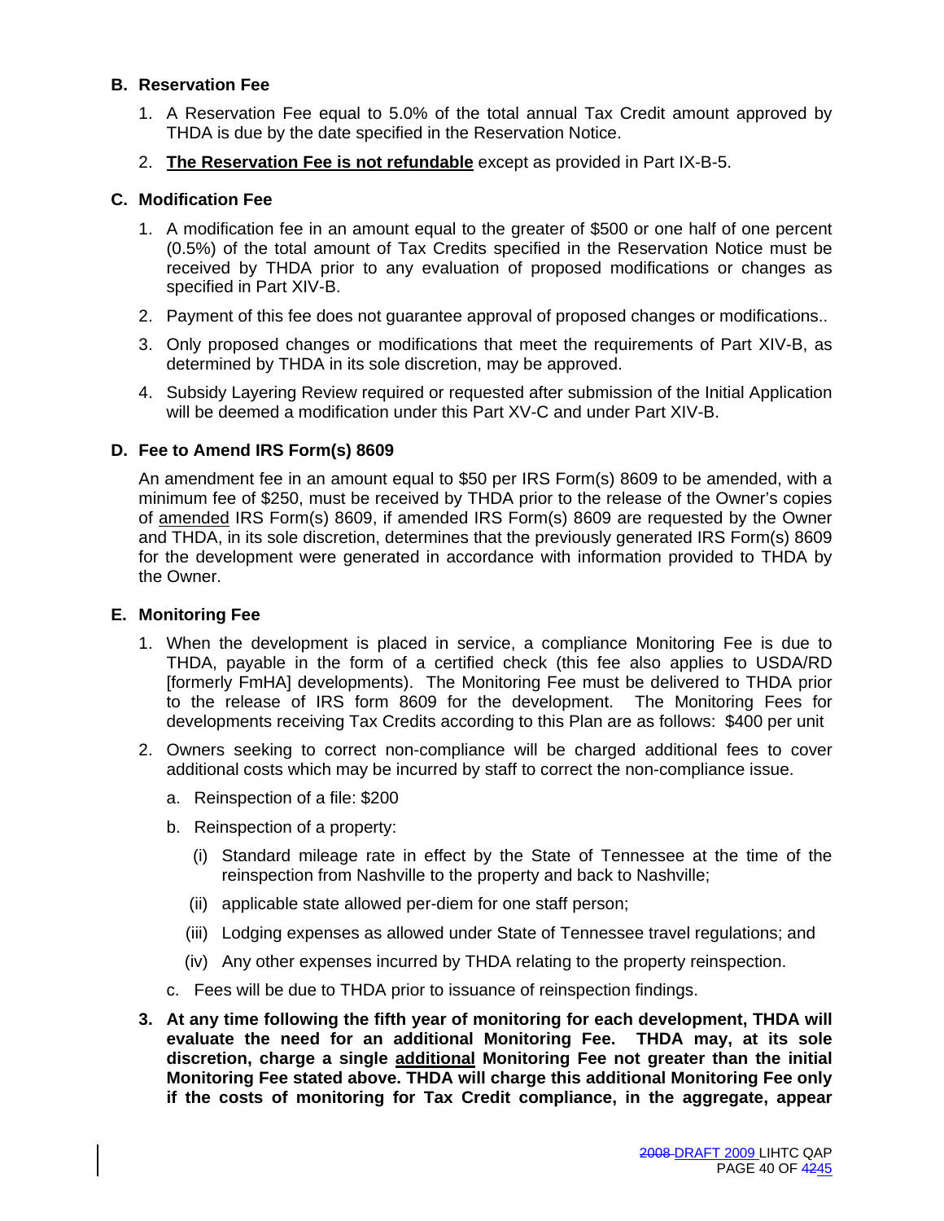### B. Reservation Fee

1. A Reservation Fee equal to 5.0% of the total annual Tax Credit amount approved by THDA is due by the date specified in the Reservation Notice.

2. **<u>The Reservation Fee is not refundable</u>** except as provided in Part IX-B-5.

### C. Modification Fee

1. A modification fee in an amount equal to the greater of $500 or one half of one percent (0.5%) of the total amount of Tax Credits specified in the Reservation Notice must be received by THDA prior to any evaluation of proposed modifications or changes as specified in Part XIV-B.

2. Payment of this fee does not guarantee approval of proposed changes or modifications..

3. Only proposed changes or modifications that meet the requirements of Part XIV-B, as determined by THDA in its sole discretion, may be approved.

4. Subsidy Layering Review required or requested after submission of the Initial Application will be deemed a modification under this Part XV-C and under Part XIV-B.

### D. Fee to Amend IRS Form(s) 8609

An amendment fee in an amount equal to $50 per IRS Form(s) 8609 to be amended, with a minimum fee of $250, must be received by THDA prior to the release of the Owner's copies of <u>amended</u> IRS Form(s) 8609, if amended IRS Form(s) 8609 are requested by the Owner and THDA, in its sole discretion, determines that the previously generated IRS Form(s) 8609 for the development were generated in accordance with information provided to THDA by the Owner.

### E. Monitoring Fee

1. When the development is placed in service, a compliance Monitoring Fee is due to THDA, payable in the form of a certified check (this fee also applies to USDA/RD [formerly FmHA] developments). The Monitoring Fee must be delivered to THDA prior to the release of IRS form 8609 for the development. The Monitoring Fees for developments receiving Tax Credits according to this Plan are as follows: $400 per unit

2. Owners seeking to correct non-compliance will be charged additional fees to cover additional costs which may be incurred by staff to correct the non-compliance issue.

   a. Reinspection of a file: $200

   b. Reinspection of a property:

      (i) Standard mileage rate in effect by the State of Tennessee at the time of the reinspection from Nashville to the property and back to Nashville;

      (ii) applicable state allowed per-diem for one staff person;

      (iii) Lodging expenses as allowed under State of Tennessee travel regulations; and

      (iv) Any other expenses incurred by THDA relating to the property reinspection.

   c. Fees will be due to THDA prior to issuance of reinspection findings.

3. **At any time following the fifth year of monitoring for each development, THDA will evaluate the need for an additional Monitoring Fee. THDA may, at its sole discretion, charge a single <u>additional</u> Monitoring Fee not greater than the initial Monitoring Fee stated above. THDA will charge this additional Monitoring Fee only if the costs of monitoring for Tax Credit compliance, in the aggregate, appear**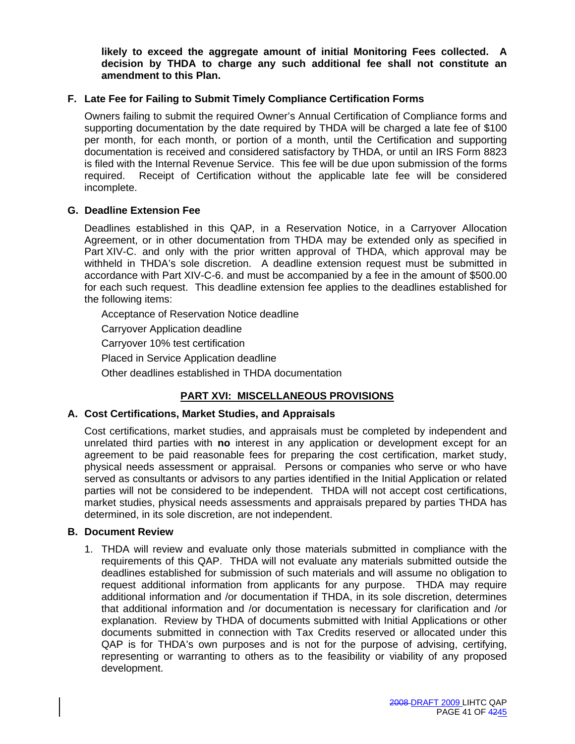**likely to exceed the aggregate amount of initial Monitoring Fees collected. A decision by THDA to charge any such additional fee shall not constitute an amendment to this Plan.**

### F. Late Fee for Failing to Submit Timely Compliance Certification Forms

Owners failing to submit the required Owner's Annual Certification of Compliance forms and supporting documentation by the date required by THDA will be charged a late fee of $100 per month, for each month, or portion of a month, until the Certification and supporting documentation is received and considered satisfactory by THDA, or until an IRS Form 8823 is filed with the Internal Revenue Service. This fee will be due upon submission of the forms required. Receipt of Certification without the applicable late fee will be considered incomplete.

### G. Deadline Extension Fee

Deadlines established in this QAP, in a Reservation Notice, in a Carryover Allocation Agreement, or in other documentation from THDA may be extended only as specified in Part XIV-C. and only with the prior written approval of THDA, which approval may be withheld in THDA's sole discretion. A deadline extension request must be submitted in accordance with Part XIV-C-6. and must be accompanied by a fee in the amount of $500.00 for each such request. This deadline extension fee applies to the deadlines established for the following items:

Acceptance of Reservation Notice deadline

Carryover Application deadline

Carryover 10% test certification

Placed in Service Application deadline

Other deadlines established in THDA documentation

## PART XVI: MISCELLANEOUS PROVISIONS

### A. Cost Certifications, Market Studies, and Appraisals

Cost certifications, market studies, and appraisals must be completed by independent and unrelated third parties with **no** interest in any application or development except for an agreement to be paid reasonable fees for preparing the cost certification, market study, physical needs assessment or appraisal. Persons or companies who serve or who have served as consultants or advisors to any parties identified in the Initial Application or related parties will not be considered to be independent. THDA will not accept cost certifications, market studies, physical needs assessments and appraisals prepared by parties THDA has determined, in its sole discretion, are not independent.

### B. Document Review

1. THDA will review and evaluate only those materials submitted in compliance with the requirements of this QAP. THDA will not evaluate any materials submitted outside the deadlines established for submission of such materials and will assume no obligation to request additional information from applicants for any purpose. THDA may require additional information and /or documentation if THDA, in its sole discretion, determines that additional information and /or documentation is necessary for clarification and /or explanation. Review by THDA of documents submitted with Initial Applications or other documents submitted in connection with Tax Credits reserved or allocated under this QAP is for THDA's own purposes and is not for the purpose of advising, certifying, representing or warranting to others as to the feasibility or viability of any proposed development.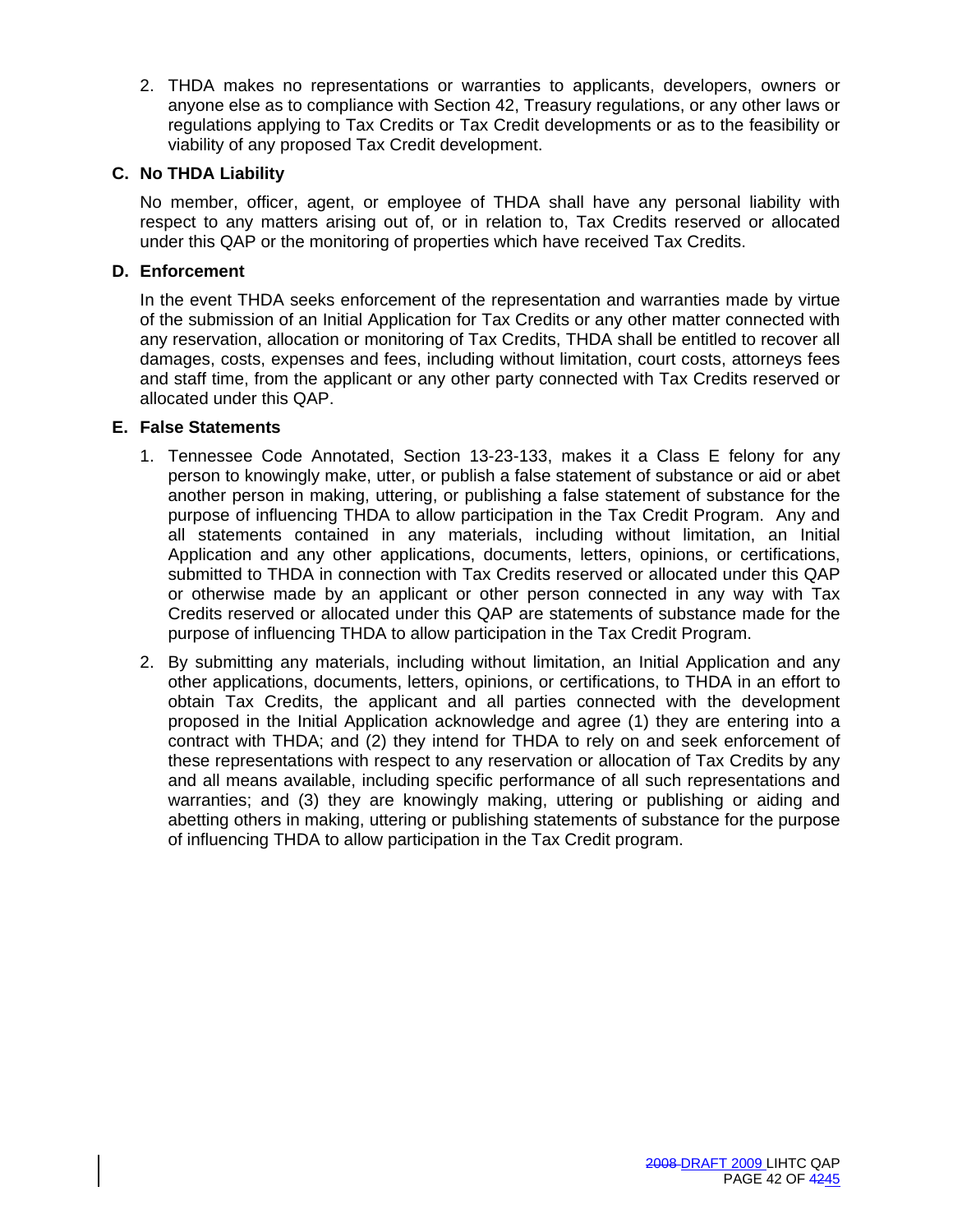2. THDA makes no representations or warranties to applicants, developers, owners or anyone else as to compliance with Section 42, Treasury regulations, or any other laws or regulations applying to Tax Credits or Tax Credit developments or as to the feasibility or viability of any proposed Tax Credit development.

### C. No THDA Liability

No member, officer, agent, or employee of THDA shall have any personal liability with respect to any matters arising out of, or in relation to, Tax Credits reserved or allocated under this QAP or the monitoring of properties which have received Tax Credits.

### D. Enforcement

In the event THDA seeks enforcement of the representation and warranties made by virtue of the submission of an Initial Application for Tax Credits or any other matter connected with any reservation, allocation or monitoring of Tax Credits, THDA shall be entitled to recover all damages, costs, expenses and fees, including without limitation, court costs, attorneys fees and staff time, from the applicant or any other party connected with Tax Credits reserved or allocated under this QAP.

### E. False Statements

1. Tennessee Code Annotated, Section 13-23-133, makes it a Class E felony for any person to knowingly make, utter, or publish a false statement of substance or aid or abet another person in making, uttering, or publishing a false statement of substance for the purpose of influencing THDA to allow participation in the Tax Credit Program. Any and all statements contained in any materials, including without limitation, an Initial Application and any other applications, documents, letters, opinions, or certifications, submitted to THDA in connection with Tax Credits reserved or allocated under this QAP or otherwise made by an applicant or other person connected in any way with Tax Credits reserved or allocated under this QAP are statements of substance made for the purpose of influencing THDA to allow participation in the Tax Credit Program.

2. By submitting any materials, including without limitation, an Initial Application and any other applications, documents, letters, opinions, or certifications, to THDA in an effort to obtain Tax Credits, the applicant and all parties connected with the development proposed in the Initial Application acknowledge and agree (1) they are entering into a contract with THDA; and (2) they intend for THDA to rely on and seek enforcement of these representations with respect to any reservation or allocation of Tax Credits by any and all means available, including specific performance of all such representations and warranties; and (3) they are knowingly making, uttering or publishing or aiding and abetting others in making, uttering or publishing statements of substance for the purpose of influencing THDA to allow participation in the Tax Credit program.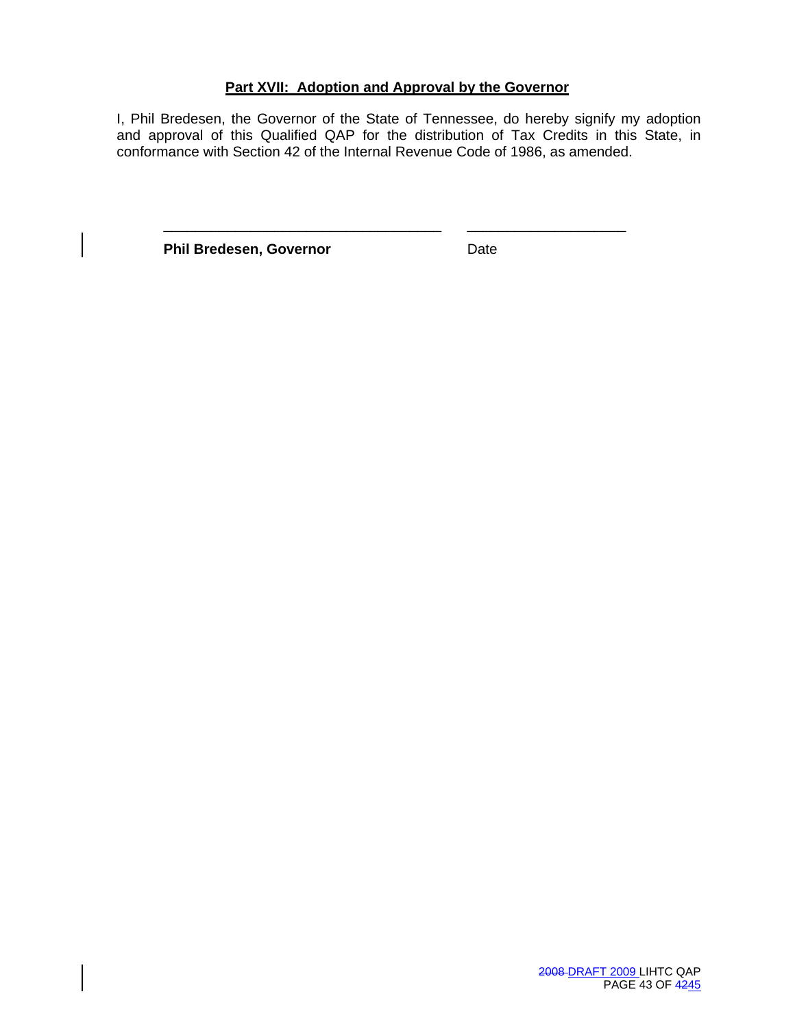## Part XVII: Adoption and Approval by the Governor

I, Phil Bredesen, the Governor of the State of Tennessee, do hereby signify my adoption and approval of this Qualified QAP for the distribution of Tax Credits in this State, in conformance with Section 42 of the Internal Revenue Code of 1986, as amended.

\_\_\_\_\_\_\_\_\_\_\_\_\_\_\_\_\_\_\_\_\_\_\_\_\_\_\_\_\_\_\_\_\_\_\_\_ \_\_\_\_\_\_\_\_\_\_\_\_\_\_\_\_\_\_\_\_\_\_

**Phil Bredesen, Governor** Date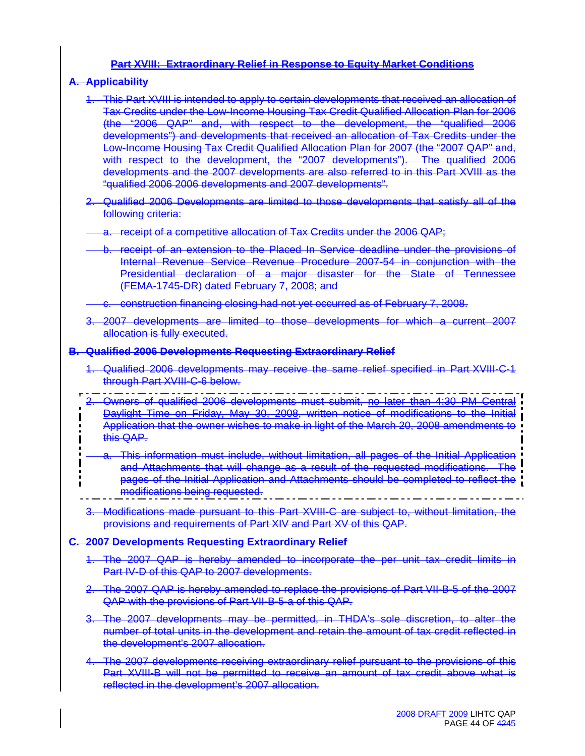## Part XVIII: Extraordinary Relief in Response to Equity Market Conditions

### A. Applicability

1. This Part XVIII is intended to apply to certain developments that received an allocation of Tax Credits under the Low-Income Housing Tax Credit Qualified Allocation Plan for 2006 (the "2006 QAP" and, with respect to the development, the "qualified 2006 developments") and developments that received an allocation of Tax Credits under the Low-Income Housing Tax Credit Qualified Allocation Plan for 2007 (the "2007 QAP" and, with respect to the development, the "2007 developments"). The qualified 2006 developments and the 2007 developments are also referred to in this Part XVIII as the "qualified 2006 2006 developments and 2007 developments".

2. Qualified 2006 Developments are limited to those developments that satisfy all of the following criteria:

   a. receipt of a competitive allocation of Tax Credits under the 2006 QAP;

   b. receipt of an extension to the Placed In Service deadline under the provisions of Internal Revenue Service Revenue Procedure 2007-54 in conjunction with the Presidential declaration of a major disaster for the State of Tennessee (FEMA-1745-DR) dated February 7, 2008; and

   c. construction financing closing had not yet occurred as of February 7, 2008.

3. 2007 developments are limited to those developments for which a current 2007 allocation is fully executed.

### B. Qualified 2006 Developments Requesting Extraordinary Relief

1. Qualified 2006 developments may receive the same relief specified in Part XVIII-C-1 through Part XVIII-C-6 below.

2. Owners of qualified 2006 developments must submit, no later than 4:30 PM Central Daylight Time on Friday, May 30, 2008, written notice of modifications to the Initial Application that the owner wishes to make in light of the March 20, 2008 amendments to this QAP.

   a. This information must include, without limitation, all pages of the Initial Application and Attachments that will change as a result of the requested modifications. The pages of the Initial Application and Attachments should be completed to reflect the modifications being requested.

3. Modifications made pursuant to this Part XVIII-C are subject to, without limitation, the provisions and requirements of Part XIV and Part XV of this QAP.

### C. 2007 Developments Requesting Extraordinary Relief

1. The 2007 QAP is hereby amended to incorporate the per unit tax credit limits in Part IV-D of this QAP to 2007 developments.

2. The 2007 QAP is hereby amended to replace the provisions of Part VII-B-5 of the 2007 QAP with the provisions of Part VII-B-5-a of this QAP.

3. The 2007 developments may be permitted, in THDA's sole discretion, to alter the number of total units in the development and retain the amount of tax credit reflected in the development's 2007 allocation.

4. The 2007 developments receiving extraordinary relief pursuant to the provisions of this Part XVIII-B will not be permitted to receive an amount of tax credit above what is reflected in the development's 2007 allocation.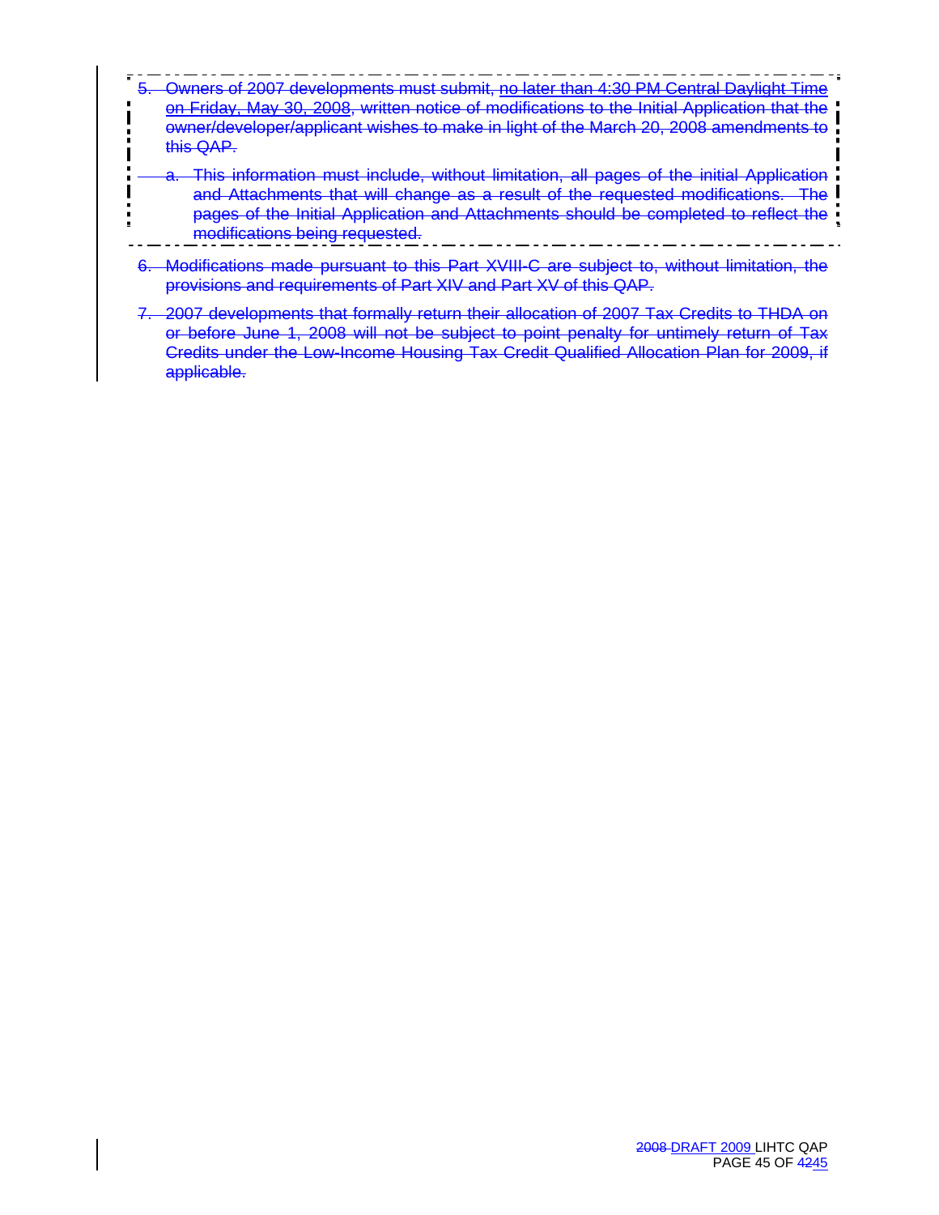5. Owners of 2007 developments must submit, no later than 4:30 PM Central Daylight Time on Friday, May 30, 2008, written notice of modifications to the Initial Application that the owner/developer/applicant wishes to make in light of the March 20, 2008 amendments to this QAP.

   a. This information must include, without limitation, all pages of the initial Application and Attachments that will change as a result of the requested modifications. The pages of the Initial Application and Attachments should be completed to reflect the modifications being requested.

6. Modifications made pursuant to this Part XVIII-C are subject to, without limitation, the provisions and requirements of Part XIV and Part XV of this QAP.

7. 2007 developments that formally return their allocation of 2007 Tax Credits to THDA on or before June 1, 2008 will not be subject to point penalty for untimely return of Tax Credits under the Low-Income Housing Tax Credit Qualified Allocation Plan for 2009, if applicable.